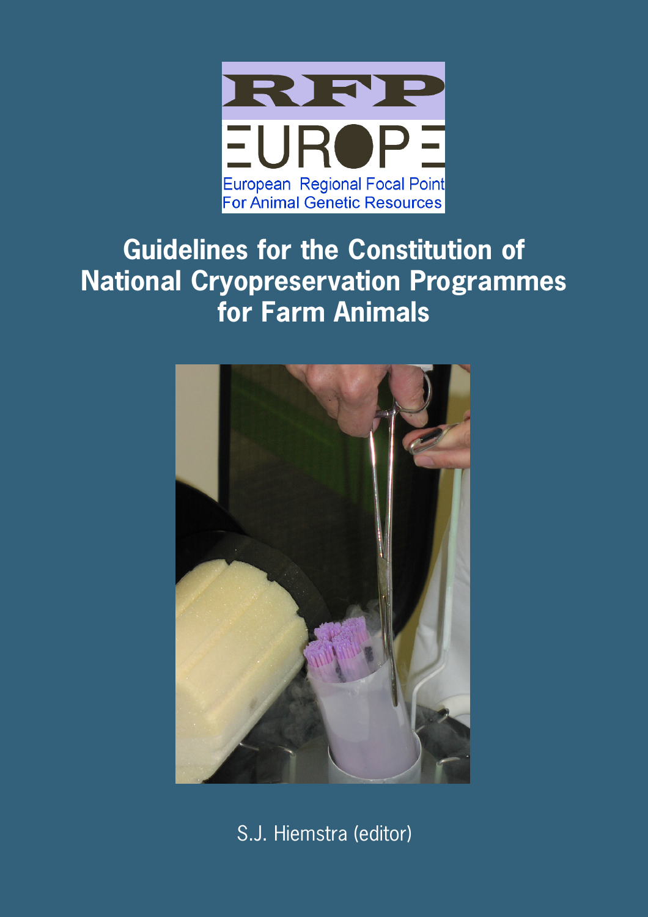RFP EUROPE

European Regional Focal Point For Animal Genetic Resources

# Guidelines for the Constitution of National Cryopreservation Programmes for Farm Animals

S.J. Hiemstra (editor)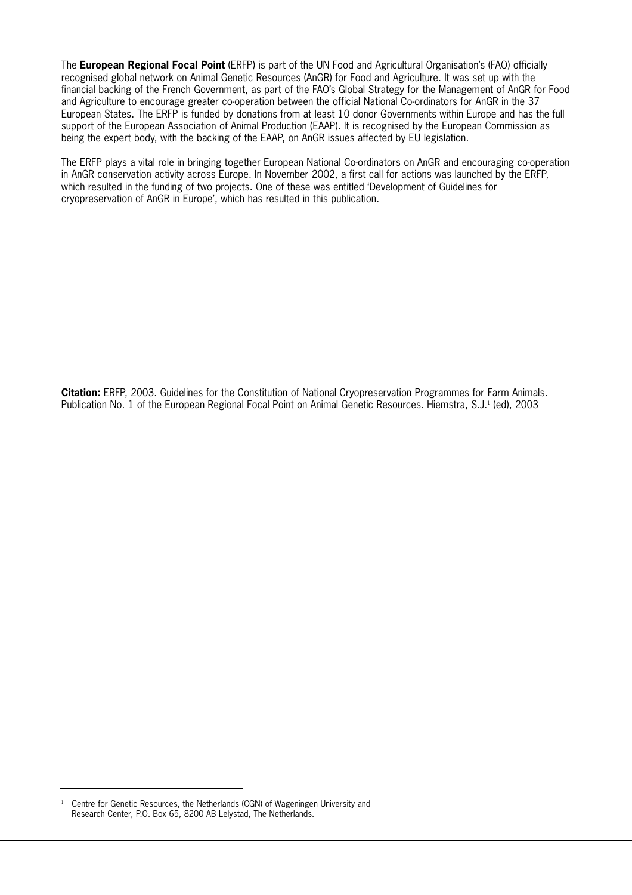The **European Regional Focal Point** (ERFP) is part of the UN Food and Agricultural Organisation's (FAO) officially recognised global network on Animal Genetic Resources (AnGR) for Food and Agriculture. It was set up with the financial backing of the French Government, as part of the FAO's Global Strategy for the Management of AnGR for Food and Agriculture to encourage greater co-operation between the official National Co-ordinators for AnGR in the 37 European States. The ERFP is funded by donations from at least 10 donor Governments within Europe and has the full support of the European Association of Animal Production (EAAP). It is recognised by the European Commission as being the expert body, with the backing of the EAAP, on AnGR issues affected by EU legislation.

The ERFP plays a vital role in bringing together European National Co-ordinators on AnGR and encouraging co-operation in AnGR conservation activity across Europe. In November 2002, a first call for actions was launched by the ERFP, which resulted in the funding of two projects. One of these was entitled 'Development of Guidelines for cryopreservation of AnGR in Europe', which has resulted in this publication.

**Citation:** ERFP, 2003. Guidelines for the Constitution of National Cryopreservation Programmes for Farm Animals. Publication No. 1 of the European Regional Focal Point on Animal Genetic Resources. Hiemstra, S.J.[1] (ed), 2003

[1] Centre for Genetic Resources, the Netherlands (CGN) of Wageningen University and Research Center, P.O. Box 65, 8200 AB Lelystad, The Netherlands.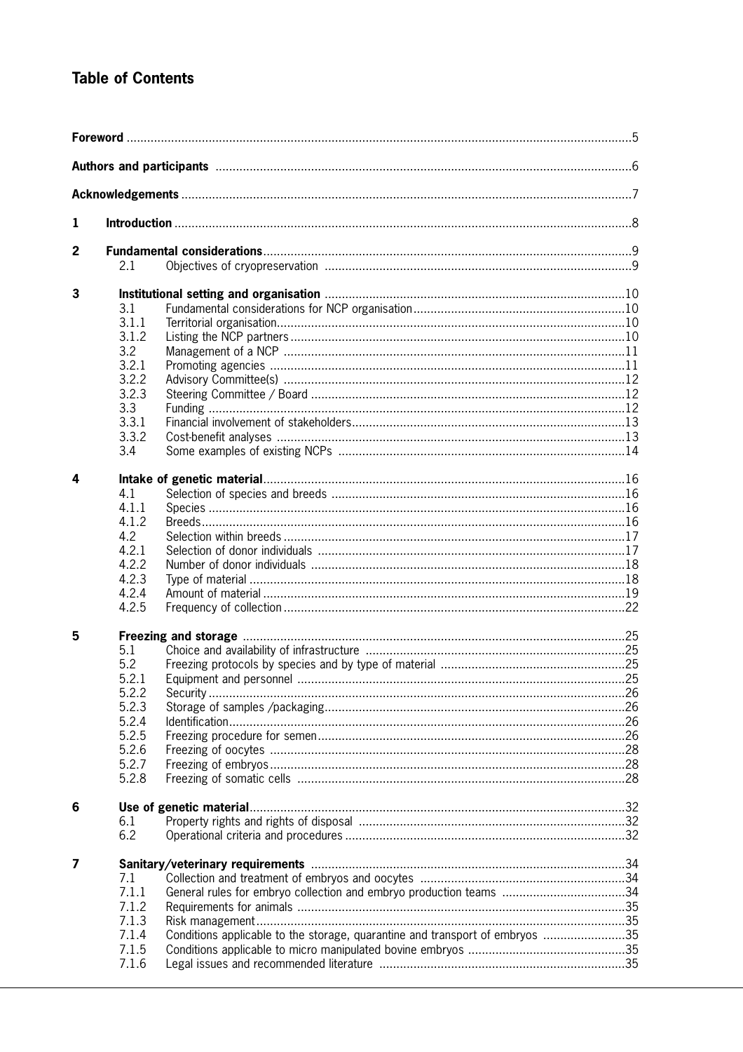# Table of Contents

| | | | |
|---|---|---|---|
| **Foreword** | | | 5 |
| **Authors and participants** | | | 6 |
| **Acknowledgements** | | | 7 |
| **1** | **Introduction** | | 8 |
| **2** | **Fundamental considerations** | | 9 |
| | 2.1 | Objectives of cryopreservation | 9 |
| **3** | **Institutional setting and organisation** | | 10 |
| | 3.1 | Fundamental considerations for NCP organisation | 10 |
| | 3.1.1 | Territorial organisation | 10 |
| | 3.1.2 | Listing the NCP partners | 10 |
| | 3.2 | Management of a NCP | 11 |
| | 3.2.1 | Promoting agencies | 11 |
| | 3.2.2 | Advisory Committee(s) | 12 |
| | 3.2.3 | Steering Committee / Board | 12 |
| | 3.3 | Funding | 12 |
| | 3.3.1 | Financial involvement of stakeholders | 13 |
| | 3.3.2 | Cost-benefit analyses | 13 |
| | 3.4 | Some examples of existing NCPs | 14 |
| **4** | **Intake of genetic material** | | 16 |
| | 4.1 | Selection of species and breeds | 16 |
| | 4.1.1 | Species | 16 |
| | 4.1.2 | Breeds | 16 |
| | 4.2 | Selection within breeds | 17 |
| | 4.2.1 | Selection of donor individuals | 17 |
| | 4.2.2 | Number of donor individuals | 18 |
| | 4.2.3 | Type of material | 18 |
| | 4.2.4 | Amount of material | 19 |
| | 4.2.5 | Frequency of collection | 22 |
| **5** | **Freezing and storage** | | 25 |
| | 5.1 | Choice and availability of infrastructure | 25 |
| | 5.2 | Freezing protocols by species and by type of material | 25 |
| | 5.2.1 | Equipment and personnel | 25 |
| | 5.2.2 | Security | 26 |
| | 5.2.3 | Storage of samples /packaging | 26 |
| | 5.2.4 | Identification | 26 |
| | 5.2.5 | Freezing procedure for semen | 26 |
| | 5.2.6 | Freezing of oocytes | 28 |
| | 5.2.7 | Freezing of embryos | 28 |
| | 5.2.8 | Freezing of somatic cells | 28 |
| **6** | **Use of genetic material** | | 32 |
| | 6.1 | Property rights and rights of disposal | 32 |
| | 6.2 | Operational criteria and procedures | 32 |
| **7** | **Sanitary/veterinary requirements** | | 34 |
| | 7.1 | Collection and treatment of embryos and oocytes | 34 |
| | 7.1.1 | General rules for embryo collection and embryo production teams | 34 |
| | 7.1.2 | Requirements for animals | 35 |
| | 7.1.3 | Risk management | 35 |
| | 7.1.4 | Conditions applicable to the storage, quarantine and transport of embryos | 35 |
| | 7.1.5 | Conditions applicable to micro manipulated bovine embryos | 35 |
| | 7.1.6 | Legal issues and recommended literature | 35 |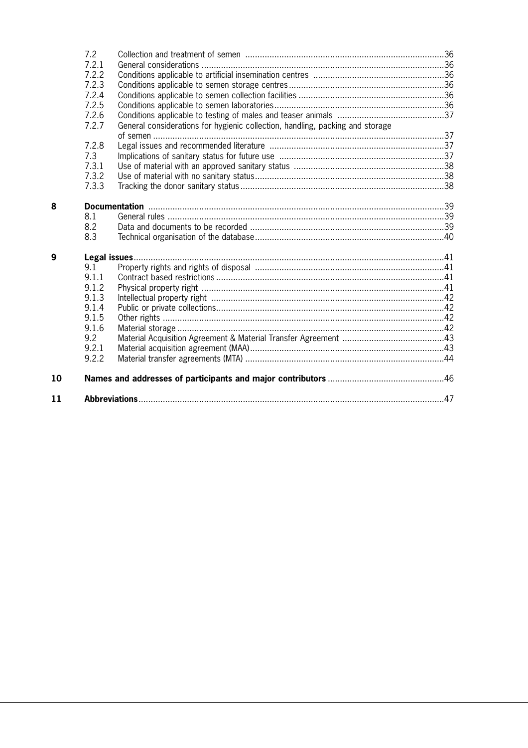| | | |
|---|---|---|
| 7.2 | Collection and treatment of semen | 36 |
| 7.2.1 | General considerations | 36 |
| 7.2.2 | Conditions applicable to artificial insemination centres | 36 |
| 7.2.3 | Conditions applicable to semen storage centres | 36 |
| 7.2.4 | Conditions applicable to semen collection facilities | 36 |
| 7.2.5 | Conditions applicable to semen laboratories | 36 |
| 7.2.6 | Conditions applicable to testing of males and teaser animals | 37 |
| 7.2.7 | General considerations for hygienic collection, handling, packing and storage of semen | 37 |
| 7.2.8 | Legal issues and recommended literature | 37 |
| 7.3 | Implications of sanitary status for future use | 37 |
| 7.3.1 | Use of material with an approved sanitary status | 38 |
| 7.3.2 | Use of material with no sanitary status | 38 |
| 7.3.3 | Tracking the donor sanitary status | 38 |
| **8** | **Documentation** | 39 |
| 8.1 | General rules | 39 |
| 8.2 | Data and documents to be recorded | 39 |
| 8.3 | Technical organisation of the database | 40 |
| **9** | **Legal issues** | 41 |
| 9.1 | Property rights and rights of disposal | 41 |
| 9.1.1 | Contract based restrictions | 41 |
| 9.1.2 | Physical property right | 41 |
| 9.1.3 | Intellectual property right | 42 |
| 9.1.4 | Public or private collections | 42 |
| 9.1.5 | Other rights | 42 |
| 9.1.6 | Material storage | 42 |
| 9.2 | Material Acquisition Agreement & Material Transfer Agreement | 43 |
| 9.2.1 | Material acquisition agreement (MAA) | 43 |
| 9.2.2 | Material transfer agreements (MTA) | 44 |
| **10** | **Names and addresses of participants and major contributors** | 46 |
| **11** | **Abbreviations** | 47 |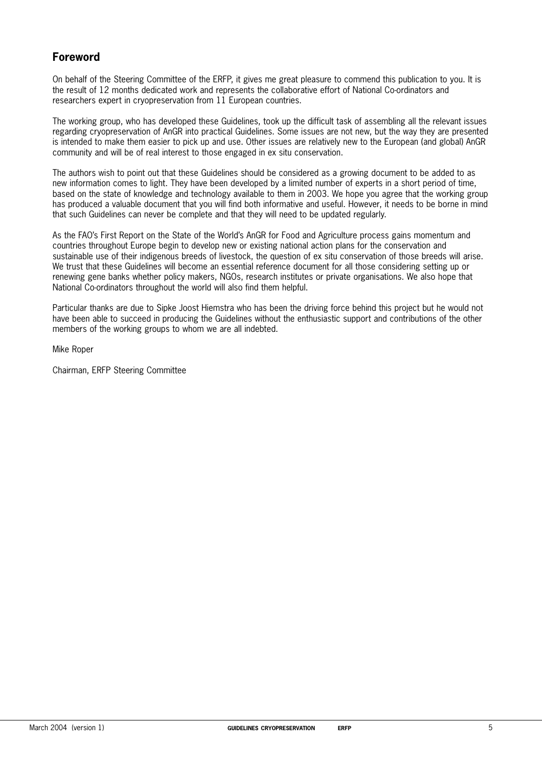## Foreword

On behalf of the Steering Committee of the ERFP, it gives me great pleasure to commend this publication to you. It is the result of 12 months dedicated work and represents the collaborative effort of National Co-ordinators and researchers expert in cryopreservation from 11 European countries.

The working group, who has developed these Guidelines, took up the difficult task of assembling all the relevant issues regarding cryopreservation of AnGR into practical Guidelines. Some issues are not new, but the way they are presented is intended to make them easier to pick up and use. Other issues are relatively new to the European (and global) AnGR community and will be of real interest to those engaged in ex situ conservation.

The authors wish to point out that these Guidelines should be considered as a growing document to be added to as new information comes to light. They have been developed by a limited number of experts in a short period of time, based on the state of knowledge and technology available to them in 2003. We hope you agree that the working group has produced a valuable document that you will find both informative and useful. However, it needs to be borne in mind that such Guidelines can never be complete and that they will need to be updated regularly.

As the FAO's First Report on the State of the World's AnGR for Food and Agriculture process gains momentum and countries throughout Europe begin to develop new or existing national action plans for the conservation and sustainable use of their indigenous breeds of livestock, the question of ex situ conservation of those breeds will arise. We trust that these Guidelines will become an essential reference document for all those considering setting up or renewing gene banks whether policy makers, NGOs, research institutes or private organisations. We also hope that National Co-ordinators throughout the world will also find them helpful.

Particular thanks are due to Sipke Joost Hiemstra who has been the driving force behind this project but he would not have been able to succeed in producing the Guidelines without the enthusiastic support and contributions of the other members of the working groups to whom we are all indebted.

Mike Roper

Chairman, ERFP Steering Committee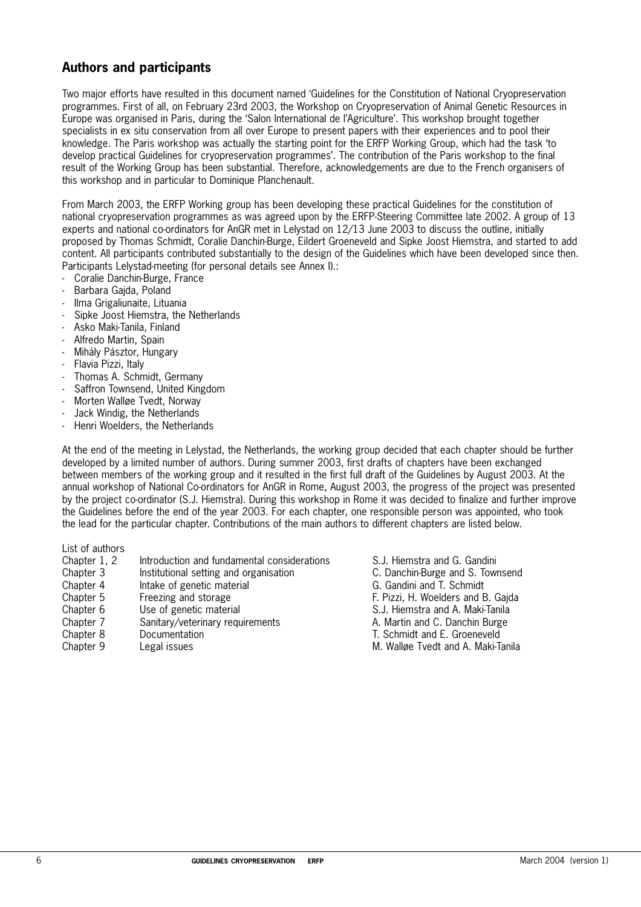## Authors and participants

Two major efforts have resulted in this document named 'Guidelines for the Constitution of National Cryopreservation programmes. First of all, on February 23rd 2003, the Workshop on Cryopreservation of Animal Genetic Resources in Europe was organised in Paris, during the 'Salon International de l'Agriculture'. This workshop brought together specialists in ex situ conservation from all over Europe to present papers with their experiences and to pool their knowledge. The Paris workshop was actually the starting point for the ERFP Working Group, which had the task 'to develop practical Guidelines for cryopreservation programmes'. The contribution of the Paris workshop to the final result of the Working Group has been substantial. Therefore, acknowledgements are due to the French organisers of this workshop and in particular to Dominique Planchenault.

From March 2003, the ERFP Working group has been developing these practical Guidelines for the constitution of national cryopreservation programmes as was agreed upon by the ERFP-Steering Committee late 2002. A group of 13 experts and national co-ordinators for AnGR met in Lelystad on 12/13 June 2003 to discuss the outline, initially proposed by Thomas Schmidt, Coralie Danchin-Burge, Eildert Groeneveld and Sipke Joost Hiemstra, and started to add content. All participants contributed substantially to the design of the Guidelines which have been developed since then. Participants Lelystad-meeting (for personal details see Annex I).:

- Coralie Danchin-Burge, France
- Barbara Gajda, Poland
- Ilma Grigaliunaite, Lituania
- Sipke Joost Hiemstra, the Netherlands
- Asko Maki-Tanila, Finland
- Alfredo Martin, Spain
- Mihály Pásztor, Hungary
- Flavia Pizzi, Italy
- Thomas A. Schmidt, Germany
- Saffron Townsend, United Kingdom
- Morten Walløe Tvedt, Norway
- Jack Windig, the Netherlands
- Henri Woelders, the Netherlands

At the end of the meeting in Lelystad, the Netherlands, the working group decided that each chapter should be further developed by a limited number of authors. During summer 2003, first drafts of chapters have been exchanged between members of the working group and it resulted in the first full draft of the Guidelines by August 2003. At the annual workshop of National Co-ordinators for AnGR in Rome, August 2003, the progress of the project was presented by the project co-ordinator (S.J. Hiemstra). During this workshop in Rome it was decided to finalize and further improve the Guidelines before the end of the year 2003. For each chapter, one responsible person was appointed, who took the lead for the particular chapter. Contributions of the main authors to different chapters are listed below.

List of authors

| | | |
|---|---|---|
| Chapter 1, 2 | Introduction and fundamental considerations | S.J. Hiemstra and G. Gandini |
| Chapter 3 | Institutional setting and organisation | C. Danchin-Burge and S. Townsend |
| Chapter 4 | Intake of genetic material | G. Gandini and T. Schmidt |
| Chapter 5 | Freezing and storage | F. Pizzi, H. Woelders and B. Gajda |
| Chapter 6 | Use of genetic material | S.J. Hiemstra and A. Maki-Tanila |
| Chapter 7 | Sanitary/veterinary requirements | A. Martin and C. Danchin Burge |
| Chapter 8 | Documentation | T. Schmidt and E. Groeneveld |
| Chapter 9 | Legal issues | M. Walløe Tvedt and A. Maki-Tanila |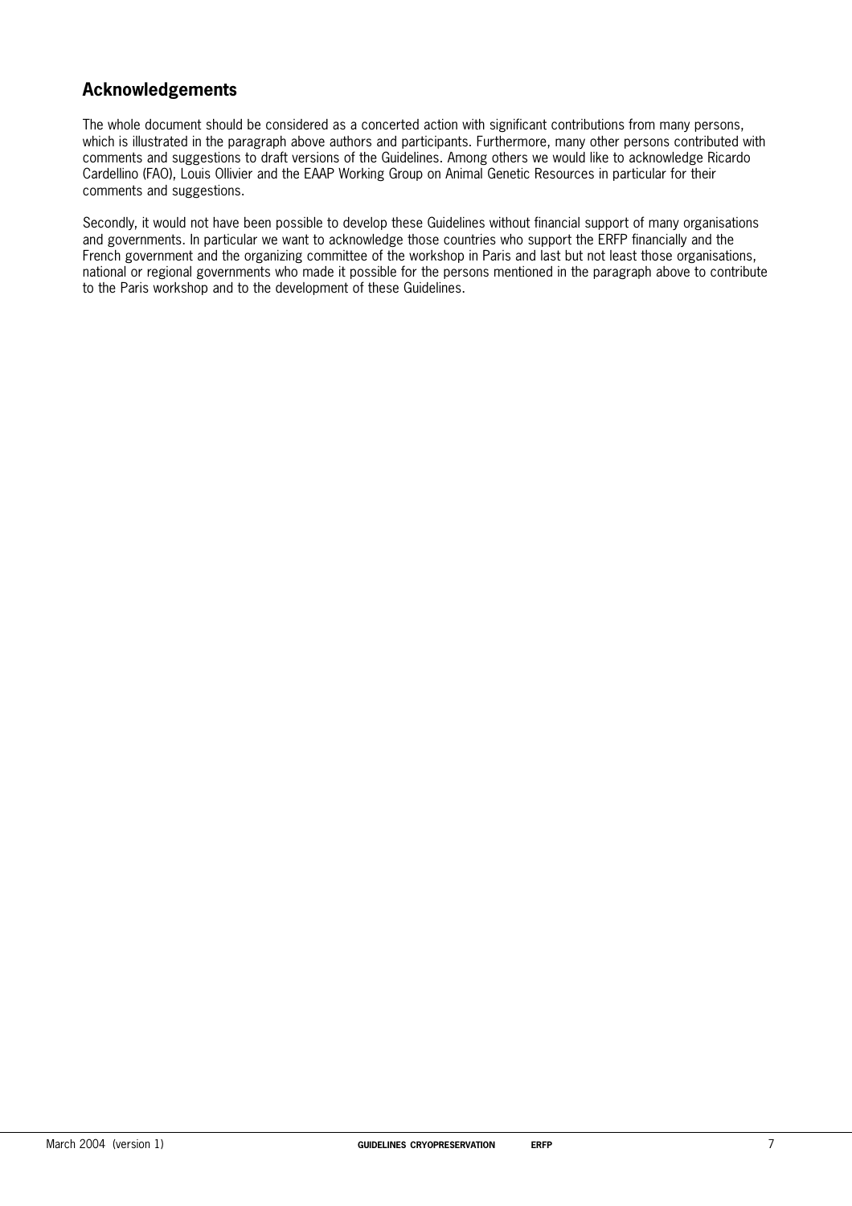## Acknowledgements

The whole document should be considered as a concerted action with significant contributions from many persons, which is illustrated in the paragraph above authors and participants. Furthermore, many other persons contributed with comments and suggestions to draft versions of the Guidelines. Among others we would like to acknowledge Ricardo Cardellino (FAO), Louis Ollivier and the EAAP Working Group on Animal Genetic Resources in particular for their comments and suggestions.

Secondly, it would not have been possible to develop these Guidelines without financial support of many organisations and governments. In particular we want to acknowledge those countries who support the ERFP financially and the French government and the organizing committee of the workshop in Paris and last but not least those organisations, national or regional governments who made it possible for the persons mentioned in the paragraph above to contribute to the Paris workshop and to the development of these Guidelines.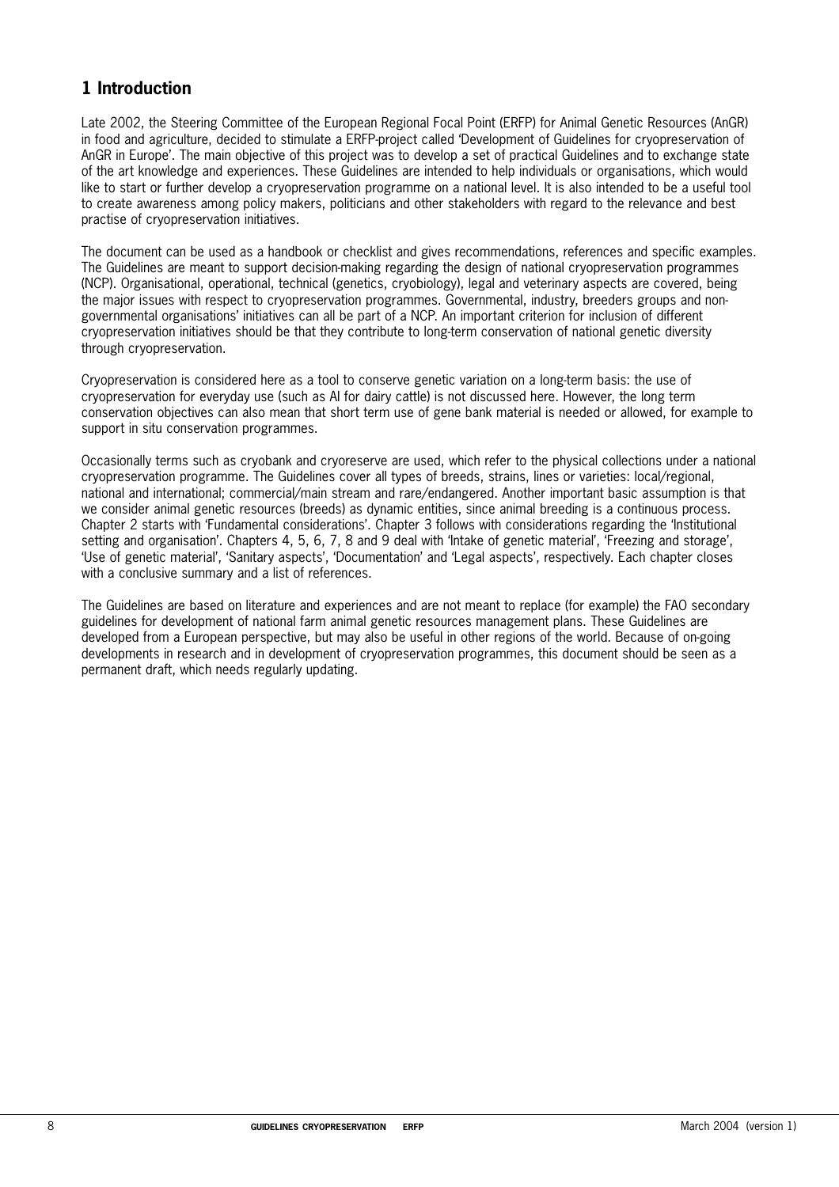# 1 Introduction

Late 2002, the Steering Committee of the European Regional Focal Point (ERFP) for Animal Genetic Resources (AnGR) in food and agriculture, decided to stimulate a ERFP-project called 'Development of Guidelines for cryopreservation of AnGR in Europe'. The main objective of this project was to develop a set of practical Guidelines and to exchange state of the art knowledge and experiences. These Guidelines are intended to help individuals or organisations, which would like to start or further develop a cryopreservation programme on a national level. It is also intended to be a useful tool to create awareness among policy makers, politicians and other stakeholders with regard to the relevance and best practise of cryopreservation initiatives.

The document can be used as a handbook or checklist and gives recommendations, references and specific examples. The Guidelines are meant to support decision-making regarding the design of national cryopreservation programmes (NCP). Organisational, operational, technical (genetics, cryobiology), legal and veterinary aspects are covered, being the major issues with respect to cryopreservation programmes. Governmental, industry, breeders groups and non-governmental organisations' initiatives can all be part of a NCP. An important criterion for inclusion of different cryopreservation initiatives should be that they contribute to long-term conservation of national genetic diversity through cryopreservation.

Cryopreservation is considered here as a tool to conserve genetic variation on a long-term basis: the use of cryopreservation for everyday use (such as AI for dairy cattle) is not discussed here. However, the long term conservation objectives can also mean that short term use of gene bank material is needed or allowed, for example to support in situ conservation programmes.

Occasionally terms such as cryobank and cryoreserve are used, which refer to the physical collections under a national cryopreservation programme. The Guidelines cover all types of breeds, strains, lines or varieties: local/regional, national and international; commercial/main stream and rare/endangered. Another important basic assumption is that we consider animal genetic resources (breeds) as dynamic entities, since animal breeding is a continuous process. Chapter 2 starts with 'Fundamental considerations'. Chapter 3 follows with considerations regarding the 'Institutional setting and organisation'. Chapters 4, 5, 6, 7, 8 and 9 deal with 'Intake of genetic material', 'Freezing and storage', 'Use of genetic material', 'Sanitary aspects', 'Documentation' and 'Legal aspects', respectively. Each chapter closes with a conclusive summary and a list of references.

The Guidelines are based on literature and experiences and are not meant to replace (for example) the FAO secondary guidelines for development of national farm animal genetic resources management plans. These Guidelines are developed from a European perspective, but may also be useful in other regions of the world. Because of on-going developments in research and in development of cryopreservation programmes, this document should be seen as a permanent draft, which needs regularly updating.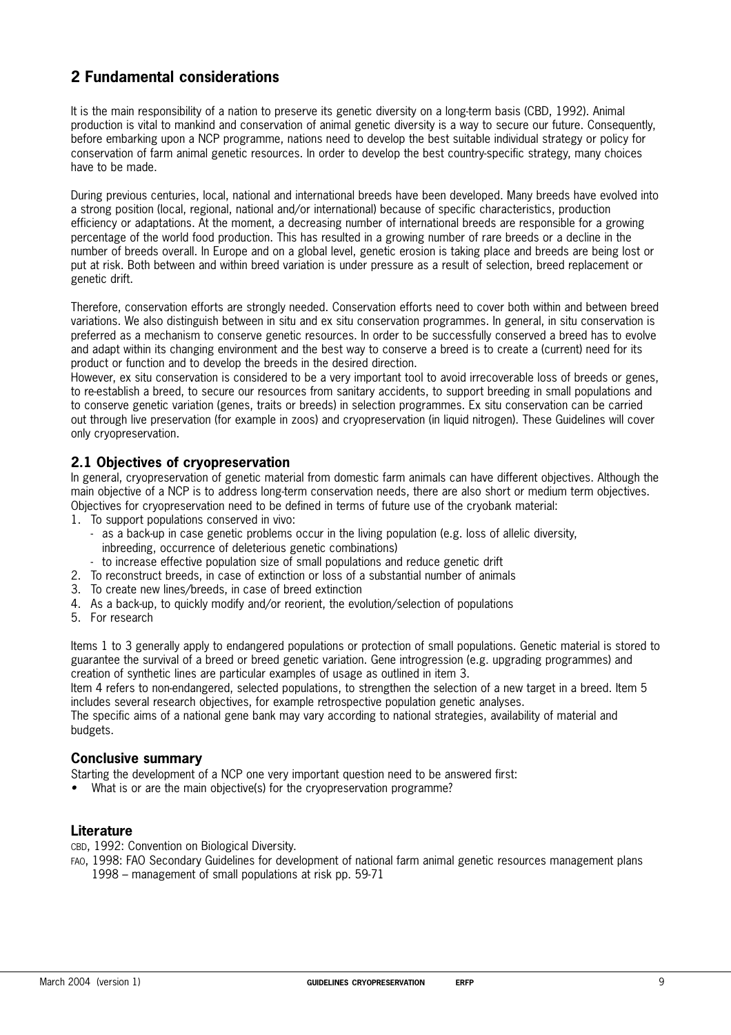## 2 Fundamental considerations

It is the main responsibility of a nation to preserve its genetic diversity on a long-term basis (CBD, 1992). Animal production is vital to mankind and conservation of animal genetic diversity is a way to secure our future. Consequently, before embarking upon a NCP programme, nations need to develop the best suitable individual strategy or policy for conservation of farm animal genetic resources. In order to develop the best country-specific strategy, many choices have to be made.

During previous centuries, local, national and international breeds have been developed. Many breeds have evolved into a strong position (local, regional, national and/or international) because of specific characteristics, production efficiency or adaptations. At the moment, a decreasing number of international breeds are responsible for a growing percentage of the world food production. This has resulted in a growing number of rare breeds or a decline in the number of breeds overall. In Europe and on a global level, genetic erosion is taking place and breeds are being lost or put at risk. Both between and within breed variation is under pressure as a result of selection, breed replacement or genetic drift.

Therefore, conservation efforts are strongly needed. Conservation efforts need to cover both within and between breed variations. We also distinguish between in situ and ex situ conservation programmes. In general, in situ conservation is preferred as a mechanism to conserve genetic resources. In order to be successfully conserved a breed has to evolve and adapt within its changing environment and the best way to conserve a breed is to create a (current) need for its product or function and to develop the breeds in the desired direction.

However, ex situ conservation is considered to be a very important tool to avoid irrecoverable loss of breeds or genes, to re-establish a breed, to secure our resources from sanitary accidents, to support breeding in small populations and to conserve genetic variation (genes, traits or breeds) in selection programmes. Ex situ conservation can be carried out through live preservation (for example in zoos) and cryopreservation (in liquid nitrogen). These Guidelines will cover only cryopreservation.

### 2.1 Objectives of cryopreservation

In general, cryopreservation of genetic material from domestic farm animals can have different objectives. Although the main objective of a NCP is to address long-term conservation needs, there are also short or medium term objectives. Objectives for cryopreservation need to be defined in terms of future use of the cryobank material:

1. To support populations conserved in vivo:
   - as a back-up in case genetic problems occur in the living population (e.g. loss of allelic diversity, inbreeding, occurrence of deleterious genetic combinations)
   - to increase effective population size of small populations and reduce genetic drift
2. To reconstruct breeds, in case of extinction or loss of a substantial number of animals
3. To create new lines/breeds, in case of breed extinction
4. As a back-up, to quickly modify and/or reorient, the evolution/selection of populations
5. For research

Items 1 to 3 generally apply to endangered populations or protection of small populations. Genetic material is stored to guarantee the survival of a breed or breed genetic variation. Gene introgression (e.g. upgrading programmes) and creation of synthetic lines are particular examples of usage as outlined in item 3.

Item 4 refers to non-endangered, selected populations, to strengthen the selection of a new target in a breed. Item 5 includes several research objectives, for example retrospective population genetic analyses.

The specific aims of a national gene bank may vary according to national strategies, availability of material and budgets.

### Conclusive summary

Starting the development of a NCP one very important question need to be answered first:

- What is or are the main objective(s) for the cryopreservation programme?

### Literature

CBD, 1992: Convention on Biological Diversity.

FAO, 1998: FAO Secondary Guidelines for development of national farm animal genetic resources management plans 1998 – management of small populations at risk pp. 59-71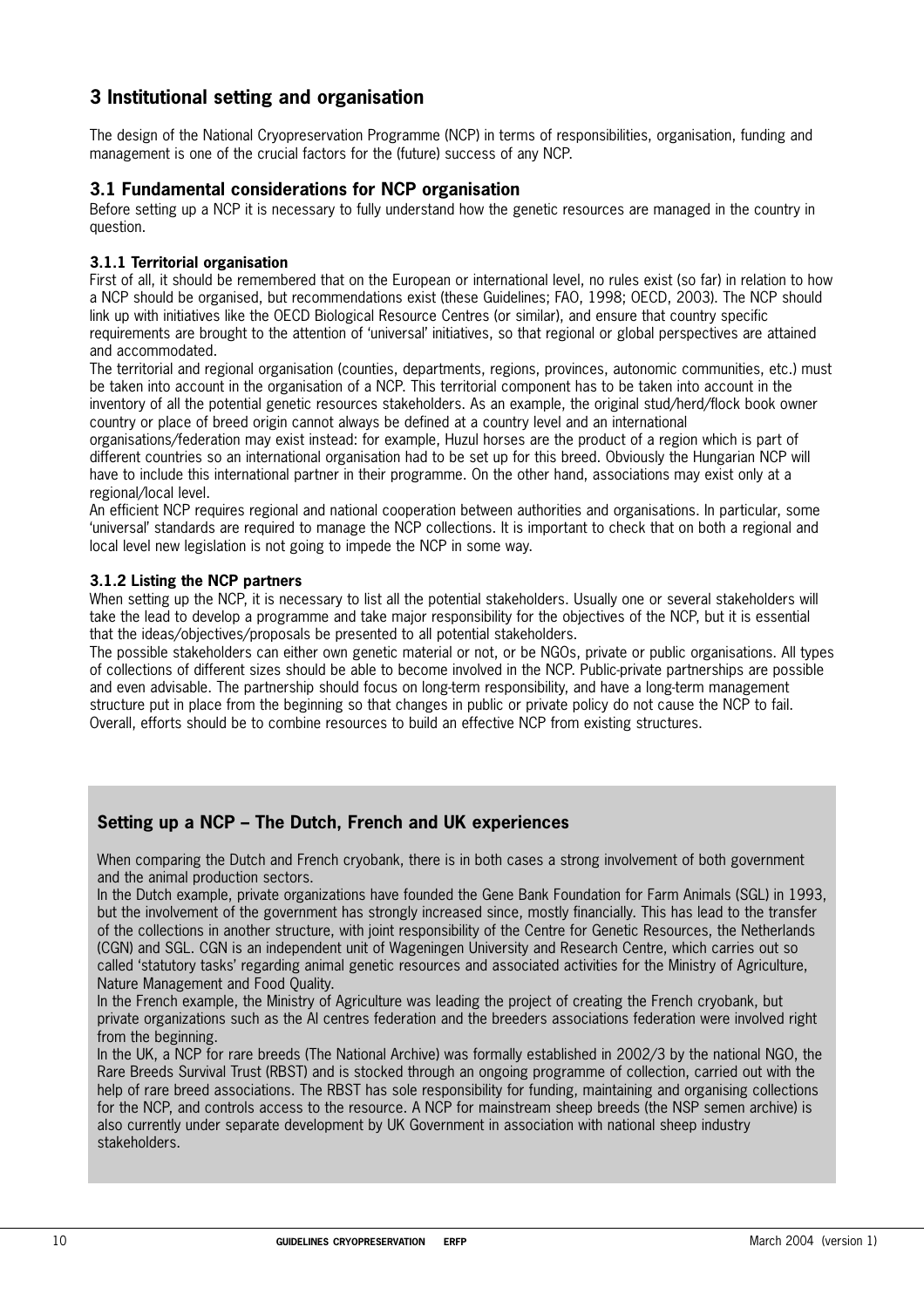# 3 Institutional setting and organisation

The design of the National Cryopreservation Programme (NCP) in terms of responsibilities, organisation, funding and management is one of the crucial factors for the (future) success of any NCP.

## 3.1 Fundamental considerations for NCP organisation

Before setting up a NCP it is necessary to fully understand how the genetic resources are managed in the country in question.

### 3.1.1 Territorial organisation

First of all, it should be remembered that on the European or international level, no rules exist (so far) in relation to how a NCP should be organised, but recommendations exist (these Guidelines; FAO, 1998; OECD, 2003). The NCP should link up with initiatives like the OECD Biological Resource Centres (or similar), and ensure that country specific requirements are brought to the attention of 'universal' initiatives, so that regional or global perspectives are attained and accommodated.

The territorial and regional organisation (counties, departments, regions, provinces, autonomic communities, etc.) must be taken into account in the organisation of a NCP. This territorial component has to be taken into account in the inventory of all the potential genetic resources stakeholders. As an example, the original stud/herd/flock book owner country or place of breed origin cannot always be defined at a country level and an international organisations/federation may exist instead: for example, Huzul horses are the product of a region which is part of different countries so an international organisation had to be set up for this breed. Obviously the Hungarian NCP will have to include this international partner in their programme. On the other hand, associations may exist only at a regional/local level.

An efficient NCP requires regional and national cooperation between authorities and organisations. In particular, some 'universal' standards are required to manage the NCP collections. It is important to check that on both a regional and local level new legislation is not going to impede the NCP in some way.

### 3.1.2 Listing the NCP partners

When setting up the NCP, it is necessary to list all the potential stakeholders. Usually one or several stakeholders will take the lead to develop a programme and take major responsibility for the objectives of the NCP, but it is essential that the ideas/objectives/proposals be presented to all potential stakeholders.

The possible stakeholders can either own genetic material or not, or be NGOs, private or public organisations. All types of collections of different sizes should be able to become involved in the NCP. Public-private partnerships are possible and even advisable. The partnership should focus on long-term responsibility, and have a long-term management structure put in place from the beginning so that changes in public or private policy do not cause the NCP to fail. Overall, efforts should be to combine resources to build an effective NCP from existing structures.

**Setting up a NCP – The Dutch, French and UK experiences**

When comparing the Dutch and French cryobank, there is in both cases a strong involvement of both government and the animal production sectors.

In the Dutch example, private organizations have founded the Gene Bank Foundation for Farm Animals (SGL) in 1993, but the involvement of the government has strongly increased since, mostly financially. This has lead to the transfer of the collections in another structure, with joint responsibility of the Centre for Genetic Resources, the Netherlands (CGN) and SGL. CGN is an independent unit of Wageningen University and Research Centre, which carries out so called 'statutory tasks' regarding animal genetic resources and associated activities for the Ministry of Agriculture, Nature Management and Food Quality.

In the French example, the Ministry of Agriculture was leading the project of creating the French cryobank, but private organizations such as the AI centres federation and the breeders associations federation were involved right from the beginning.

In the UK, a NCP for rare breeds (The National Archive) was formally established in 2002/3 by the national NGO, the Rare Breeds Survival Trust (RBST) and is stocked through an ongoing programme of collection, carried out with the help of rare breed associations. The RBST has sole responsibility for funding, maintaining and organising collections for the NCP, and controls access to the resource. A NCP for mainstream sheep breeds (the NSP semen archive) is also currently under separate development by UK Government in association with national sheep industry stakeholders.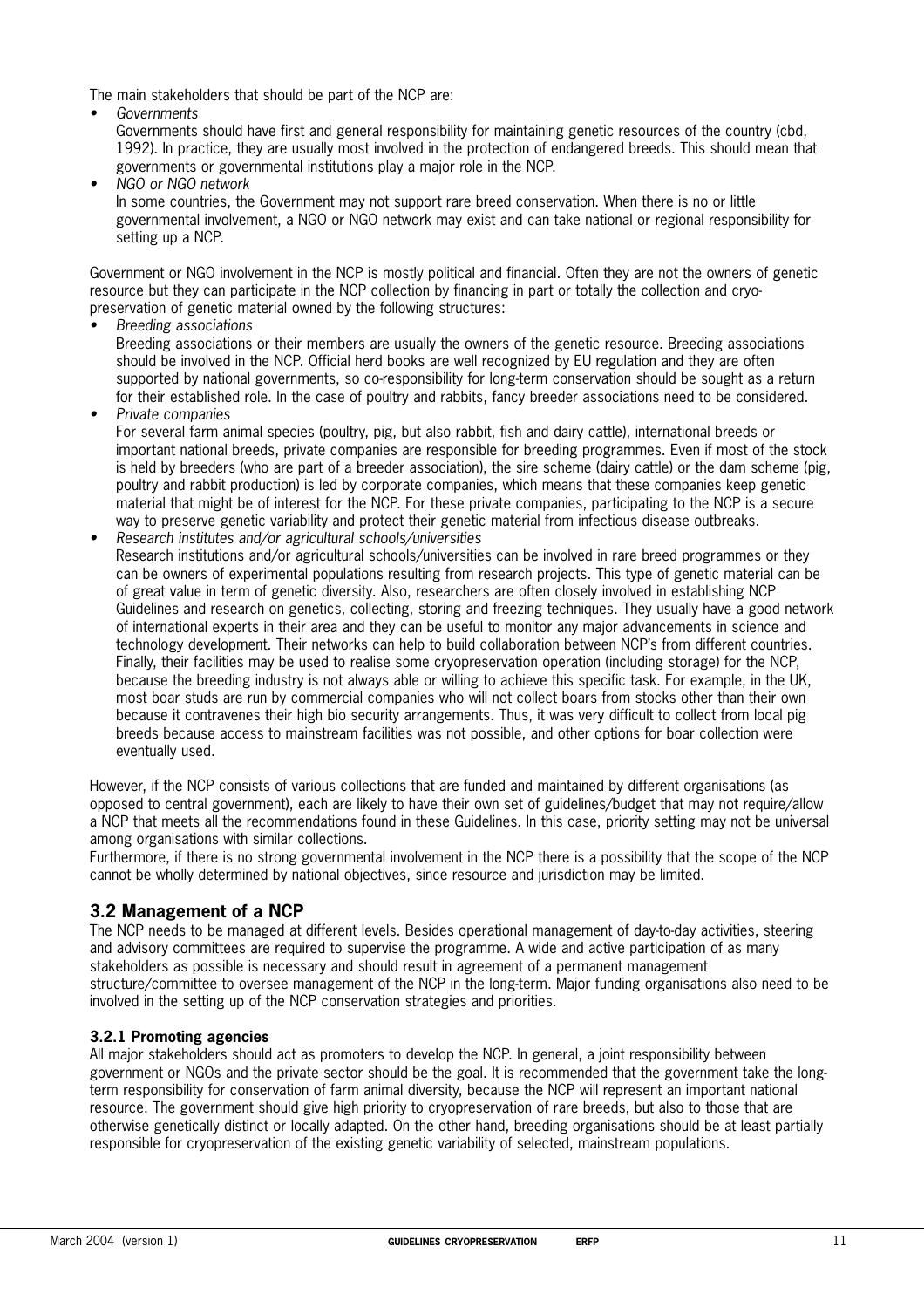The main stakeholders that should be part of the NCP are:

- *Governments*
  Governments should have first and general responsibility for maintaining genetic resources of the country (cbd, 1992). In practice, they are usually most involved in the protection of endangered breeds. This should mean that governments or governmental institutions play a major role in the NCP.
- *NGO or NGO network*
  In some countries, the Government may not support rare breed conservation. When there is no or little governmental involvement, a NGO or NGO network may exist and can take national or regional responsibility for setting up a NCP.

Government or NGO involvement in the NCP is mostly political and financial. Often they are not the owners of genetic resource but they can participate in the NCP collection by financing in part or totally the collection and cryo-preservation of genetic material owned by the following structures:

- *Breeding associations*
  Breeding associations or their members are usually the owners of the genetic resource. Breeding associations should be involved in the NCP. Official herd books are well recognized by EU regulation and they are often supported by national governments, so co-responsibility for long-term conservation should be sought as a return for their established role. In the case of poultry and rabbits, fancy breeder associations need to be considered.
- *Private companies*
  For several farm animal species (poultry, pig, but also rabbit, fish and dairy cattle), international breeds or important national breeds, private companies are responsible for breeding programmes. Even if most of the stock is held by breeders (who are part of a breeder association), the sire scheme (dairy cattle) or the dam scheme (pig, poultry and rabbit production) is led by corporate companies, which means that these companies keep genetic material that might be of interest for the NCP. For these private companies, participating to the NCP is a secure way to preserve genetic variability and protect their genetic material from infectious disease outbreaks.
- *Research institutes and/or agricultural schools/universities*
  Research institutions and/or agricultural schools/universities can be involved in rare breed programmes or they can be owners of experimental populations resulting from research projects. This type of genetic material can be of great value in term of genetic diversity. Also, researchers are often closely involved in establishing NCP Guidelines and research on genetics, collecting, storing and freezing techniques. They usually have a good network of international experts in their area and they can be useful to monitor any major advancements in science and technology development. Their networks can help to build collaboration between NCP's from different countries. Finally, their facilities may be used to realise some cryopreservation operation (including storage) for the NCP, because the breeding industry is not always able or willing to achieve this specific task. For example, in the UK, most boar studs are run by commercial companies who will not collect boars from stocks other than their own because it contravenes their high bio security arrangements. Thus, it was very difficult to collect from local pig breeds because access to mainstream facilities was not possible, and other options for boar collection were eventually used.

However, if the NCP consists of various collections that are funded and maintained by different organisations (as opposed to central government), each are likely to have their own set of guidelines/budget that may not require/allow a NCP that meets all the recommendations found in these Guidelines. In this case, priority setting may not be universal among organisations with similar collections.
Furthermore, if there is no strong governmental involvement in the NCP there is a possibility that the scope of the NCP cannot be wholly determined by national objectives, since resource and jurisdiction may be limited.

## 3.2 Management of a NCP

The NCP needs to be managed at different levels. Besides operational management of day-to-day activities, steering and advisory committees are required to supervise the programme. A wide and active participation of as many stakeholders as possible is necessary and should result in agreement of a permanent management structure/committee to oversee management of the NCP in the long-term. Major funding organisations also need to be involved in the setting up of the NCP conservation strategies and priorities.

### 3.2.1 Promoting agencies

All major stakeholders should act as promoters to develop the NCP. In general, a joint responsibility between government or NGOs and the private sector should be the goal. It is recommended that the government take the long-term responsibility for conservation of farm animal diversity, because the NCP will represent an important national resource. The government should give high priority to cryopreservation of rare breeds, but also to those that are otherwise genetically distinct or locally adapted. On the other hand, breeding organisations should be at least partially responsible for cryopreservation of the existing genetic variability of selected, mainstream populations.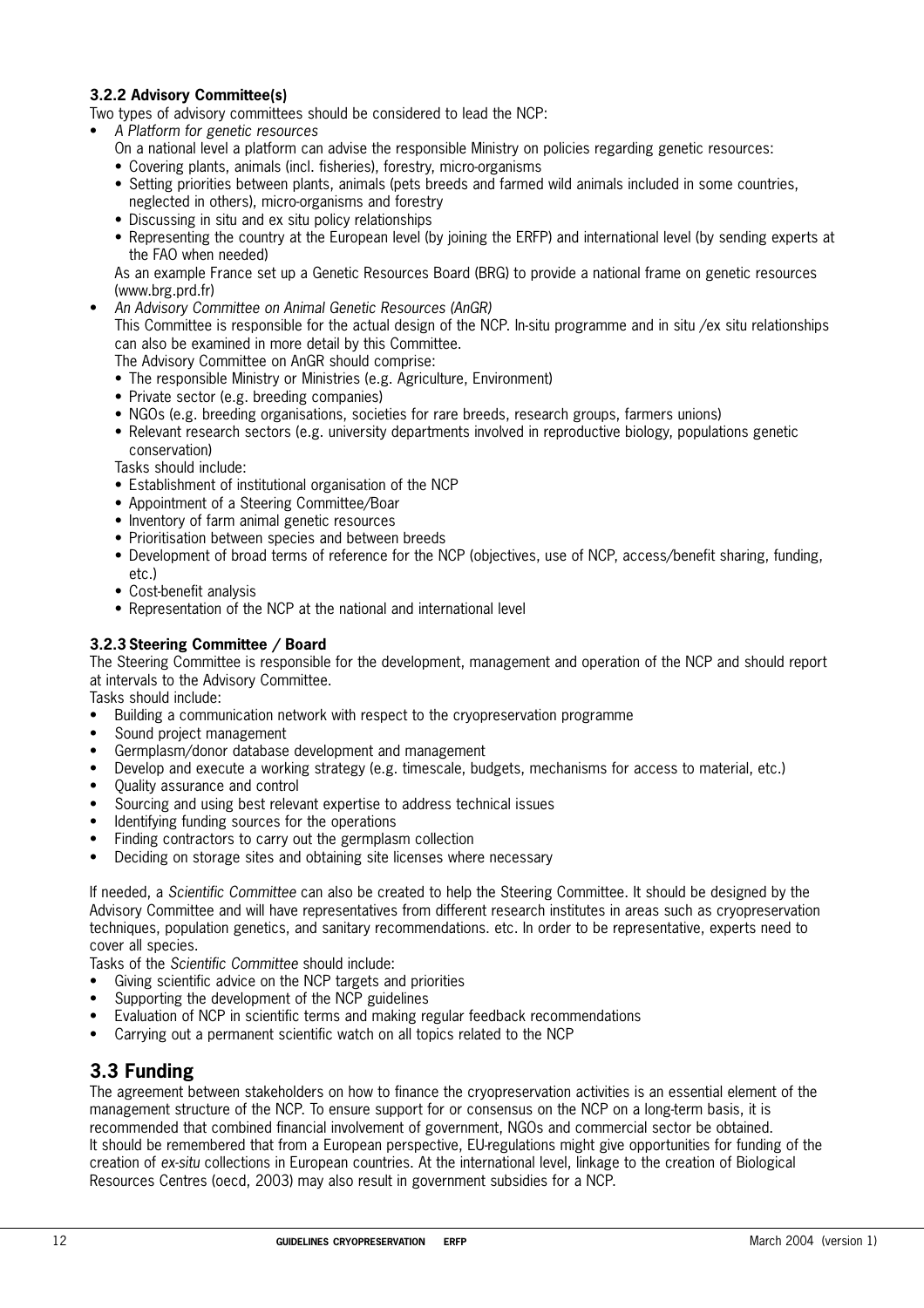### 3.2.2 Advisory Committee(s)

Two types of advisory committees should be considered to lead the NCP:

- *A Platform for genetic resources*

  On a national level a platform can advise the responsible Ministry on policies regarding genetic resources:
  - Covering plants, animals (incl. fisheries), forestry, micro-organisms
  - Setting priorities between plants, animals (pets breeds and farmed wild animals included in some countries, neglected in others), micro-organisms and forestry
  - Discussing in situ and ex situ policy relationships
  - Representing the country at the European level (by joining the ERFP) and international level (by sending experts at the FAO when needed)

  As an example France set up a Genetic Resources Board (BRG) to provide a national frame on genetic resources (www.brg.prd.fr)

- *An Advisory Committee on Animal Genetic Resources (AnGR)*

  This Committee is responsible for the actual design of the NCP. In-situ programme and in situ /ex situ relationships can also be examined in more detail by this Committee.

  The Advisory Committee on AnGR should comprise:
  - The responsible Ministry or Ministries (e.g. Agriculture, Environment)
  - Private sector (e.g. breeding companies)
  - NGOs (e.g. breeding organisations, societies for rare breeds, research groups, farmers unions)
  - Relevant research sectors (e.g. university departments involved in reproductive biology, populations genetic conservation)

  Tasks should include:
  - Establishment of institutional organisation of the NCP
  - Appointment of a Steering Committee/Boar
  - Inventory of farm animal genetic resources
  - Prioritisation between species and between breeds
  - Development of broad terms of reference for the NCP (objectives, use of NCP, access/benefit sharing, funding, etc.)
  - Cost-benefit analysis
  - Representation of the NCP at the national and international level

### 3.2.3 Steering Committee / Board

The Steering Committee is responsible for the development, management and operation of the NCP and should report at intervals to the Advisory Committee.

Tasks should include:

- Building a communication network with respect to the cryopreservation programme
- Sound project management
- Germplasm/donor database development and management
- Develop and execute a working strategy (e.g. timescale, budgets, mechanisms for access to material, etc.)
- Quality assurance and control
- Sourcing and using best relevant expertise to address technical issues
- Identifying funding sources for the operations
- Finding contractors to carry out the germplasm collection
- Deciding on storage sites and obtaining site licenses where necessary

If needed, a *Scientific Committee* can also be created to help the Steering Committee. It should be designed by the Advisory Committee and will have representatives from different research institutes in areas such as cryopreservation techniques, population genetics, and sanitary recommendations. etc. In order to be representative, experts need to cover all species.

Tasks of the *Scientific Committee* should include:

- Giving scientific advice on the NCP targets and priorities
- Supporting the development of the NCP guidelines
- Evaluation of NCP in scientific terms and making regular feedback recommendations
- Carrying out a permanent scientific watch on all topics related to the NCP

## 3.3 Funding

The agreement between stakeholders on how to finance the cryopreservation activities is an essential element of the management structure of the NCP. To ensure support for or consensus on the NCP on a long-term basis, it is recommended that combined financial involvement of government, NGOs and commercial sector be obtained.

It should be remembered that from a European perspective, EU-regulations might give opportunities for funding of the creation of *ex-situ* collections in European countries. At the international level, linkage to the creation of Biological Resources Centres (oecd, 2003) may also result in government subsidies for a NCP.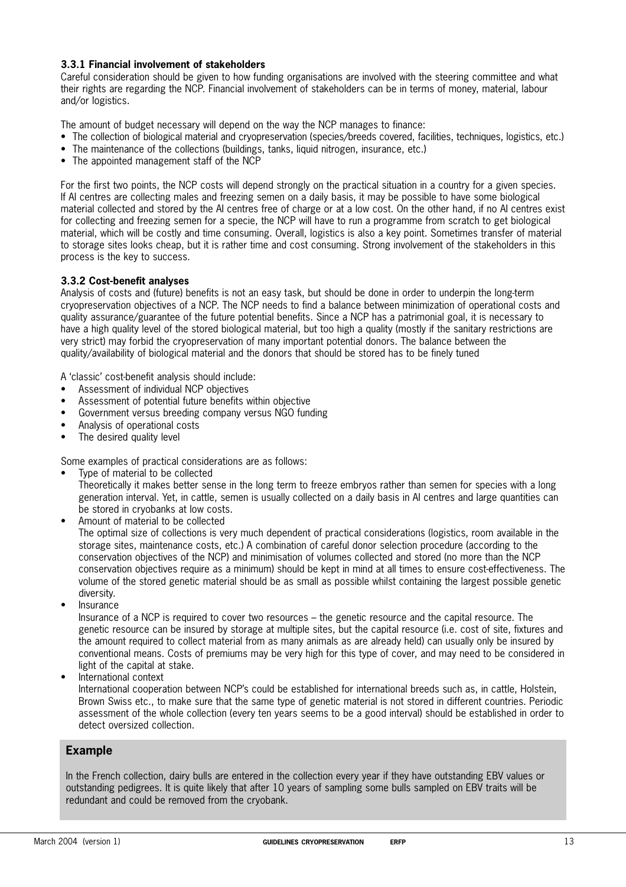### 3.3.1 Financial involvement of stakeholders

Careful consideration should be given to how funding organisations are involved with the steering committee and what their rights are regarding the NCP. Financial involvement of stakeholders can be in terms of money, material, labour and/or logistics.

The amount of budget necessary will depend on the way the NCP manages to finance:

- The collection of biological material and cryopreservation (species/breeds covered, facilities, techniques, logistics, etc.)
- The maintenance of the collections (buildings, tanks, liquid nitrogen, insurance, etc.)
- The appointed management staff of the NCP

For the first two points, the NCP costs will depend strongly on the practical situation in a country for a given species. If AI centres are collecting males and freezing semen on a daily basis, it may be possible to have some biological material collected and stored by the AI centres free of charge or at a low cost. On the other hand, if no AI centres exist for collecting and freezing semen for a specie, the NCP will have to run a programme from scratch to get biological material, which will be costly and time consuming. Overall, logistics is also a key point. Sometimes transfer of material to storage sites looks cheap, but it is rather time and cost consuming. Strong involvement of the stakeholders in this process is the key to success.

### 3.3.2 Cost-benefit analyses

Analysis of costs and (future) benefits is not an easy task, but should be done in order to underpin the long-term cryopreservation objectives of a NCP. The NCP needs to find a balance between minimization of operational costs and quality assurance/guarantee of the future potential benefits. Since a NCP has a patrimonial goal, it is necessary to have a high quality level of the stored biological material, but too high a quality (mostly if the sanitary restrictions are very strict) may forbid the cryopreservation of many important potential donors. The balance between the quality/availability of biological material and the donors that should be stored has to be finely tuned

A 'classic' cost-benefit analysis should include:

- Assessment of individual NCP objectives
- Assessment of potential future benefits within objective
- Government versus breeding company versus NGO funding
- Analysis of operational costs
- The desired quality level

Some examples of practical considerations are as follows:

- Type of material to be collected
  Theoretically it makes better sense in the long term to freeze embryos rather than semen for species with a long generation interval. Yet, in cattle, semen is usually collected on a daily basis in AI centres and large quantities can be stored in cryobanks at low costs.
- Amount of material to be collected
  The optimal size of collections is very much dependent of practical considerations (logistics, room available in the storage sites, maintenance costs, etc.) A combination of careful donor selection procedure (according to the conservation objectives of the NCP) and minimisation of volumes collected and stored (no more than the NCP conservation objectives require as a minimum) should be kept in mind at all times to ensure cost-effectiveness. The volume of the stored genetic material should be as small as possible whilst containing the largest possible genetic diversity.
- Insurance
  Insurance of a NCP is required to cover two resources – the genetic resource and the capital resource. The genetic resource can be insured by storage at multiple sites, but the capital resource (i.e. cost of site, fixtures and the amount required to collect material from as many animals as are already held) can usually only be insured by conventional means. Costs of premiums may be very high for this type of cover, and may need to be considered in light of the capital at stake.
- International context
  International cooperation between NCP's could be established for international breeds such as, in cattle, Holstein, Brown Swiss etc., to make sure that the same type of genetic material is not stored in different countries. Periodic assessment of the whole collection (every ten years seems to be a good interval) should be established in order to detect oversized collection.

## Example

In the French collection, dairy bulls are entered in the collection every year if they have outstanding EBV values or outstanding pedigrees. It is quite likely that after 10 years of sampling some bulls sampled on EBV traits will be redundant and could be removed from the cryobank.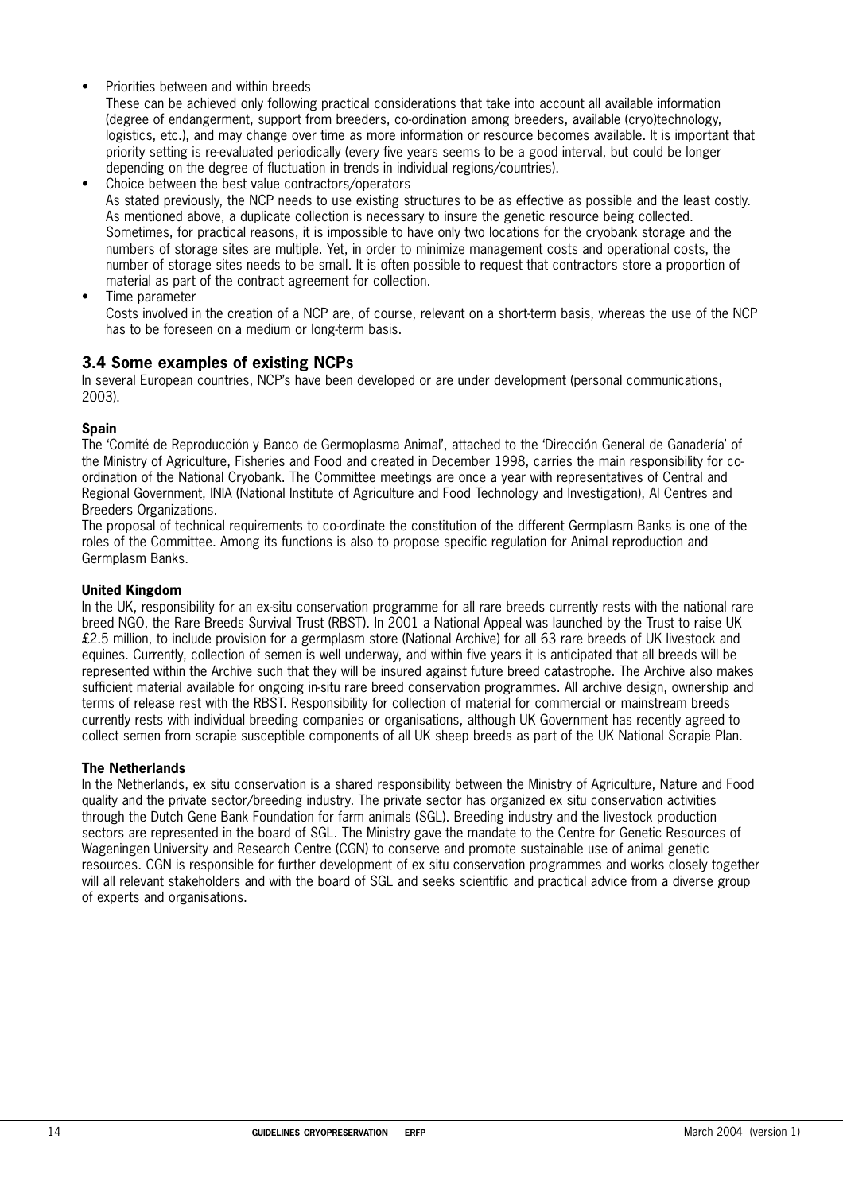- Priorities between and within breeds
  These can be achieved only following practical considerations that take into account all available information (degree of endangerment, support from breeders, co-ordination among breeders, available (cryo)technology, logistics, etc.), and may change over time as more information or resource becomes available. It is important that priority setting is re-evaluated periodically (every five years seems to be a good interval, but could be longer depending on the degree of fluctuation in trends in individual regions/countries).
- Choice between the best value contractors/operators
  As stated previously, the NCP needs to use existing structures to be as effective as possible and the least costly. As mentioned above, a duplicate collection is necessary to insure the genetic resource being collected. Sometimes, for practical reasons, it is impossible to have only two locations for the cryobank storage and the numbers of storage sites are multiple. Yet, in order to minimize management costs and operational costs, the number of storage sites needs to be small. It is often possible to request that contractors store a proportion of material as part of the contract agreement for collection.
- Time parameter
  Costs involved in the creation of a NCP are, of course, relevant on a short-term basis, whereas the use of the NCP has to be foreseen on a medium or long-term basis.

## 3.4 Some examples of existing NCPs

In several European countries, NCP's have been developed or are under development (personal communications, 2003).

**Spain**

The 'Comité de Reproducción y Banco de Germoplasma Animal', attached to the 'Dirección General de Ganadería' of the Ministry of Agriculture, Fisheries and Food and created in December 1998, carries the main responsibility for co-ordination of the National Cryobank. The Committee meetings are once a year with representatives of Central and Regional Government, INIA (National Institute of Agriculture and Food Technology and Investigation), AI Centres and Breeders Organizations.

The proposal of technical requirements to co-ordinate the constitution of the different Germplasm Banks is one of the roles of the Committee. Among its functions is also to propose specific regulation for Animal reproduction and Germplasm Banks.

**United Kingdom**

In the UK, responsibility for an ex-situ conservation programme for all rare breeds currently rests with the national rare breed NGO, the Rare Breeds Survival Trust (RBST). In 2001 a National Appeal was launched by the Trust to raise UK £2.5 million, to include provision for a germplasm store (National Archive) for all 63 rare breeds of UK livestock and equines. Currently, collection of semen is well underway, and within five years it is anticipated that all breeds will be represented within the Archive such that they will be insured against future breed catastrophe. The Archive also makes sufficient material available for ongoing in-situ rare breed conservation programmes. All archive design, ownership and terms of release rest with the RBST. Responsibility for collection of material for commercial or mainstream breeds currently rests with individual breeding companies or organisations, although UK Government has recently agreed to collect semen from scrapie susceptible components of all UK sheep breeds as part of the UK National Scrapie Plan.

**The Netherlands**

In the Netherlands, ex situ conservation is a shared responsibility between the Ministry of Agriculture, Nature and Food quality and the private sector/breeding industry. The private sector has organized ex situ conservation activities through the Dutch Gene Bank Foundation for farm animals (SGL). Breeding industry and the livestock production sectors are represented in the board of SGL. The Ministry gave the mandate to the Centre for Genetic Resources of Wageningen University and Research Centre (CGN) to conserve and promote sustainable use of animal genetic resources. CGN is responsible for further development of ex situ conservation programmes and works closely together will all relevant stakeholders and with the board of SGL and seeks scientific and practical advice from a diverse group of experts and organisations.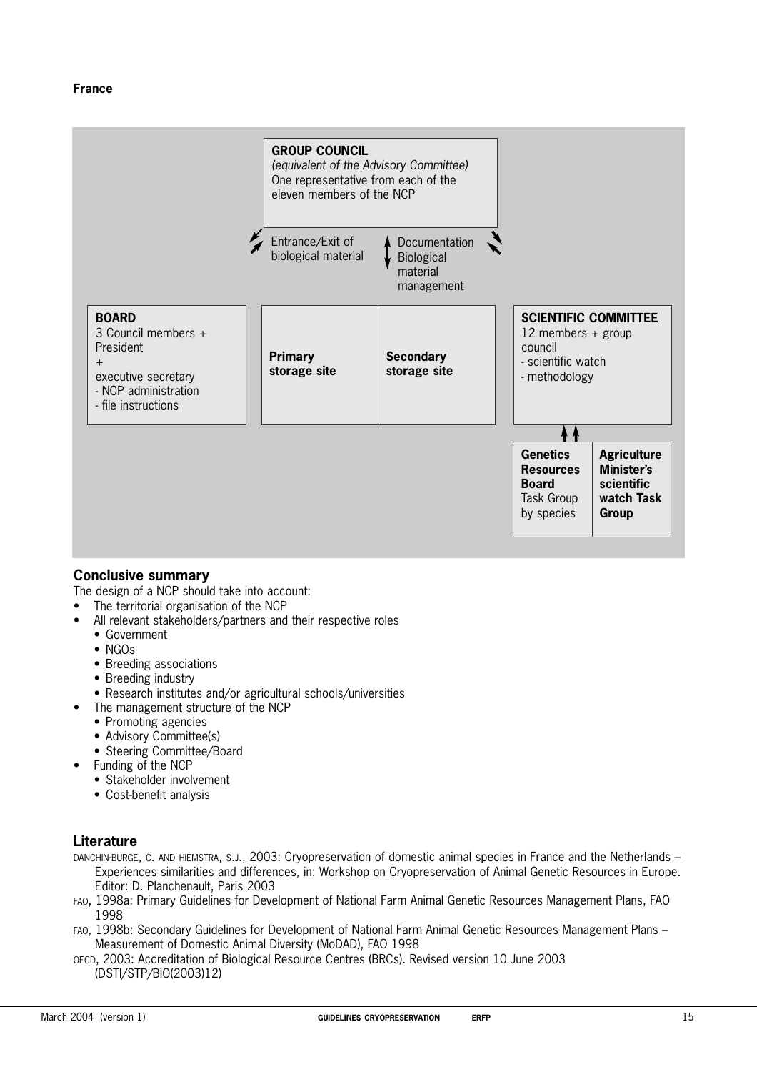**France**

**GROUP COUNCIL**
*(equivalent of the Advisory Committee)*
One representative from each of the eleven members of the NCP

Entrance/Exit of biological material

Documentation Biological material management

**BOARD**
3 Council members +
President
+
executive secretary
- NCP administration
- file instructions

**Primary storage site**

**Secondary storage site**

**SCIENTIFIC COMMITTEE**
12 members + group council
- scientific watch
- methodology

**Genetics Resources Board** Task Group by species

**Agriculture Minister's scientific watch Task Group**

## Conclusive summary

The design of a NCP should take into account:

- The territorial organisation of the NCP
- All relevant stakeholders/partners and their respective roles
  - Government
  - NGOs
  - Breeding associations
  - Breeding industry
  - Research institutes and/or agricultural schools/universities
- The management structure of the NCP
  - Promoting agencies
  - Advisory Committee(s)
  - Steering Committee/Board
- Funding of the NCP
  - Stakeholder involvement
  - Cost-benefit analysis

## Literature

DANCHIN-BURGE, C. AND HIEMSTRA, S.J., 2003: Cryopreservation of domestic animal species in France and the Netherlands – Experiences similarities and differences, in: Workshop on Cryopreservation of Animal Genetic Resources in Europe. Editor: D. Planchenault, Paris 2003

FAO, 1998a: Primary Guidelines for Development of National Farm Animal Genetic Resources Management Plans, FAO 1998

FAO, 1998b: Secondary Guidelines for Development of National Farm Animal Genetic Resources Management Plans – Measurement of Domestic Animal Diversity (MoDAD), FAO 1998

OECD, 2003: Accreditation of Biological Resource Centres (BRCs). Revised version 10 June 2003 (DSTI/STP/BIO(2003)12)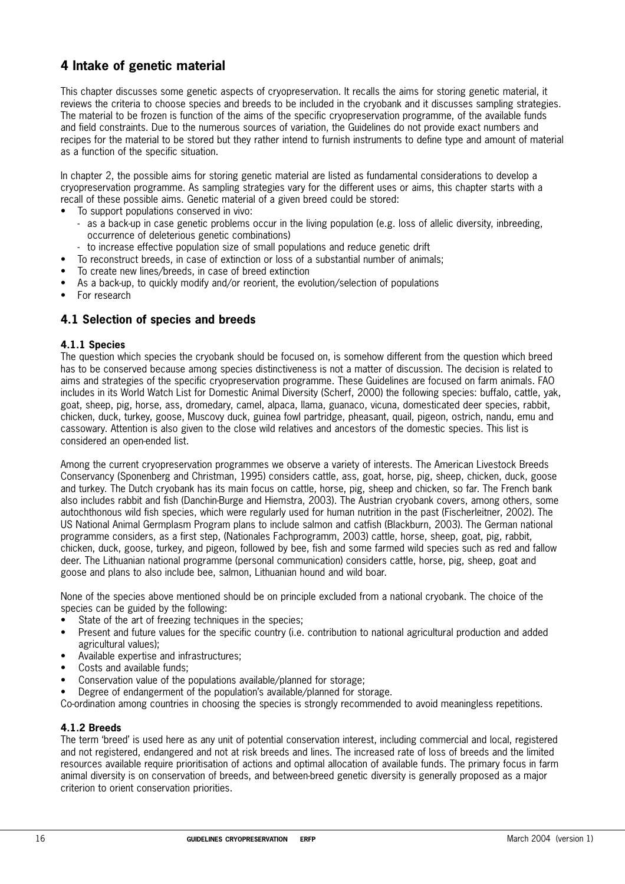## 4 Intake of genetic material

This chapter discusses some genetic aspects of cryopreservation. It recalls the aims for storing genetic material, it reviews the criteria to choose species and breeds to be included in the cryobank and it discusses sampling strategies. The material to be frozen is function of the aims of the specific cryopreservation programme, of the available funds and field constraints. Due to the numerous sources of variation, the Guidelines do not provide exact numbers and recipes for the material to be stored but they rather intend to furnish instruments to define type and amount of material as a function of the specific situation.

In chapter 2, the possible aims for storing genetic material are listed as fundamental considerations to develop a cryopreservation programme. As sampling strategies vary for the different uses or aims, this chapter starts with a recall of these possible aims. Genetic material of a given breed could be stored:

- To support populations conserved in vivo:
  - as a back-up in case genetic problems occur in the living population (e.g. loss of allelic diversity, inbreeding, occurrence of deleterious genetic combinations)
  - to increase effective population size of small populations and reduce genetic drift
- To reconstruct breeds, in case of extinction or loss of a substantial number of animals;
- To create new lines/breeds, in case of breed extinction
- As a back-up, to quickly modify and/or reorient, the evolution/selection of populations
- For research

### 4.1 Selection of species and breeds

#### 4.1.1 Species

The question which species the cryobank should be focused on, is somehow different from the question which breed has to be conserved because among species distinctiveness is not a matter of discussion. The decision is related to aims and strategies of the specific cryopreservation programme. These Guidelines are focused on farm animals. FAO includes in its World Watch List for Domestic Animal Diversity (Scherf, 2000) the following species: buffalo, cattle, yak, goat, sheep, pig, horse, ass, dromedary, camel, alpaca, llama, guanaco, vicuna, domesticated deer species, rabbit, chicken, duck, turkey, goose, Muscovy duck, guinea fowl partridge, pheasant, quail, pigeon, ostrich, nandu, emu and cassowary. Attention is also given to the close wild relatives and ancestors of the domestic species. This list is considered an open-ended list.

Among the current cryopreservation programmes we observe a variety of interests. The American Livestock Breeds Conservancy (Sponenberg and Christman, 1995) considers cattle, ass, goat, horse, pig, sheep, chicken, duck, goose and turkey. The Dutch cryobank has its main focus on cattle, horse, pig, sheep and chicken, so far. The French bank also includes rabbit and fish (Danchin-Burge and Hiemstra, 2003). The Austrian cryobank covers, among others, some autochthonous wild fish species, which were regularly used for human nutrition in the past (Fischerleitner, 2002). The US National Animal Germplasm Program plans to include salmon and catfish (Blackburn, 2003). The German national programme considers, as a first step, (Nationales Fachprogramm, 2003) cattle, horse, sheep, goat, pig, rabbit, chicken, duck, goose, turkey, and pigeon, followed by bee, fish and some farmed wild species such as red and fallow deer. The Lithuanian national programme (personal communication) considers cattle, horse, pig, sheep, goat and goose and plans to also include bee, salmon, Lithuanian hound and wild boar.

None of the species above mentioned should be on principle excluded from a national cryobank. The choice of the species can be guided by the following:

- State of the art of freezing techniques in the species;
- Present and future values for the specific country (i.e. contribution to national agricultural production and added agricultural values);
- Available expertise and infrastructures;
- Costs and available funds;
- Conservation value of the populations available/planned for storage;
- Degree of endangerment of the population's available/planned for storage.

Co-ordination among countries in choosing the species is strongly recommended to avoid meaningless repetitions.

#### 4.1.2 Breeds

The term 'breed' is used here as any unit of potential conservation interest, including commercial and local, registered and not registered, endangered and not at risk breeds and lines. The increased rate of loss of breeds and the limited resources available require prioritisation of actions and optimal allocation of available funds. The primary focus in farm animal diversity is on conservation of breeds, and between-breed genetic diversity is generally proposed as a major criterion to orient conservation priorities.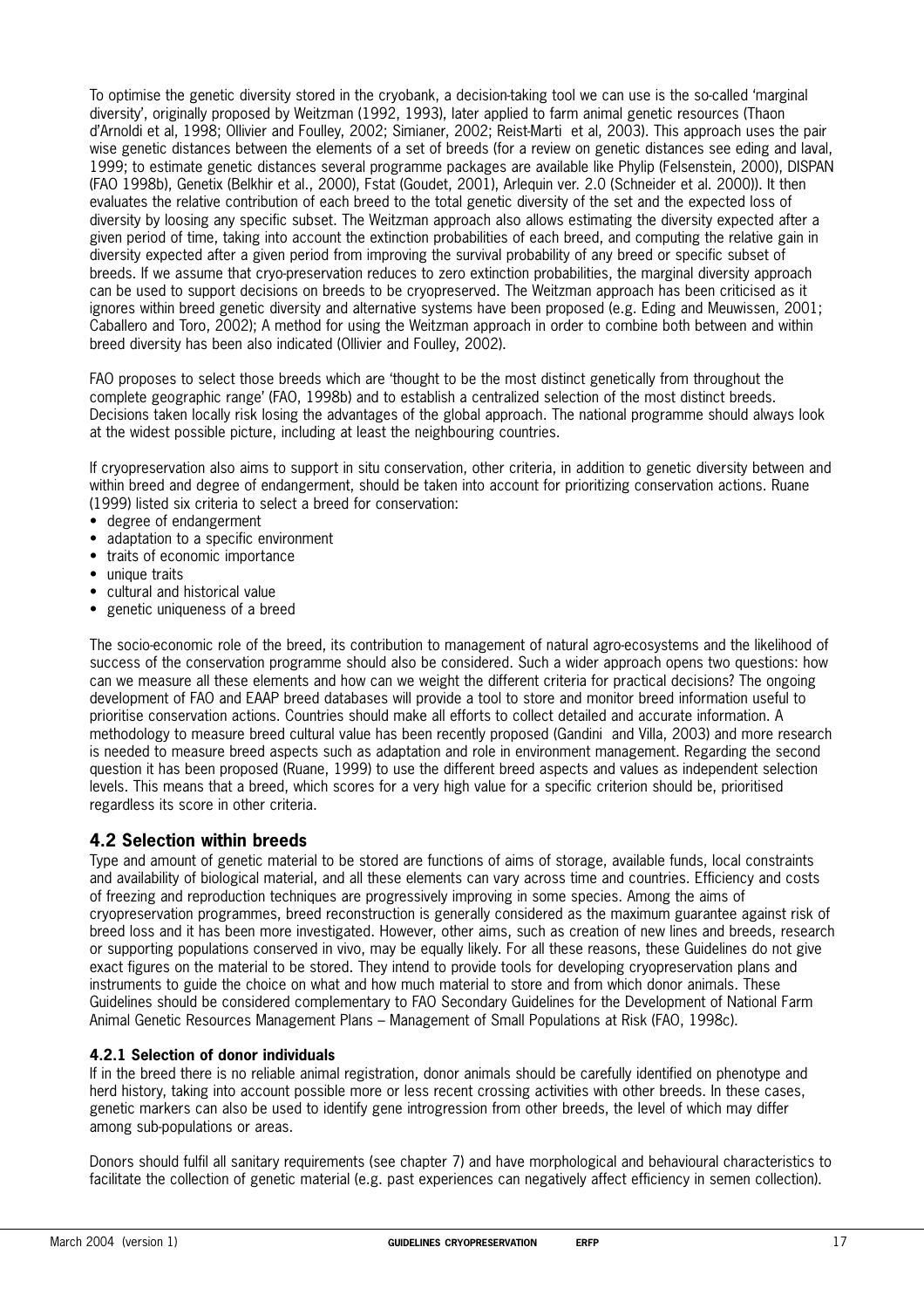To optimise the genetic diversity stored in the cryobank, a decision-taking tool we can use is the so-called 'marginal diversity', originally proposed by Weitzman (1992, 1993), later applied to farm animal genetic resources (Thaon d'Arnoldi et al, 1998; Ollivier and Foulley, 2002; Simianer, 2002; Reist-Marti et al, 2003). This approach uses the pair wise genetic distances between the elements of a set of breeds (for a review on genetic distances see eding and laval, 1999; to estimate genetic distances several programme packages are available like Phylip (Felsenstein, 2000), DISPAN (FAO 1998b), Genetix (Belkhir et al., 2000), Fstat (Goudet, 2001), Arlequin ver. 2.0 (Schneider et al. 2000)). It then evaluates the relative contribution of each breed to the total genetic diversity of the set and the expected loss of diversity by loosing any specific subset. The Weitzman approach also allows estimating the diversity expected after a given period of time, taking into account the extinction probabilities of each breed, and computing the relative gain in diversity expected after a given period from improving the survival probability of any breed or specific subset of breeds. If we assume that cryo-preservation reduces to zero extinction probabilities, the marginal diversity approach can be used to support decisions on breeds to be cryopreserved. The Weitzman approach has been criticised as it ignores within breed genetic diversity and alternative systems have been proposed (e.g. Eding and Meuwissen, 2001; Caballero and Toro, 2002); A method for using the Weitzman approach in order to combine both between and within breed diversity has been also indicated (Ollivier and Foulley, 2002).

FAO proposes to select those breeds which are 'thought to be the most distinct genetically from throughout the complete geographic range' (FAO, 1998b) and to establish a centralized selection of the most distinct breeds. Decisions taken locally risk losing the advantages of the global approach. The national programme should always look at the widest possible picture, including at least the neighbouring countries.

If cryopreservation also aims to support in situ conservation, other criteria, in addition to genetic diversity between and within breed and degree of endangerment, should be taken into account for prioritizing conservation actions. Ruane (1999) listed six criteria to select a breed for conservation:

- degree of endangerment
- adaptation to a specific environment
- traits of economic importance
- unique traits
- cultural and historical value
- genetic uniqueness of a breed

The socio-economic role of the breed, its contribution to management of natural agro-ecosystems and the likelihood of success of the conservation programme should also be considered. Such a wider approach opens two questions: how can we measure all these elements and how can we weight the different criteria for practical decisions? The ongoing development of FAO and EAAP breed databases will provide a tool to store and monitor breed information useful to prioritise conservation actions. Countries should make all efforts to collect detailed and accurate information. A methodology to measure breed cultural value has been recently proposed (Gandini and Villa, 2003) and more research is needed to measure breed aspects such as adaptation and role in environment management. Regarding the second question it has been proposed (Ruane, 1999) to use the different breed aspects and values as independent selection levels. This means that a breed, which scores for a very high value for a specific criterion should be, prioritised regardless its score in other criteria.

## 4.2 Selection within breeds

Type and amount of genetic material to be stored are functions of aims of storage, available funds, local constraints and availability of biological material, and all these elements can vary across time and countries. Efficiency and costs of freezing and reproduction techniques are progressively improving in some species. Among the aims of cryopreservation programmes, breed reconstruction is generally considered as the maximum guarantee against risk of breed loss and it has been more investigated. However, other aims, such as creation of new lines and breeds, research or supporting populations conserved in vivo, may be equally likely. For all these reasons, these Guidelines do not give exact figures on the material to be stored. They intend to provide tools for developing cryopreservation plans and instruments to guide the choice on what and how much material to store and from which donor animals. These Guidelines should be considered complementary to FAO Secondary Guidelines for the Development of National Farm Animal Genetic Resources Management Plans – Management of Small Populations at Risk (FAO, 1998c).

### 4.2.1 Selection of donor individuals

If in the breed there is no reliable animal registration, donor animals should be carefully identified on phenotype and herd history, taking into account possible more or less recent crossing activities with other breeds. In these cases, genetic markers can also be used to identify gene introgression from other breeds, the level of which may differ among sub-populations or areas.

Donors should fulfil all sanitary requirements (see chapter 7) and have morphological and behavioural characteristics to facilitate the collection of genetic material (e.g. past experiences can negatively affect efficiency in semen collection).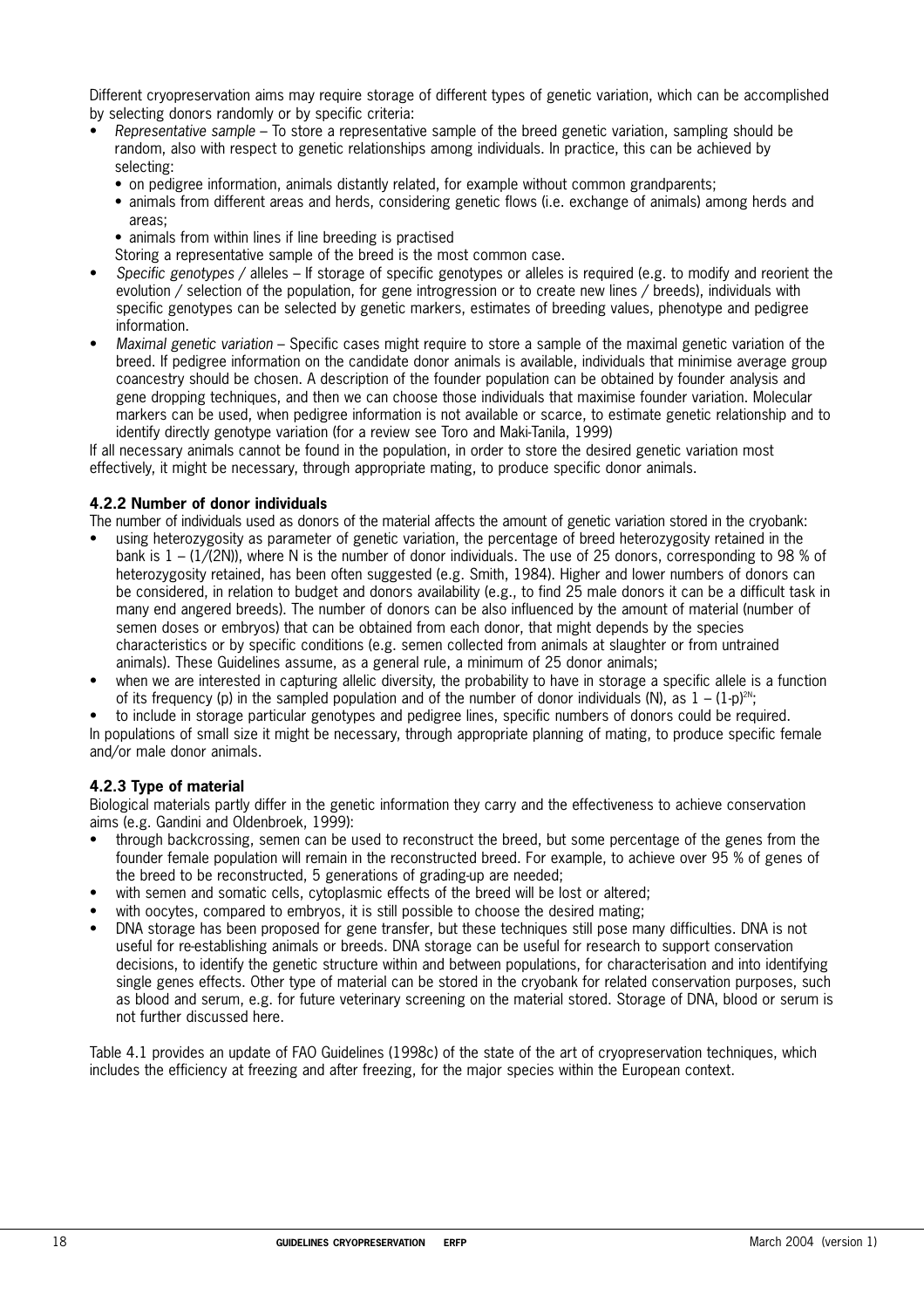Different cryopreservation aims may require storage of different types of genetic variation, which can be accomplished by selecting donors randomly or by specific criteria:

- *Representative sample* – To store a representative sample of the breed genetic variation, sampling should be random, also with respect to genetic relationships among individuals. In practice, this can be achieved by selecting:
  - on pedigree information, animals distantly related, for example without common grandparents;
  - animals from different areas and herds, considering genetic flows (i.e. exchange of animals) among herds and areas;
  - animals from within lines if line breeding is practised

  Storing a representative sample of the breed is the most common case.
- *Specific genotypes /* alleles – If storage of specific genotypes or alleles is required (e.g. to modify and reorient the evolution / selection of the population, for gene introgression or to create new lines / breeds), individuals with specific genotypes can be selected by genetic markers, estimates of breeding values, phenotype and pedigree information.
- *Maximal genetic variation* – Specific cases might require to store a sample of the maximal genetic variation of the breed. If pedigree information on the candidate donor animals is available, individuals that minimise average group coancestry should be chosen. A description of the founder population can be obtained by founder analysis and gene dropping techniques, and then we can choose those individuals that maximise founder variation. Molecular markers can be used, when pedigree information is not available or scarce, to estimate genetic relationship and to identify directly genotype variation (for a review see Toro and Maki-Tanila, 1999)

If all necessary animals cannot be found in the population, in order to store the desired genetic variation most effectively, it might be necessary, through appropriate mating, to produce specific donor animals.

### 4.2.2 Number of donor individuals

The number of individuals used as donors of the material affects the amount of genetic variation stored in the cryobank:

- using heterozygosity as parameter of genetic variation, the percentage of breed heterozygosity retained in the bank is $1 - (1/(2N))$, where N is the number of donor individuals. The use of 25 donors, corresponding to 98 % of heterozygosity retained, has been often suggested (e.g. Smith, 1984). Higher and lower numbers of donors can be considered, in relation to budget and donors availability (e.g., to find 25 male donors it can be a difficult task in many end angered breeds). The number of donors can be also influenced by the amount of material (number of semen doses or embryos) that can be obtained from each donor, that might depends by the species characteristics or by specific conditions (e.g. semen collected from animals at slaughter or from untrained animals). These Guidelines assume, as a general rule, a minimum of 25 donor animals;
- when we are interested in capturing allelic diversity, the probability to have in storage a specific allele is a function of its frequency (p) in the sampled population and of the number of donor individuals (N), as $1 - (1\text{-}p)^{2N}$;
- to include in storage particular genotypes and pedigree lines, specific numbers of donors could be required.

In populations of small size it might be necessary, through appropriate planning of mating, to produce specific female and/or male donor animals.

### 4.2.3 Type of material

Biological materials partly differ in the genetic information they carry and the effectiveness to achieve conservation aims (e.g. Gandini and Oldenbroek, 1999):

- through backcrossing, semen can be used to reconstruct the breed, but some percentage of the genes from the founder female population will remain in the reconstructed breed. For example, to achieve over 95 % of genes of the breed to be reconstructed, 5 generations of grading-up are needed;
- with semen and somatic cells, cytoplasmic effects of the breed will be lost or altered;
- with oocytes, compared to embryos, it is still possible to choose the desired mating;
- DNA storage has been proposed for gene transfer, but these techniques still pose many difficulties. DNA is not useful for re-establishing animals or breeds. DNA storage can be useful for research to support conservation decisions, to identify the genetic structure within and between populations, for characterisation and into identifying single genes effects. Other type of material can be stored in the cryobank for related conservation purposes, such as blood and serum, e.g. for future veterinary screening on the material stored. Storage of DNA, blood or serum is not further discussed here.

Table 4.1 provides an update of FAO Guidelines (1998c) of the state of the art of cryopreservation techniques, which includes the efficiency at freezing and after freezing, for the major species within the European context.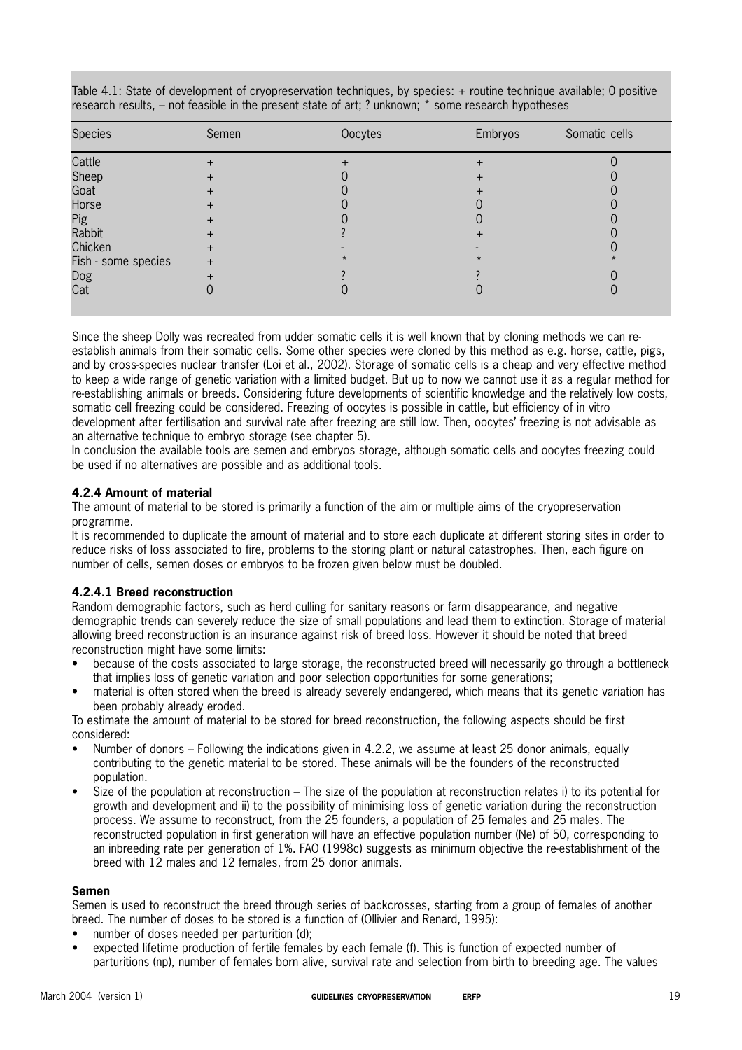Table 4.1: State of development of cryopreservation techniques, by species: + routine technique available; 0 positive research results, – not feasible in the present state of art; ? unknown; * some research hypotheses

| Species | Semen | Oocytes | Embryos | Somatic cells |
|---|---|---|---|---|
| Cattle | + | + | + | 0 |
| Sheep | + | 0 | + | 0 |
| Goat | + | 0 | + | 0 |
| Horse | + | 0 | 0 | 0 |
| Pig | + | 0 | 0 | 0 |
| Rabbit | + | ? | + | 0 |
| Chicken | + | - | - | 0 |
| Fish - some species | + | * | * | * |
| Dog | + | ? | ? | 0 |
| Cat | 0 | 0 | 0 | 0 |

Since the sheep Dolly was recreated from udder somatic cells it is well known that by cloning methods we can re-establish animals from their somatic cells. Some other species were cloned by this method as e.g. horse, cattle, pigs, and by cross-species nuclear transfer (Loi et al., 2002). Storage of somatic cells is a cheap and very effective method to keep a wide range of genetic variation with a limited budget. But up to now we cannot use it as a regular method for re-establishing animals or breeds. Considering future developments of scientific knowledge and the relatively low costs, somatic cell freezing could be considered. Freezing of oocytes is possible in cattle, but efficiency of in vitro development after fertilisation and survival rate after freezing are still low. Then, oocytes' freezing is not advisable as an alternative technique to embryo storage (see chapter 5).

In conclusion the available tools are semen and embryos storage, although somatic cells and oocytes freezing could be used if no alternatives are possible and as additional tools.

#### 4.2.4 Amount of material

The amount of material to be stored is primarily a function of the aim or multiple aims of the cryopreservation programme.

It is recommended to duplicate the amount of material and to store each duplicate at different storing sites in order to reduce risks of loss associated to fire, problems to the storing plant or natural catastrophes. Then, each figure on number of cells, semen doses or embryos to be frozen given below must be doubled.

##### 4.2.4.1 Breed reconstruction

Random demographic factors, such as herd culling for sanitary reasons or farm disappearance, and negative demographic trends can severely reduce the size of small populations and lead them to extinction. Storage of material allowing breed reconstruction is an insurance against risk of breed loss. However it should be noted that breed reconstruction might have some limits:

- because of the costs associated to large storage, the reconstructed breed will necessarily go through a bottleneck that implies loss of genetic variation and poor selection opportunities for some generations;
- material is often stored when the breed is already severely endangered, which means that its genetic variation has been probably already eroded.

To estimate the amount of material to be stored for breed reconstruction, the following aspects should be first considered:

- Number of donors – Following the indications given in 4.2.2, we assume at least 25 donor animals, equally contributing to the genetic material to be stored. These animals will be the founders of the reconstructed population.
- Size of the population at reconstruction – The size of the population at reconstruction relates i) to its potential for growth and development and ii) to the possibility of minimising loss of genetic variation during the reconstruction process. We assume to reconstruct, from the 25 founders, a population of 25 females and 25 males. The reconstructed population in first generation will have an effective population number (Ne) of 50, corresponding to an inbreeding rate per generation of 1%. FAO (1998c) suggests as minimum objective the re-establishment of the breed with 12 males and 12 females, from 25 donor animals.

**Semen**

Semen is used to reconstruct the breed through series of backcrosses, starting from a group of females of another breed. The number of doses to be stored is a function of (Ollivier and Renard, 1995):

- number of doses needed per parturition (d);
- expected lifetime production of fertile females by each female (f). This is function of expected number of parturitions (np), number of females born alive, survival rate and selection from birth to breeding age. The values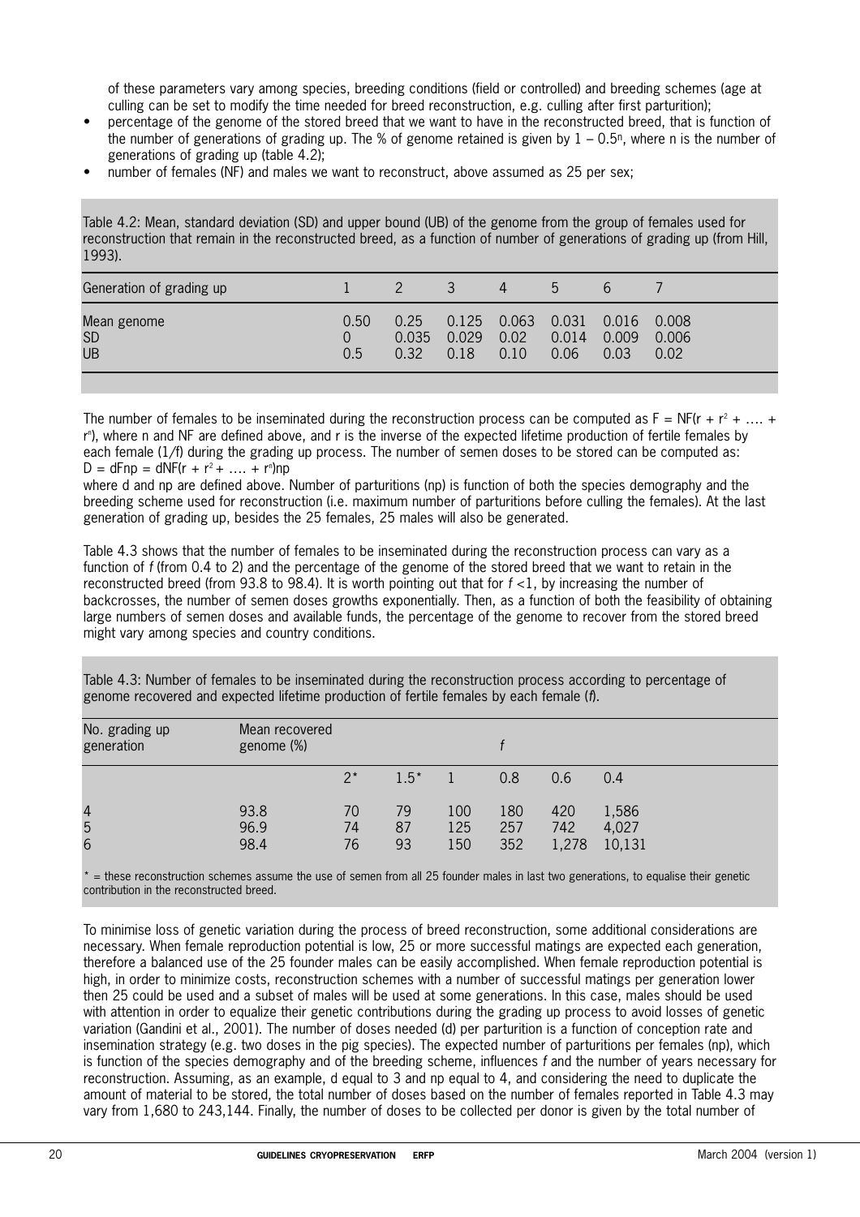of these parameters vary among species, breeding conditions (field or controlled) and breeding schemes (age at culling can be set to modify the time needed for breed reconstruction, e.g. culling after first parturition);

- percentage of the genome of the stored breed that we want to have in the reconstructed breed, that is function of the number of generations of grading up. The % of genome retained is given by $1 – 0.5^n$, where n is the number of generations of grading up (table 4.2);
- number of females (NF) and males we want to reconstruct, above assumed as 25 per sex;

Table 4.2: Mean, standard deviation (SD) and upper bound (UB) of the genome from the group of females used for reconstruction that remain in the reconstructed breed, as a function of number of generations of grading up (from Hill, 1993).

| Generation of grading up | 1 | 2 | 3 | 4 | 5 | 6 | 7 |
|---|---|---|---|---|---|---|---|
| Mean genome | 0.50 | 0.25 | 0.125 | 0.063 | 0.031 | 0.016 | 0.008 |
| SD | 0 | 0.035 | 0.029 | 0.02 | 0.014 | 0.009 | 0.006 |
| UB | 0.5 | 0.32 | 0.18 | 0.10 | 0.06 | 0.03 | 0.02 |

The number of females to be inseminated during the reconstruction process can be computed as $F = NF(r + r^2 + .... + r^n)$, where n and NF are defined above, and r is the inverse of the expected lifetime production of fertile females by each female (1/f) during the grading up process. The number of semen doses to be stored can be computed as:
$D = dFnp = dNF(r + r^2 + .... + r^n)np$
where d and np are defined above. Number of parturitions (np) is function of both the species demography and the breeding scheme used for reconstruction (i.e. maximum number of parturitions before culling the females). At the last generation of grading up, besides the 25 females, 25 males will also be generated.

Table 4.3 shows that the number of females to be inseminated during the reconstruction process can vary as a function of *f* (from 0.4 to 2) and the percentage of the genome of the stored breed that we want to retain in the reconstructed breed (from 93.8 to 98.4). It is worth pointing out that for *f* <1, by increasing the number of backcrosses, the number of semen doses growths exponentially. Then, as a function of both the feasibility of obtaining large numbers of semen doses and available funds, the percentage of the genome to recover from the stored breed might vary among species and country conditions.

Table 4.3: Number of females to be inseminated during the reconstruction process according to percentage of genome recovered and expected lifetime production of fertile females by each female (*f*).

| No. grading up generation | Mean recovered genome (%) | *f* | | | | | |
|---|---|---|---|---|---|---|---|
| | | 2* | 1.5* | 1 | 0.8 | 0.6 | 0.4 |
| 4 | 93.8 | 70 | 79 | 100 | 180 | 420 | 1,586 |
| 5 | 96.9 | 74 | 87 | 125 | 257 | 742 | 4,027 |
| 6 | 98.4 | 76 | 93 | 150 | 352 | 1,278 | 10,131 |

\* = these reconstruction schemes assume the use of semen from all 25 founder males in last two generations, to equalise their genetic contribution in the reconstructed breed.

To minimise loss of genetic variation during the process of breed reconstruction, some additional considerations are necessary. When female reproduction potential is low, 25 or more successful matings are expected each generation, therefore a balanced use of the 25 founder males can be easily accomplished. When female reproduction potential is high, in order to minimize costs, reconstruction schemes with a number of successful matings per generation lower then 25 could be used and a subset of males will be used at some generations. In this case, males should be used with attention in order to equalize their genetic contributions during the grading up process to avoid losses of genetic variation (Gandini et al., 2001). The number of doses needed (d) per parturition is a function of conception rate and insemination strategy (e.g. two doses in the pig species). The expected number of parturitions per females (np), which is function of the species demography and of the breeding scheme, influences *f* and the number of years necessary for reconstruction. Assuming, as an example, d equal to 3 and np equal to 4, and considering the need to duplicate the amount of material to be stored, the total number of doses based on the number of females reported in Table 4.3 may vary from 1,680 to 243,144. Finally, the number of doses to be collected per donor is given by the total number of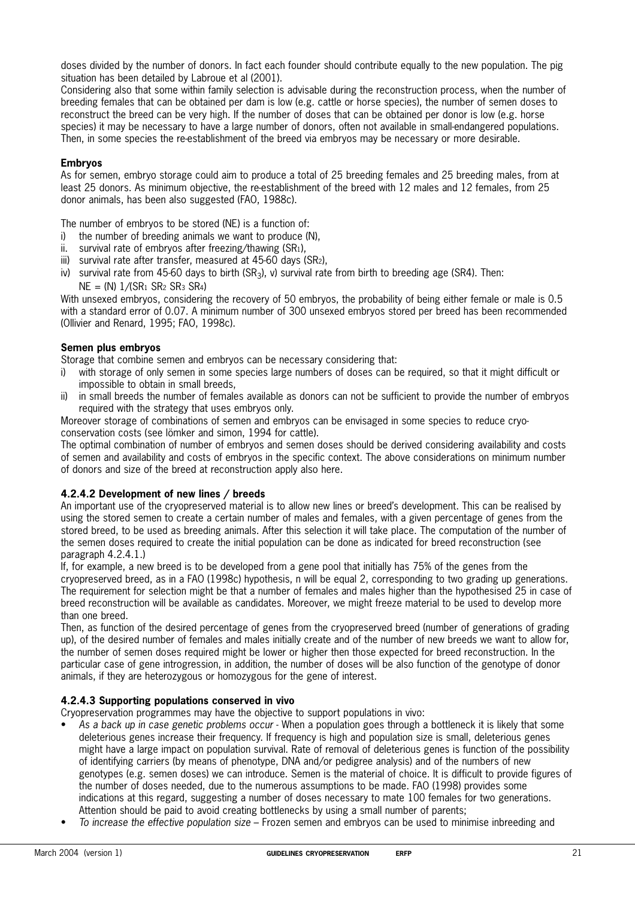doses divided by the number of donors. In fact each founder should contribute equally to the new population. The pig situation has been detailed by Labroue et al (2001).

Considering also that some within family selection is advisable during the reconstruction process, when the number of breeding females that can be obtained per dam is low (e.g. cattle or horse species), the number of semen doses to reconstruct the breed can be very high. If the number of doses that can be obtained per donor is low (e.g. horse species) it may be necessary to have a large number of donors, often not available in small-endangered populations. Then, in some species the re-establishment of the breed via embryos may be necessary or more desirable.

**Embryos**

As for semen, embryo storage could aim to produce a total of 25 breeding females and 25 breeding males, from at least 25 donors. As minimum objective, the re-establishment of the breed with 12 males and 12 females, from 25 donor animals, has been also suggested (FAO, 1988c).

The number of embryos to be stored (NE) is a function of:

i) the number of breeding animals we want to produce (N),
ii. survival rate of embryos after freezing/thawing ($SR_1$),
iii) survival rate after transfer, measured at 45-60 days ($SR_2$),
iv) survival rate from 45-60 days to birth ($SR_3$), v) survival rate from birth to breeding age (SR4). Then:
$NE = (N)\ 1/(SR_1\ SR_2\ SR_3\ SR_4)$

With unsexed embryos, considering the recovery of 50 embryos, the probability of being either female or male is 0.5 with a standard error of 0.07. A minimum number of 300 unsexed embryos stored per breed has been recommended (Ollivier and Renard, 1995; FAO, 1998c).

**Semen plus embryos**

Storage that combine semen and embryos can be necessary considering that:

i) with storage of only semen in some species large numbers of doses can be required, so that it might difficult or impossible to obtain in small breeds,
ii) in small breeds the number of females available as donors can not be sufficient to provide the number of embryos required with the strategy that uses embryos only.

Moreover storage of combinations of semen and embryos can be envisaged in some species to reduce cryo-conservation costs (see lömker and simon, 1994 for cattle).

The optimal combination of number of embryos and semen doses should be derived considering availability and costs of semen and availability and costs of embryos in the specific context. The above considerations on minimum number of donors and size of the breed at reconstruction apply also here.

#### 4.2.4.2 Development of new lines / breeds

An important use of the cryopreserved material is to allow new lines or breed's development. This can be realised by using the stored semen to create a certain number of males and females, with a given percentage of genes from the stored breed, to be used as breeding animals. After this selection it will take place. The computation of the number of the semen doses required to create the initial population can be done as indicated for breed reconstruction (see paragraph 4.2.4.1.)

If, for example, a new breed is to be developed from a gene pool that initially has 75% of the genes from the cryopreserved breed, as in a FAO (1998c) hypothesis, n will be equal 2, corresponding to two grading up generations. The requirement for selection might be that a number of females and males higher than the hypothesised 25 in case of breed reconstruction will be available as candidates. Moreover, we might freeze material to be used to develop more than one breed.

Then, as function of the desired percentage of genes from the cryopreserved breed (number of generations of grading up), of the desired number of females and males initially create and of the number of new breeds we want to allow for, the number of semen doses required might be lower or higher then those expected for breed reconstruction. In the particular case of gene introgression, in addition, the number of doses will be also function of the genotype of donor animals, if they are heterozygous or homozygous for the gene of interest.

#### 4.2.4.3 Supporting populations conserved in vivo

Cryopreservation programmes may have the objective to support populations in vivo:

- *As a back up in case genetic problems occur* - When a population goes through a bottleneck it is likely that some deleterious genes increase their frequency. If frequency is high and population size is small, deleterious genes might have a large impact on population survival. Rate of removal of deleterious genes is function of the possibility of identifying carriers (by means of phenotype, DNA and/or pedigree analysis) and of the numbers of new genotypes (e.g. semen doses) we can introduce. Semen is the material of choice. It is difficult to provide figures of the number of doses needed, due to the numerous assumptions to be made. FAO (1998) provides some indications at this regard, suggesting a number of doses necessary to mate 100 females for two generations. Attention should be paid to avoid creating bottlenecks by using a small number of parents;
- *To increase the effective population size* – Frozen semen and embryos can be used to minimise inbreeding and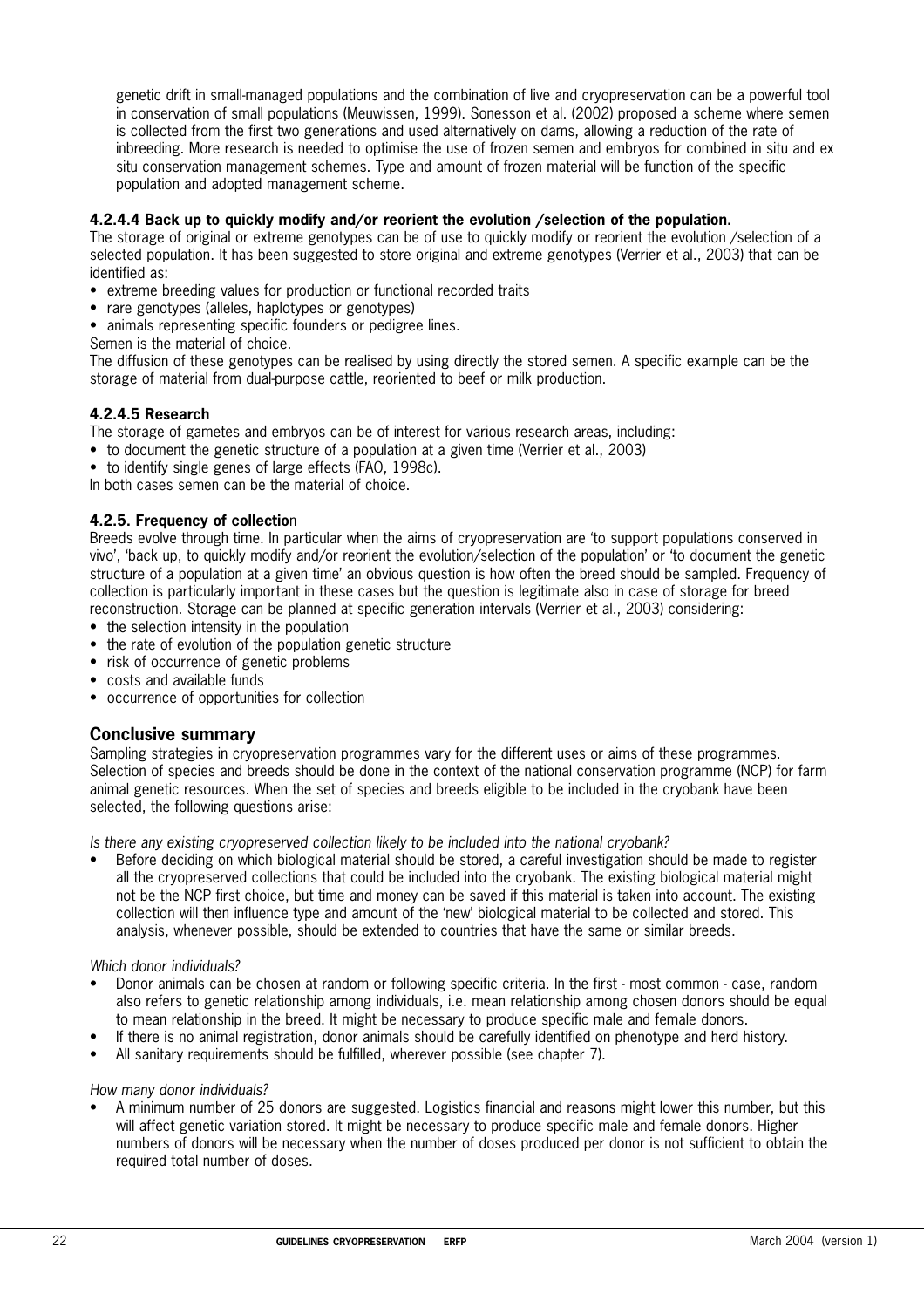genetic drift in small-managed populations and the combination of live and cryopreservation can be a powerful tool in conservation of small populations (Meuwissen, 1999). Sonesson et al. (2002) proposed a scheme where semen is collected from the first two generations and used alternatively on dams, allowing a reduction of the rate of inbreeding. More research is needed to optimise the use of frozen semen and embryos for combined in situ and ex situ conservation management schemes. Type and amount of frozen material will be function of the specific population and adopted management scheme.

#### 4.2.4.4 Back up to quickly modify and/or reorient the evolution /selection of the population.

The storage of original or extreme genotypes can be of use to quickly modify or reorient the evolution /selection of a selected population. It has been suggested to store original and extreme genotypes (Verrier et al., 2003) that can be identified as:

- extreme breeding values for production or functional recorded traits
- rare genotypes (alleles, haplotypes or genotypes)
- animals representing specific founders or pedigree lines.

Semen is the material of choice.

The diffusion of these genotypes can be realised by using directly the stored semen. A specific example can be the storage of material from dual-purpose cattle, reoriented to beef or milk production.

#### 4.2.4.5 Research

The storage of gametes and embryos can be of interest for various research areas, including:

- to document the genetic structure of a population at a given time (Verrier et al., 2003)
- to identify single genes of large effects (FAO, 1998c).

In both cases semen can be the material of choice.

#### 4.2.5. Frequency of collection

Breeds evolve through time. In particular when the aims of cryopreservation are 'to support populations conserved in vivo', 'back up, to quickly modify and/or reorient the evolution/selection of the population' or 'to document the genetic structure of a population at a given time' an obvious question is how often the breed should be sampled. Frequency of collection is particularly important in these cases but the question is legitimate also in case of storage for breed reconstruction. Storage can be planned at specific generation intervals (Verrier et al., 2003) considering:

- the selection intensity in the population
- the rate of evolution of the population genetic structure
- risk of occurrence of genetic problems
- costs and available funds
- occurrence of opportunities for collection

## Conclusive summary

Sampling strategies in cryopreservation programmes vary for the different uses or aims of these programmes. Selection of species and breeds should be done in the context of the national conservation programme (NCP) for farm animal genetic resources. When the set of species and breeds eligible to be included in the cryobank have been selected, the following questions arise:

*Is there any existing cryopreserved collection likely to be included into the national cryobank?*

- Before deciding on which biological material should be stored, a careful investigation should be made to register all the cryopreserved collections that could be included into the cryobank. The existing biological material might not be the NCP first choice, but time and money can be saved if this material is taken into account. The existing collection will then influence type and amount of the 'new' biological material to be collected and stored. This analysis, whenever possible, should be extended to countries that have the same or similar breeds.

*Which donor individuals?*

- Donor animals can be chosen at random or following specific criteria. In the first - most common - case, random also refers to genetic relationship among individuals, i.e. mean relationship among chosen donors should be equal to mean relationship in the breed. It might be necessary to produce specific male and female donors.
- If there is no animal registration, donor animals should be carefully identified on phenotype and herd history.
- All sanitary requirements should be fulfilled, wherever possible (see chapter 7).

*How many donor individuals?*

- A minimum number of 25 donors are suggested. Logistics financial and reasons might lower this number, but this will affect genetic variation stored. It might be necessary to produce specific male and female donors. Higher numbers of donors will be necessary when the number of doses produced per donor is not sufficient to obtain the required total number of doses.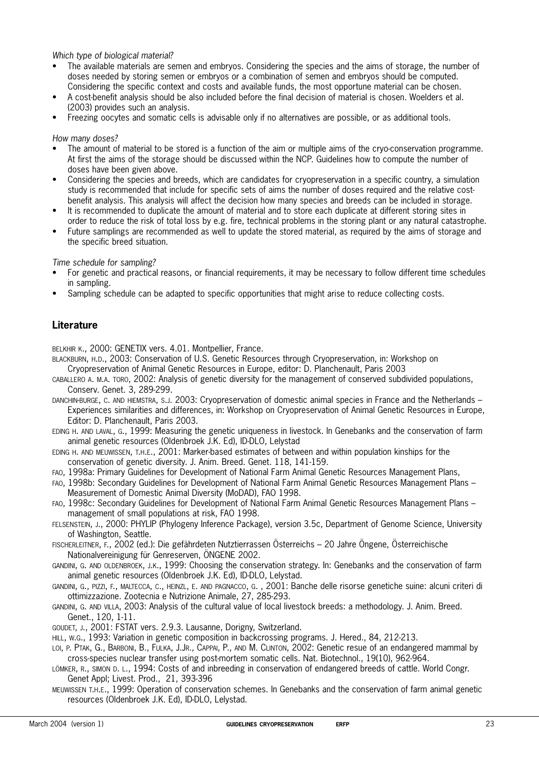*Which type of biological material?*

- The available materials are semen and embryos. Considering the species and the aims of storage, the number of doses needed by storing semen or embryos or a combination of semen and embryos should be computed. Considering the specific context and costs and available funds, the most opportune material can be chosen.
- A cost-benefit analysis should be also included before the final decision of material is chosen. Woelders et al. (2003) provides such an analysis.
- Freezing oocytes and somatic cells is advisable only if no alternatives are possible, or as additional tools.

*How many doses?*

- The amount of material to be stored is a function of the aim or multiple aims of the cryo-conservation programme. At first the aims of the storage should be discussed within the NCP. Guidelines how to compute the number of doses have been given above.
- Considering the species and breeds, which are candidates for cryopreservation in a specific country, a simulation study is recommended that include for specific sets of aims the number of doses required and the relative cost-benefit analysis. This analysis will affect the decision how many species and breeds can be included in storage.
- It is recommended to duplicate the amount of material and to store each duplicate at different storing sites in order to reduce the risk of total loss by e.g. fire, technical problems in the storing plant or any natural catastrophe.
- Future samplings are recommended as well to update the stored material, as required by the aims of storage and the specific breed situation.

*Time schedule for sampling?*

- For genetic and practical reasons, or financial requirements, it may be necessary to follow different time schedules in sampling.
- Sampling schedule can be adapted to specific opportunities that might arise to reduce collecting costs.

## Literature

BELKHIR K., 2000: GENETIX vers. 4.01. Montpellier, France.

BLACKBURN, H.D., 2003: Conservation of U.S. Genetic Resources through Cryopreservation, in: Workshop on Cryopreservation of Animal Genetic Resources in Europe, editor: D. Planchenault, Paris 2003

CABALLERO A. M.A. TORO, 2002: Analysis of genetic diversity for the management of conserved subdivided populations, Conserv. Genet. 3, 289-299.

DANCHIN-BURGE, C. AND HIEMSTRA, S.J. 2003: Cryopreservation of domestic animal species in France and the Netherlands – Experiences similarities and differences, in: Workshop on Cryopreservation of Animal Genetic Resources in Europe, Editor: D. Planchenault, Paris 2003.

EDING H. AND LAVAL, G., 1999: Measuring the genetic uniqueness in livestock. In Genebanks and the conservation of farm animal genetic resources (Oldenbroek J.K. Ed), ID-DLO, Lelystad

EDING H. AND MEUWISSEN, T.H.E., 2001: Marker-based estimates of between and within population kinships for the conservation of genetic diversity. J. Anim. Breed. Genet. 118, 141-159.

FAO, 1998a: Primary Guidelines for Development of National Farm Animal Genetic Resources Management Plans,

FAO, 1998b: Secondary Guidelines for Development of National Farm Animal Genetic Resources Management Plans – Measurement of Domestic Animal Diversity (MoDAD), FAO 1998.

FAO, 1998c: Secondary Guidelines for Development of National Farm Animal Genetic Resources Management Plans – management of small populations at risk, FAO 1998.

FELSENSTEIN, J., 2000: PHYLIP (Phylogeny Inference Package), version 3.5c, Department of Genome Science, University of Washington, Seattle.

FISCHERLEITNER, F., 2002 (ed.): Die gefährdeten Nutztierrassen Österreichs – 20 Jahre Öngene, Österreichische Nationalvereinigung für Genreserven, ÖNGENE 2002.

GANDINI, G. AND OLDENBROEK, J.K., 1999: Choosing the conservation strategy. In: Genebanks and the conservation of farm animal genetic resources (Oldenbroek J.K. Ed), ID-DLO, Lelystad.

GANDINI, G., PIZZI, F., MALTECCA, C., HEINZL, E. AND PAGNACCO, G. , 2001: Banche delle risorse genetiche suine: alcuni criteri di ottimizzazione. Zootecnia e Nutrizione Animale, 27, 285-293.

GANDINI, G. AND VILLA, 2003: Analysis of the cultural value of local livestock breeds: a methodology. J. Anim. Breed. Genet., 120, 1-11.

GOUDET, J., 2001: FSTAT vers. 2.9.3. Lausanne, Dorigny, Switzerland.

HILL, W.G., 1993: Variation in genetic composition in backcrossing programs. J. Hered., 84, 212-213.

LOI, P. PTAK, G., BARBONI, B., FULKA, J.JR., CAPPAI, P., AND M. CLINTON, 2002: Genetic resue of an endangered mammal by cross-species nuclear transfer using post-mortem somatic cells. Nat. Biotechnol., 19(10), 962-964.

LÖMKER, R., SIMON D. L., 1994: Costs of and inbreeding in conservation of endangered breeds of cattle. World Congr. Genet Appl; Livest. Prod., 21, 393-396

MEUWISSEN T.H.E., 1999: Operation of conservation schemes. In Genebanks and the conservation of farm animal genetic resources (Oldenbroek J.K. Ed), ID-DLO, Lelystad.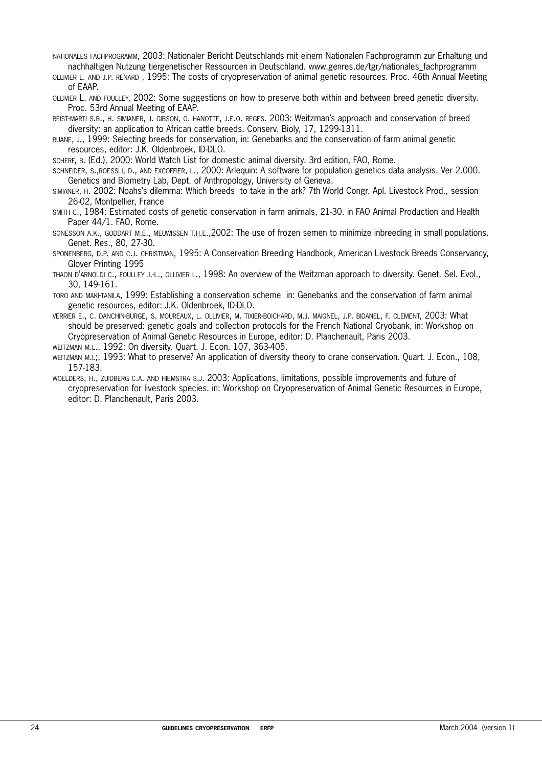NATIONALES FACHPROGRAMM, 2003: Nationaler Bericht Deutschlands mit einem Nationalen Fachprogramm zur Erhaltung und nachhaltigen Nutzung tiergenetischer Ressourcen in Deutschland. www.genres.de/tgr/nationales_fachprogramm

OLLIVIER L. AND J.P. RENARD , 1995: The costs of cryopreservation of animal genetic resources. Proc. 46th Annual Meeting of EAAP.

OLLIVIER L. AND FOULLEY, 2002: Some suggestions on how to preserve both within and between breed genetic diversity. Proc. 53rd Annual Meeting of EAAP.

REIST-MARTI S.B., H. SIMIANER, J. GIBSON, O. HANOTTE, J.E.O. REGES. 2003: Weitzman's approach and conservation of breed diversity: an application to African cattle breeds. Conserv. Bioly, 17, 1299-1311.

RUANE, J., 1999: Selecting breeds for conservation, in: Genebanks and the conservation of farm animal genetic resources, editor: J.K. Oldenbroek, ID-DLO.

SCHERF, B. (Ed.), 2000: World Watch List for domestic animal diversity. 3rd edition, FAO, Rome.

SCHNEIDER, S.,ROESSLI, D., AND EXCOFFIER, L., 2000: Arlequin: A software for population genetics data analysis. Ver 2.000. Genetics and Biometry Lab, Dept. of Anthropology, University of Geneva.

SIMIANER, H. 2002: Noahs's dilemma: Which breeds to take in the ark? 7th World Congr. Apl. Livestock Prod., session 26-02, Montpellier, France

SMITH C., 1984: Estimated costs of genetic conservation in farm animals, 21-30. in FAO Animal Production and Health Paper 44/1. FAO, Rome.

SONESSON A.K., GODDART M.E., MEUWISSEN T.H.E.,2002: The use of frozen semen to minimize inbreeding in small populations. Genet. Res., 80, 27-30.

SPONENBERG, D.P. AND C.J. CHRISTMAN, 1995: A Conservation Breeding Handbook, American Livestock Breeds Conservancy, Glover Printing 1995

THAON D'ARNOLDI C., FOULLEY J.-L., OLLIVIER L., 1998: An overview of the Weitzman approach to diversity. Genet. Sel. Evol., 30, 149-161.

TORO AND MAKI-TANILA, 1999: Establishing a conservation scheme in: Genebanks and the conservation of farm animal genetic resources, editor: J.K. Oldenbroek, ID-DLO.

VERRIER E., C. DANCHIN-BURGE, S. MOUREAUX, L. OLLIVIER, M. TIXIER-BOICHARD, M.J. MAIGNEL, J.P. BIDANEL, F. CLEMENT, 2003: What should be preserved: genetic goals and collection protocols for the French National Cryobank, in: Workshop on Cryopreservation of Animal Genetic Resources in Europe, editor: D. Planchenault, Paris 2003.

WEITZMAN M.L., 1992: On diversity. Quart. J. Econ. 107, 363-405.

WEITZMAN M.L;, 1993: What to preserve? An application of diversity theory to crane conservation. Quart. J. Econ., 108, 157-183.

WOELDERS, H., ZUIDBERG C.A. AND HIEMSTRA S.J. 2003: Applications, limitations, possible improvements and future of cryopreservation for livestock species. in: Workshop on Cryopreservation of Animal Genetic Resources in Europe, editor: D. Planchenault, Paris 2003.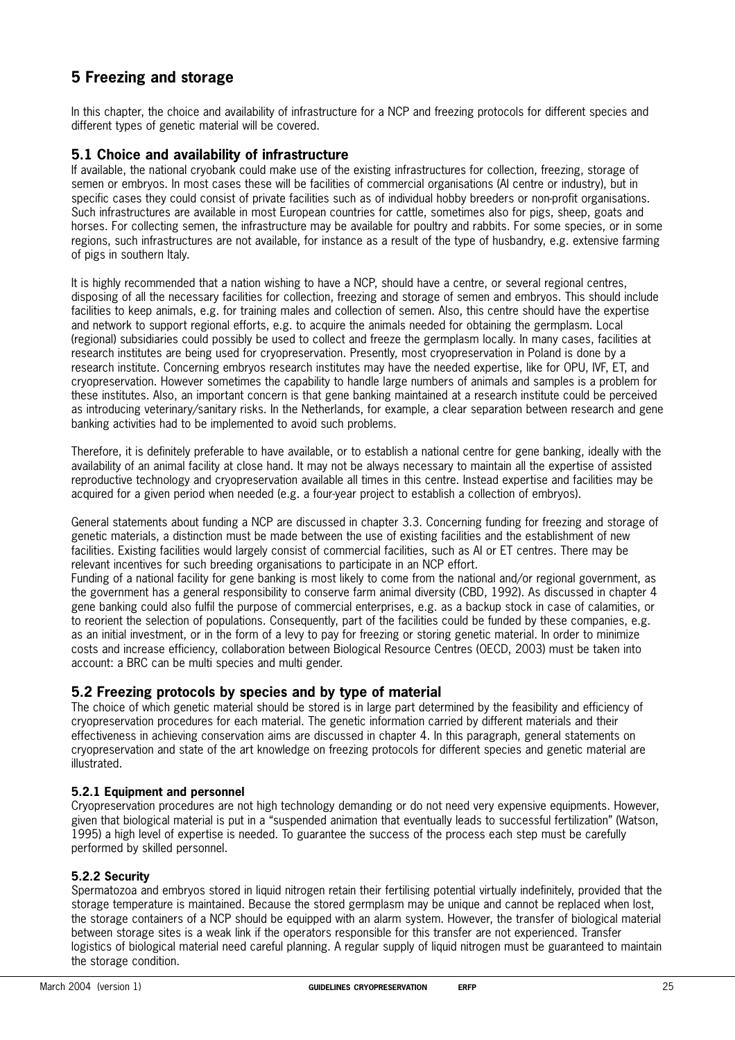# 5 Freezing and storage

In this chapter, the choice and availability of infrastructure for a NCP and freezing protocols for different species and different types of genetic material will be covered.

## 5.1 Choice and availability of infrastructure

If available, the national cryobank could make use of the existing infrastructures for collection, freezing, storage of semen or embryos. In most cases these will be facilities of commercial organisations (AI centre or industry), but in specific cases they could consist of private facilities such as of individual hobby breeders or non-profit organisations. Such infrastructures are available in most European countries for cattle, sometimes also for pigs, sheep, goats and horses. For collecting semen, the infrastructure may be available for poultry and rabbits. For some species, or in some regions, such infrastructures are not available, for instance as a result of the type of husbandry, e.g. extensive farming of pigs in southern Italy.

It is highly recommended that a nation wishing to have a NCP, should have a centre, or several regional centres, disposing of all the necessary facilities for collection, freezing and storage of semen and embryos. This should include facilities to keep animals, e.g. for training males and collection of semen. Also, this centre should have the expertise and network to support regional efforts, e.g. to acquire the animals needed for obtaining the germplasm. Local (regional) subsidiaries could possibly be used to collect and freeze the germplasm locally. In many cases, facilities at research institutes are being used for cryopreservation. Presently, most cryopreservation in Poland is done by a research institute. Concerning embryos research institutes may have the needed expertise, like for OPU, IVF, ET, and cryopreservation. However sometimes the capability to handle large numbers of animals and samples is a problem for these institutes. Also, an important concern is that gene banking maintained at a research institute could be perceived as introducing veterinary/sanitary risks. In the Netherlands, for example, a clear separation between research and gene banking activities had to be implemented to avoid such problems.

Therefore, it is definitely preferable to have available, or to establish a national centre for gene banking, ideally with the availability of an animal facility at close hand. It may not be always necessary to maintain all the expertise of assisted reproductive technology and cryopreservation available all times in this centre. Instead expertise and facilities may be acquired for a given period when needed (e.g. a four-year project to establish a collection of embryos).

General statements about funding a NCP are discussed in chapter 3.3. Concerning funding for freezing and storage of genetic materials, a distinction must be made between the use of existing facilities and the establishment of new facilities. Existing facilities would largely consist of commercial facilities, such as AI or ET centres. There may be relevant incentives for such breeding organisations to participate in an NCP effort.

Funding of a national facility for gene banking is most likely to come from the national and/or regional government, as the government has a general responsibility to conserve farm animal diversity (CBD, 1992). As discussed in chapter 4 gene banking could also fulfil the purpose of commercial enterprises, e.g. as a backup stock in case of calamities, or to reorient the selection of populations. Consequently, part of the facilities could be funded by these companies, e.g. as an initial investment, or in the form of a levy to pay for freezing or storing genetic material. In order to minimize costs and increase efficiency, collaboration between Biological Resource Centres (OECD, 2003) must be taken into account: a BRC can be multi species and multi gender.

## 5.2 Freezing protocols by species and by type of material

The choice of which genetic material should be stored is in large part determined by the feasibility and efficiency of cryopreservation procedures for each material. The genetic information carried by different materials and their effectiveness in achieving conservation aims are discussed in chapter 4. In this paragraph, general statements on cryopreservation and state of the art knowledge on freezing protocols for different species and genetic material are illustrated.

### 5.2.1 Equipment and personnel

Cryopreservation procedures are not high technology demanding or do not need very expensive equipments. However, given that biological material is put in a "suspended animation that eventually leads to successful fertilization" (Watson, 1995) a high level of expertise is needed. To guarantee the success of the process each step must be carefully performed by skilled personnel.

### 5.2.2 Security

Spermatozoa and embryos stored in liquid nitrogen retain their fertilising potential virtually indefinitely, provided that the storage temperature is maintained. Because the stored germplasm may be unique and cannot be replaced when lost, the storage containers of a NCP should be equipped with an alarm system. However, the transfer of biological material between storage sites is a weak link if the operators responsible for this transfer are not experienced. Transfer logistics of biological material need careful planning. A regular supply of liquid nitrogen must be guaranteed to maintain the storage condition.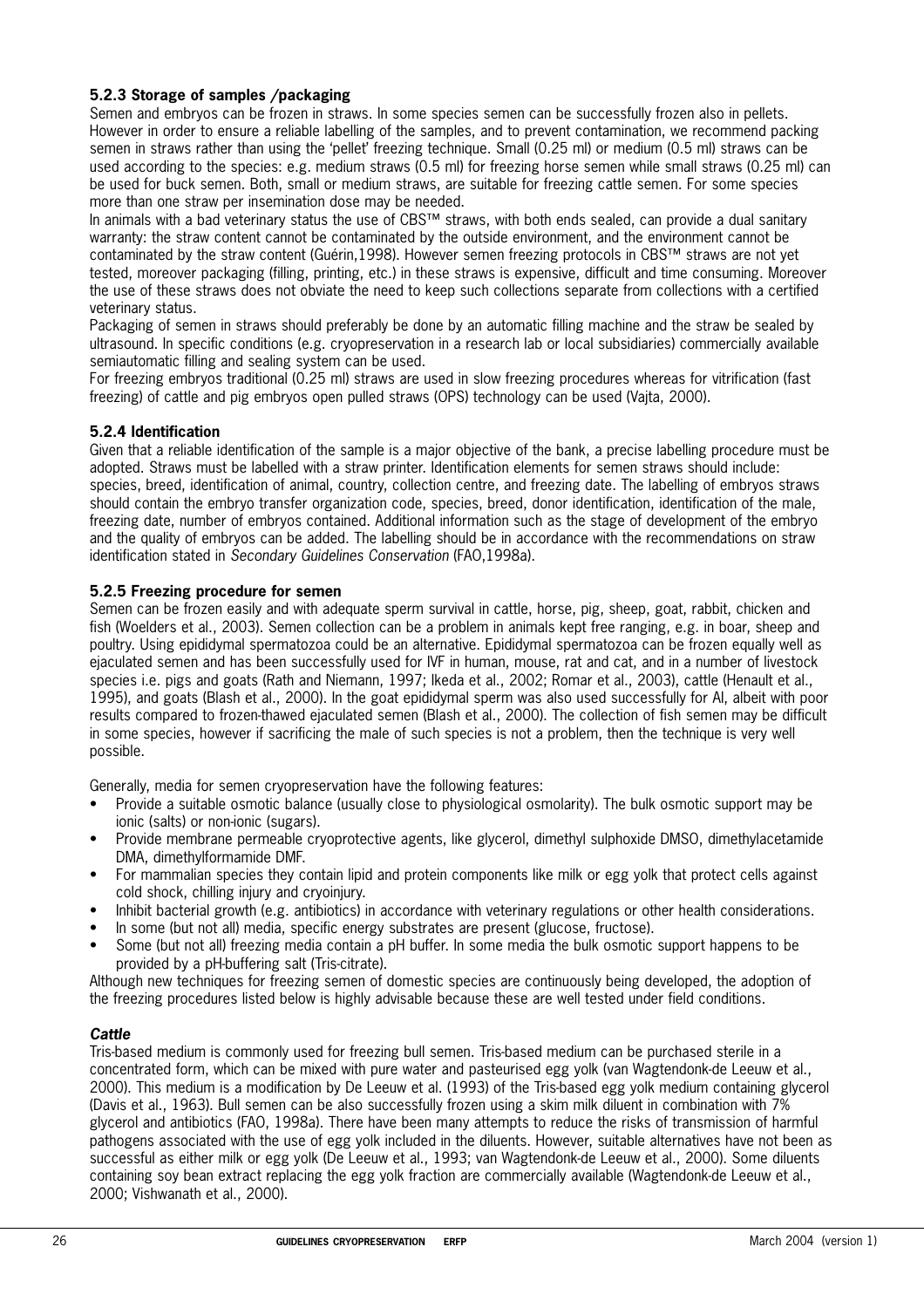### 5.2.3 Storage of samples /packaging

Semen and embryos can be frozen in straws. In some species semen can be successfully frozen also in pellets. However in order to ensure a reliable labelling of the samples, and to prevent contamination, we recommend packing semen in straws rather than using the 'pellet' freezing technique. Small (0.25 ml) or medium (0.5 ml) straws can be used according to the species: e.g. medium straws (0.5 ml) for freezing horse semen while small straws (0.25 ml) can be used for buck semen. Both, small or medium straws, are suitable for freezing cattle semen. For some species more than one straw per insemination dose may be needed.

In animals with a bad veterinary status the use of CBS™ straws, with both ends sealed, can provide a dual sanitary warranty: the straw content cannot be contaminated by the outside environment, and the environment cannot be contaminated by the straw content (Guérin,1998). However semen freezing protocols in CBS™ straws are not yet tested, moreover packaging (filling, printing, etc.) in these straws is expensive, difficult and time consuming. Moreover the use of these straws does not obviate the need to keep such collections separate from collections with a certified veterinary status.

Packaging of semen in straws should preferably be done by an automatic filling machine and the straw be sealed by ultrasound. In specific conditions (e.g. cryopreservation in a research lab or local subsidiaries) commercially available semiautomatic filling and sealing system can be used.

For freezing embryos traditional (0.25 ml) straws are used in slow freezing procedures whereas for vitrification (fast freezing) of cattle and pig embryos open pulled straws (OPS) technology can be used (Vajta, 2000).

### 5.2.4 Identification

Given that a reliable identification of the sample is a major objective of the bank, a precise labelling procedure must be adopted. Straws must be labelled with a straw printer. Identification elements for semen straws should include: species, breed, identification of animal, country, collection centre, and freezing date. The labelling of embryos straws should contain the embryo transfer organization code, species, breed, donor identification, identification of the male, freezing date, number of embryos contained. Additional information such as the stage of development of the embryo and the quality of embryos can be added. The labelling should be in accordance with the recommendations on straw identification stated in *Secondary Guidelines Conservation* (FAO,1998a).

### 5.2.5 Freezing procedure for semen

Semen can be frozen easily and with adequate sperm survival in cattle, horse, pig, sheep, goat, rabbit, chicken and fish (Woelders et al., 2003). Semen collection can be a problem in animals kept free ranging, e.g. in boar, sheep and poultry. Using epididymal spermatozoa could be an alternative. Epididymal spermatozoa can be frozen equally well as ejaculated semen and has been successfully used for IVF in human, mouse, rat and cat, and in a number of livestock species i.e. pigs and goats (Rath and Niemann, 1997; Ikeda et al., 2002; Romar et al., 2003), cattle (Henault et al., 1995), and goats (Blash et al., 2000). In the goat epididymal sperm was also used successfully for AI, albeit with poor results compared to frozen-thawed ejaculated semen (Blash et al., 2000). The collection of fish semen may be difficult in some species, however if sacrificing the male of such species is not a problem, then the technique is very well possible.

Generally, media for semen cryopreservation have the following features:

- Provide a suitable osmotic balance (usually close to physiological osmolarity). The bulk osmotic support may be ionic (salts) or non-ionic (sugars).
- Provide membrane permeable cryoprotective agents, like glycerol, dimethyl sulphoxide DMSO, dimethylacetamide DMA, dimethylformamide DMF.
- For mammalian species they contain lipid and protein components like milk or egg yolk that protect cells against cold shock, chilling injury and cryoinjury.
- Inhibit bacterial growth (e.g. antibiotics) in accordance with veterinary regulations or other health considerations.
- In some (but not all) media, specific energy substrates are present (glucose, fructose).
- Some (but not all) freezing media contain a pH buffer. In some media the bulk osmotic support happens to be provided by a pH-buffering salt (Tris-citrate).

Although new techniques for freezing semen of domestic species are continuously being developed, the adoption of the freezing procedures listed below is highly advisable because these are well tested under field conditions.

#### *Cattle*

Tris-based medium is commonly used for freezing bull semen. Tris-based medium can be purchased sterile in a concentrated form, which can be mixed with pure water and pasteurised egg yolk (van Wagtendonk-de Leeuw et al., 2000). This medium is a modification by De Leeuw et al. (1993) of the Tris-based egg yolk medium containing glycerol (Davis et al., 1963). Bull semen can be also successfully frozen using a skim milk diluent in combination with 7% glycerol and antibiotics (FAO, 1998a). There have been many attempts to reduce the risks of transmission of harmful pathogens associated with the use of egg yolk included in the diluents. However, suitable alternatives have not been as successful as either milk or egg yolk (De Leeuw et al., 1993; van Wagtendonk-de Leeuw et al., 2000). Some diluents containing soy bean extract replacing the egg yolk fraction are commercially available (Wagtendonk-de Leeuw et al., 2000; Vishwanath et al., 2000).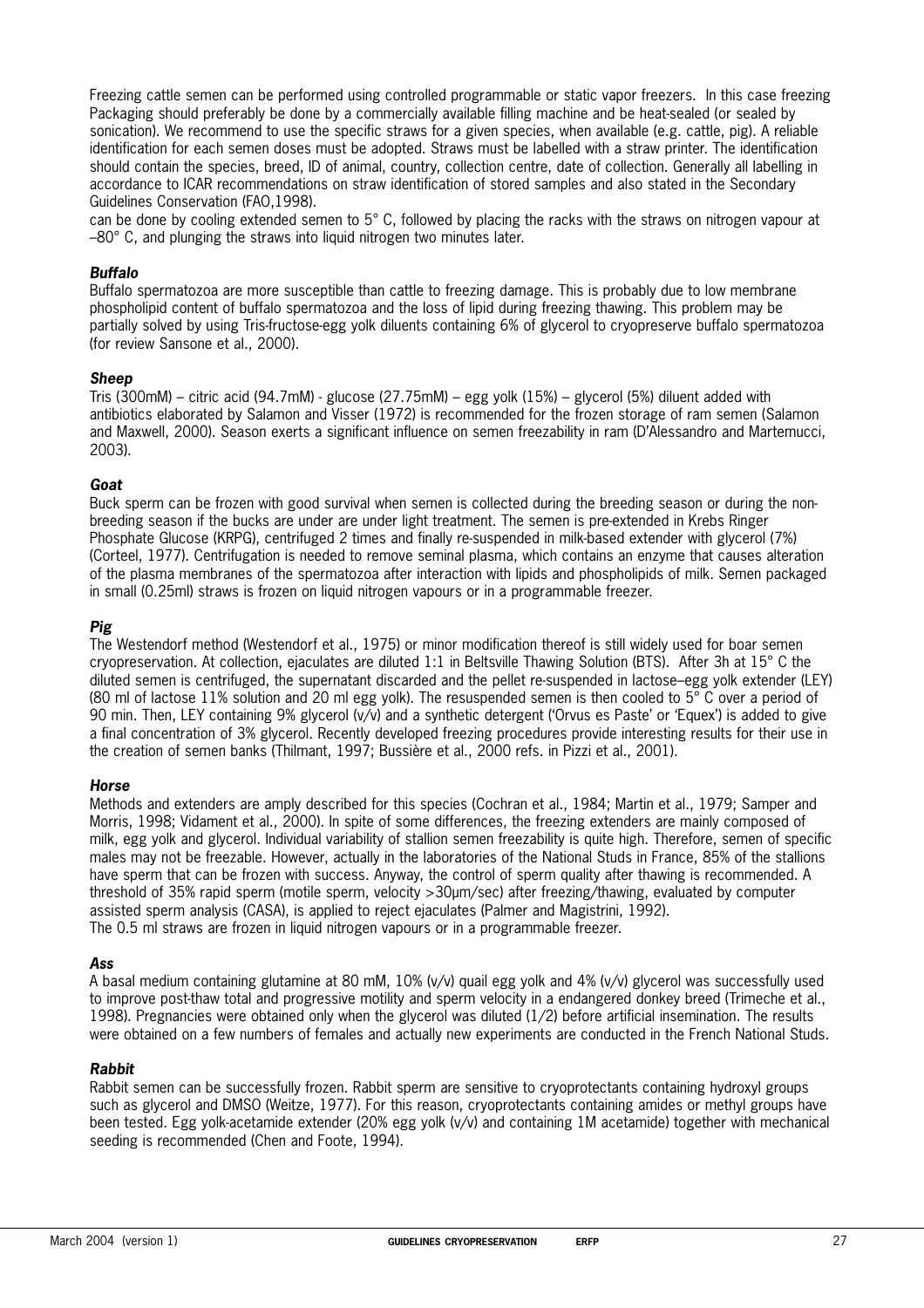Freezing cattle semen can be performed using controlled programmable or static vapor freezers. In this case freezing Packaging should preferably be done by a commercially available filling machine and be heat-sealed (or sealed by sonication). We recommend to use the specific straws for a given species, when available (e.g. cattle, pig). A reliable identification for each semen doses must be adopted. Straws must be labelled with a straw printer. The identification should contain the species, breed, ID of animal, country, collection centre, date of collection. Generally all labelling in accordance to ICAR recommendations on straw identification of stored samples and also stated in the Secondary Guidelines Conservation (FAO,1998).
can be done by cooling extended semen to 5° C, followed by placing the racks with the straws on nitrogen vapour at –80° C, and plunging the straws into liquid nitrogen two minutes later.

***Buffalo***

Buffalo spermatozoa are more susceptible than cattle to freezing damage. This is probably due to low membrane phospholipid content of buffalo spermatozoa and the loss of lipid during freezing thawing. This problem may be partially solved by using Tris-fructose-egg yolk diluents containing 6% of glycerol to cryopreserve buffalo spermatozoa (for review Sansone et al., 2000).

***Sheep***

Tris (300mM) – citric acid (94.7mM) - glucose (27.75mM) – egg yolk (15%) – glycerol (5%) diluent added with antibiotics elaborated by Salamon and Visser (1972) is recommended for the frozen storage of ram semen (Salamon and Maxwell, 2000). Season exerts a significant influence on semen freezability in ram (D'Alessandro and Martemucci, 2003).

***Goat***

Buck sperm can be frozen with good survival when semen is collected during the breeding season or during the non-breeding season if the bucks are under are under light treatment. The semen is pre-extended in Krebs Ringer Phosphate Glucose (KRPG), centrifuged 2 times and finally re-suspended in milk-based extender with glycerol (7%) (Corteel, 1977). Centrifugation is needed to remove seminal plasma, which contains an enzyme that causes alteration of the plasma membranes of the spermatozoa after interaction with lipids and phospholipids of milk. Semen packaged in small (0.25ml) straws is frozen on liquid nitrogen vapours or in a programmable freezer.

***Pig***

The Westendorf method (Westendorf et al., 1975) or minor modification thereof is still widely used for boar semen cryopreservation. At collection, ejaculates are diluted 1:1 in Beltsville Thawing Solution (BTS). After 3h at 15° C the diluted semen is centrifuged, the supernatant discarded and the pellet re-suspended in lactose–egg yolk extender (LEY) (80 ml of lactose 11% solution and 20 ml egg yolk). The resuspended semen is then cooled to 5° C over a period of 90 min. Then, LEY containing 9% glycerol (v/v) and a synthetic detergent ('Orvus es Paste' or 'Equex') is added to give a final concentration of 3% glycerol. Recently developed freezing procedures provide interesting results for their use in the creation of semen banks (Thilmant, 1997; Bussière et al., 2000 refs. in Pizzi et al., 2001).

***Horse***

Methods and extenders are amply described for this species (Cochran et al., 1984; Martin et al., 1979; Samper and Morris, 1998; Vidament et al., 2000). In spite of some differences, the freezing extenders are mainly composed of milk, egg yolk and glycerol. Individual variability of stallion semen freezability is quite high. Therefore, semen of specific males may not be freezable. However, actually in the laboratories of the National Studs in France, 85% of the stallions have sperm that can be frozen with success. Anyway, the control of sperm quality after thawing is recommended. A threshold of 35% rapid sperm (motile sperm, velocity >30µm/sec) after freezing/thawing, evaluated by computer assisted sperm analysis (CASA), is applied to reject ejaculates (Palmer and Magistrini, 1992).
The 0.5 ml straws are frozen in liquid nitrogen vapours or in a programmable freezer.

***Ass***

A basal medium containing glutamine at 80 mM, 10% (v/v) quail egg yolk and 4% (v/v) glycerol was successfully used to improve post-thaw total and progressive motility and sperm velocity in a endangered donkey breed (Trimeche et al., 1998). Pregnancies were obtained only when the glycerol was diluted (1/2) before artificial insemination. The results were obtained on a few numbers of females and actually new experiments are conducted in the French National Studs.

***Rabbit***

Rabbit semen can be successfully frozen. Rabbit sperm are sensitive to cryoprotectants containing hydroxyl groups such as glycerol and DMSO (Weitze, 1977). For this reason, cryoprotectants containing amides or methyl groups have been tested. Egg yolk-acetamide extender (20% egg yolk (v/v) and containing 1M acetamide) together with mechanical seeding is recommended (Chen and Foote, 1994).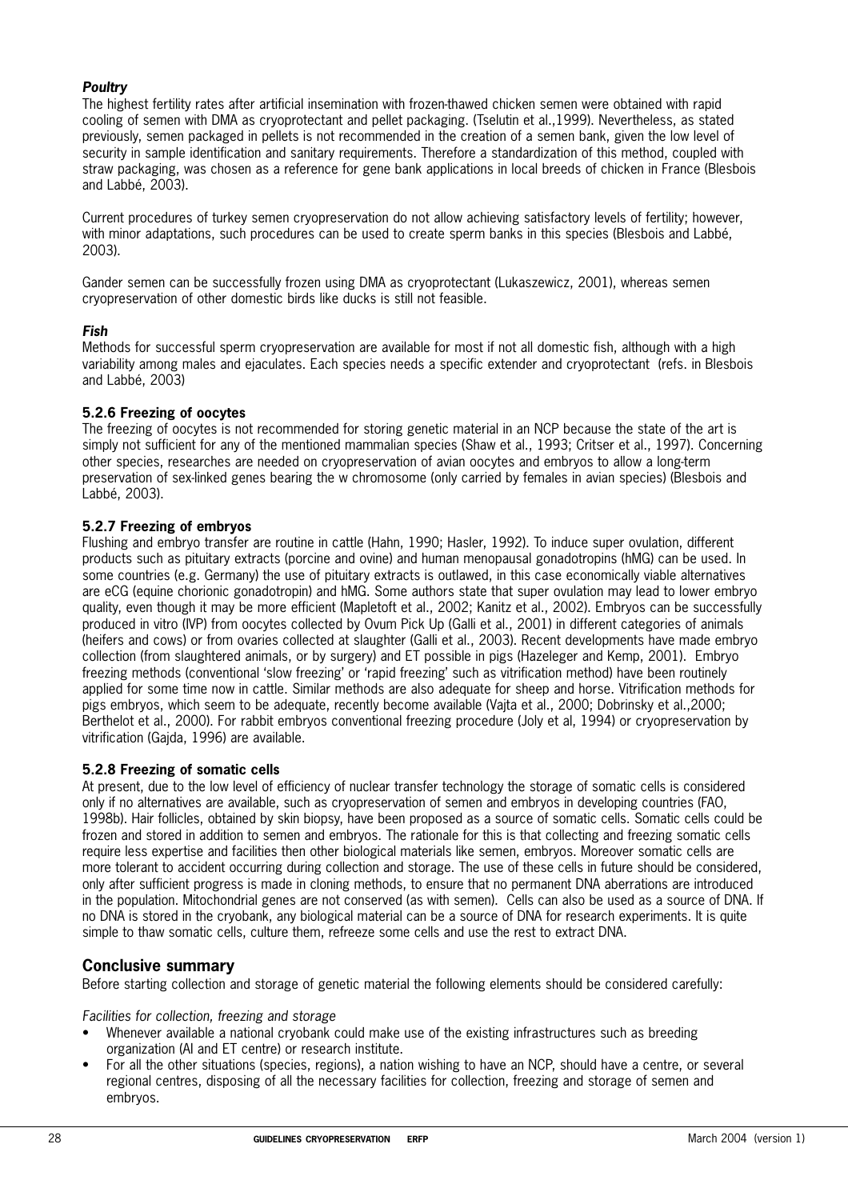***Poultry***

The highest fertility rates after artificial insemination with frozen-thawed chicken semen were obtained with rapid cooling of semen with DMA as cryoprotectant and pellet packaging. (Tselutin et al.,1999). Nevertheless, as stated previously, semen packaged in pellets is not recommended in the creation of a semen bank, given the low level of security in sample identification and sanitary requirements. Therefore a standardization of this method, coupled with straw packaging, was chosen as a reference for gene bank applications in local breeds of chicken in France (Blesbois and Labbé, 2003).

Current procedures of turkey semen cryopreservation do not allow achieving satisfactory levels of fertility; however, with minor adaptations, such procedures can be used to create sperm banks in this species (Blesbois and Labbé, 2003).

Gander semen can be successfully frozen using DMA as cryoprotectant (Lukaszewicz, 2001), whereas semen cryopreservation of other domestic birds like ducks is still not feasible.

***Fish***

Methods for successful sperm cryopreservation are available for most if not all domestic fish, although with a high variability among males and ejaculates. Each species needs a specific extender and cryoprotectant (refs. in Blesbois and Labbé, 2003)

### 5.2.6 Freezing of oocytes

The freezing of oocytes is not recommended for storing genetic material in an NCP because the state of the art is simply not sufficient for any of the mentioned mammalian species (Shaw et al., 1993; Critser et al., 1997). Concerning other species, researches are needed on cryopreservation of avian oocytes and embryos to allow a long-term preservation of sex-linked genes bearing the w chromosome (only carried by females in avian species) (Blesbois and Labbé, 2003).

### 5.2.7 Freezing of embryos

Flushing and embryo transfer are routine in cattle (Hahn, 1990; Hasler, 1992). To induce super ovulation, different products such as pituitary extracts (porcine and ovine) and human menopausal gonadotropins (hMG) can be used. In some countries (e.g. Germany) the use of pituitary extracts is outlawed, in this case economically viable alternatives are eCG (equine chorionic gonadotropin) and hMG. Some authors state that super ovulation may lead to lower embryo quality, even though it may be more efficient (Mapletoft et al., 2002; Kanitz et al., 2002). Embryos can be successfully produced in vitro (IVP) from oocytes collected by Ovum Pick Up (Galli et al., 2001) in different categories of animals (heifers and cows) or from ovaries collected at slaughter (Galli et al., 2003). Recent developments have made embryo collection (from slaughtered animals, or by surgery) and ET possible in pigs (Hazeleger and Kemp, 2001). Embryo freezing methods (conventional 'slow freezing' or 'rapid freezing' such as vitrification method) have been routinely applied for some time now in cattle. Similar methods are also adequate for sheep and horse. Vitrification methods for pigs embryos, which seem to be adequate, recently become available (Vajta et al., 2000; Dobrinsky et al.,2000; Berthelot et al., 2000). For rabbit embryos conventional freezing procedure (Joly et al, 1994) or cryopreservation by vitrification (Gajda, 1996) are available.

### 5.2.8 Freezing of somatic cells

At present, due to the low level of efficiency of nuclear transfer technology the storage of somatic cells is considered only if no alternatives are available, such as cryopreservation of semen and embryos in developing countries (FAO, 1998b). Hair follicles, obtained by skin biopsy, have been proposed as a source of somatic cells. Somatic cells could be frozen and stored in addition to semen and embryos. The rationale for this is that collecting and freezing somatic cells require less expertise and facilities then other biological materials like semen, embryos. Moreover somatic cells are more tolerant to accident occurring during collection and storage. The use of these cells in future should be considered, only after sufficient progress is made in cloning methods, to ensure that no permanent DNA aberrations are introduced in the population. Mitochondrial genes are not conserved (as with semen). Cells can also be used as a source of DNA. If no DNA is stored in the cryobank, any biological material can be a source of DNA for research experiments. It is quite simple to thaw somatic cells, culture them, refreeze some cells and use the rest to extract DNA.

## Conclusive summary

Before starting collection and storage of genetic material the following elements should be considered carefully:

*Facilities for collection, freezing and storage*

- Whenever available a national cryobank could make use of the existing infrastructures such as breeding organization (AI and ET centre) or research institute.
- For all the other situations (species, regions), a nation wishing to have an NCP, should have a centre, or several regional centres, disposing of all the necessary facilities for collection, freezing and storage of semen and embryos.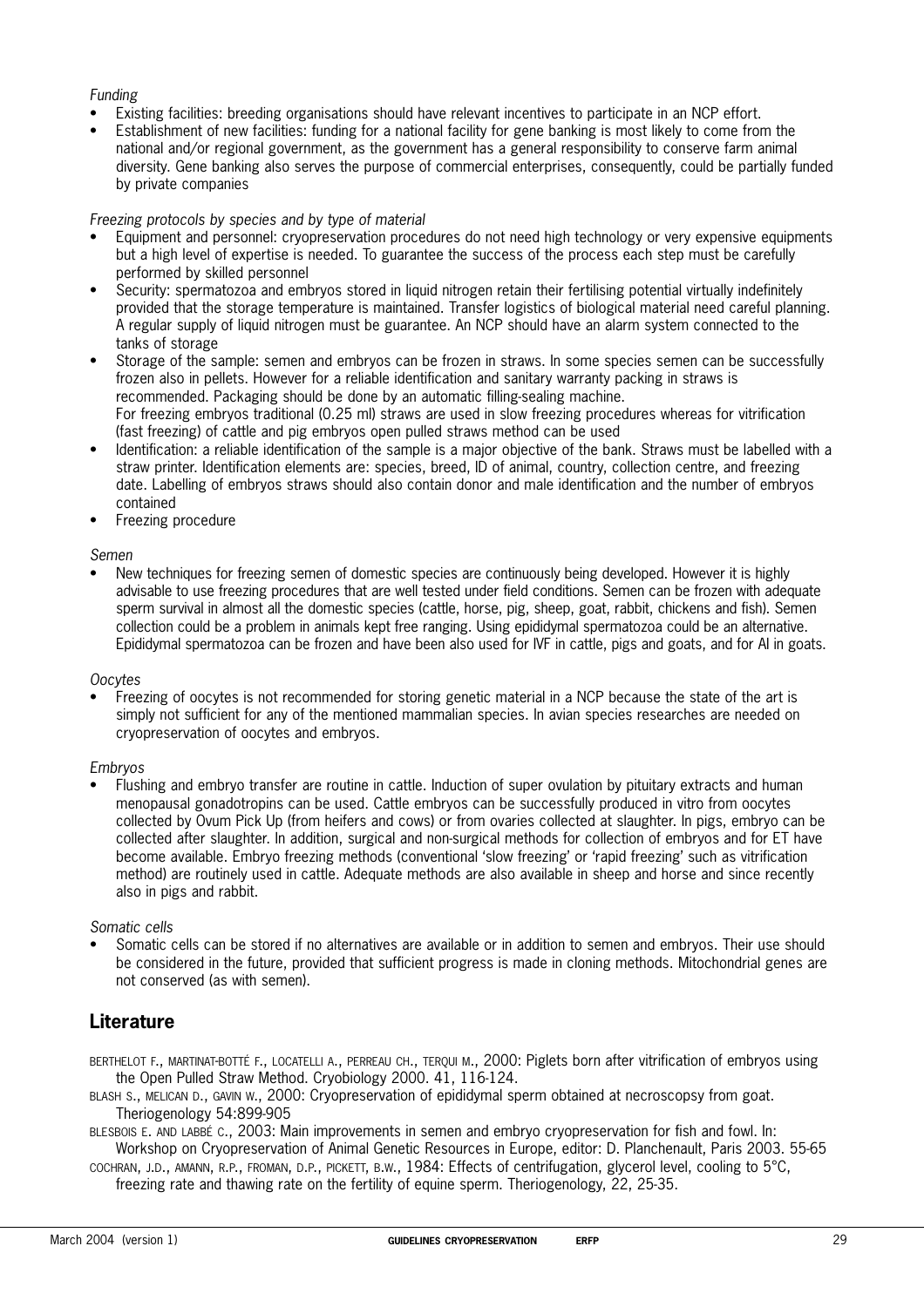*Funding*

- Existing facilities: breeding organisations should have relevant incentives to participate in an NCP effort.
- Establishment of new facilities: funding for a national facility for gene banking is most likely to come from the national and/or regional government, as the government has a general responsibility to conserve farm animal diversity. Gene banking also serves the purpose of commercial enterprises, consequently, could be partially funded by private companies

*Freezing protocols by species and by type of material*

- Equipment and personnel: cryopreservation procedures do not need high technology or very expensive equipments but a high level of expertise is needed. To guarantee the success of the process each step must be carefully performed by skilled personnel
- Security: spermatozoa and embryos stored in liquid nitrogen retain their fertilising potential virtually indefinitely provided that the storage temperature is maintained. Transfer logistics of biological material need careful planning. A regular supply of liquid nitrogen must be guarantee. An NCP should have an alarm system connected to the tanks of storage
- Storage of the sample: semen and embryos can be frozen in straws. In some species semen can be successfully frozen also in pellets. However for a reliable identification and sanitary warranty packing in straws is recommended. Packaging should be done by an automatic filling-sealing machine.
  For freezing embryos traditional (0.25 ml) straws are used in slow freezing procedures whereas for vitrification (fast freezing) of cattle and pig embryos open pulled straws method can be used
- Identification: a reliable identification of the sample is a major objective of the bank. Straws must be labelled with a straw printer. Identification elements are: species, breed, ID of animal, country, collection centre, and freezing date. Labelling of embryos straws should also contain donor and male identification and the number of embryos contained
- Freezing procedure

*Semen*

- New techniques for freezing semen of domestic species are continuously being developed. However it is highly advisable to use freezing procedures that are well tested under field conditions. Semen can be frozen with adequate sperm survival in almost all the domestic species (cattle, horse, pig, sheep, goat, rabbit, chickens and fish). Semen collection could be a problem in animals kept free ranging. Using epididymal spermatozoa could be an alternative. Epididymal spermatozoa can be frozen and have been also used for IVF in cattle, pigs and goats, and for AI in goats.

*Oocytes*

- Freezing of oocytes is not recommended for storing genetic material in a NCP because the state of the art is simply not sufficient for any of the mentioned mammalian species. In avian species researches are needed on cryopreservation of oocytes and embryos.

*Embryos*

- Flushing and embryo transfer are routine in cattle. Induction of super ovulation by pituitary extracts and human menopausal gonadotropins can be used. Cattle embryos can be successfully produced in vitro from oocytes collected by Ovum Pick Up (from heifers and cows) or from ovaries collected at slaughter. In pigs, embryo can be collected after slaughter. In addition, surgical and non-surgical methods for collection of embryos and for ET have become available. Embryo freezing methods (conventional 'slow freezing' or 'rapid freezing' such as vitrification method) are routinely used in cattle. Adequate methods are also available in sheep and horse and since recently also in pigs and rabbit.

*Somatic cells*

- Somatic cells can be stored if no alternatives are available or in addition to semen and embryos. Their use should be considered in the future, provided that sufficient progress is made in cloning methods. Mitochondrial genes are not conserved (as with semen).

## Literature

BERTHELOT F., MARTINAT-BOTTÉ F., LOCATELLI A., PERREAU CH., TERQUI M., 2000: Piglets born after vitrification of embryos using the Open Pulled Straw Method. Cryobiology 2000. 41, 116-124.

BLASH S., MELICAN D., GAVIN W., 2000: Cryopreservation of epididymal sperm obtained at necroscopsy from goat. Theriogenology 54:899-905

BLESBOIS E. AND LABBÉ C., 2003: Main improvements in semen and embryo cryopreservation for fish and fowl. In: Workshop on Cryopreservation of Animal Genetic Resources in Europe, editor: D. Planchenault, Paris 2003. 55-65

COCHRAN, J.D., AMANN, R.P., FROMAN, D.P., PICKETT, B.W., 1984: Effects of centrifugation, glycerol level, cooling to 5°C, freezing rate and thawing rate on the fertility of equine sperm. Theriogenology, 22, 25-35.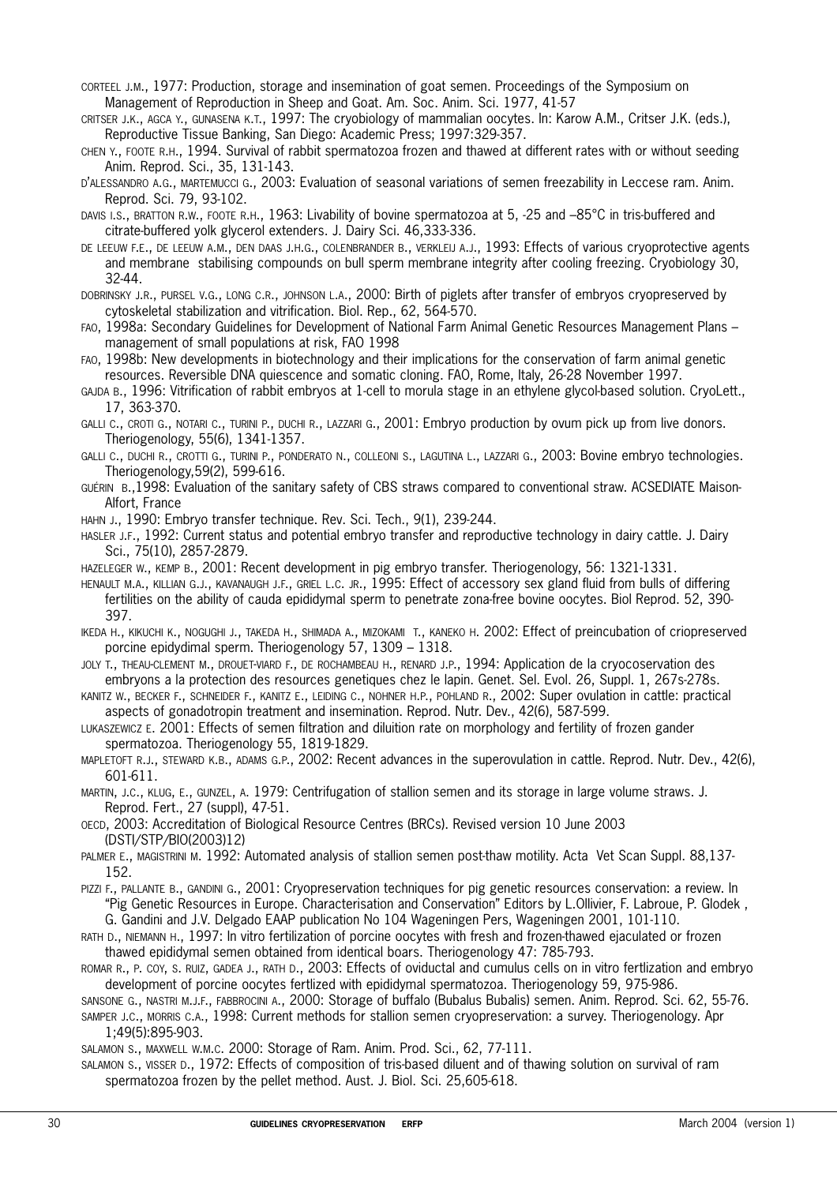CORTEEL J.M., 1977: Production, storage and insemination of goat semen. Proceedings of the Symposium on Management of Reproduction in Sheep and Goat. Am. Soc. Anim. Sci. 1977, 41-57

CRITSER J.K., AGCA Y., GUNASENA K.T., 1997: The cryobiology of mammalian oocytes. In: Karow A.M., Critser J.K. (eds.), Reproductive Tissue Banking, San Diego: Academic Press; 1997:329-357.

CHEN Y., FOOTE R.H., 1994. Survival of rabbit spermatozoa frozen and thawed at different rates with or without seeding Anim. Reprod. Sci., 35, 131-143.

D'ALESSANDRO A.G., MARTEMUCCI G., 2003: Evaluation of seasonal variations of semen freezability in Leccese ram. Anim. Reprod. Sci. 79, 93-102.

DAVIS I.S., BRATTON R.W., FOOTE R.H., 1963: Livability of bovine spermatozoa at 5, -25 and –85°C in tris-buffered and citrate-buffered yolk glycerol extenders. J. Dairy Sci. 46,333-336.

DE LEEUW F.E., DE LEEUW A.M., DEN DAAS J.H.G., COLENBRANDER B., VERKLEIJ A.J., 1993: Effects of various cryoprotective agents and membrane stabilising compounds on bull sperm membrane integrity after cooling freezing. Cryobiology 30, 32-44.

DOBRINSKY J.R., PURSEL V.G., LONG C.R., JOHNSON L.A., 2000: Birth of piglets after transfer of embryos cryopreserved by cytoskeletal stabilization and vitrification. Biol. Rep., 62, 564-570.

FAO, 1998a: Secondary Guidelines for Development of National Farm Animal Genetic Resources Management Plans – management of small populations at risk, FAO 1998

FAO, 1998b: New developments in biotechnology and their implications for the conservation of farm animal genetic resources. Reversible DNA quiescence and somatic cloning. FAO, Rome, Italy, 26-28 November 1997.

GAJDA B., 1996: Vitrification of rabbit embryos at 1-cell to morula stage in an ethylene glycol-based solution. CryoLett., 17, 363-370.

GALLI C., CROTI G., NOTARI C., TURINI P., DUCHI R., LAZZARI G., 2001: Embryo production by ovum pick up from live donors. Theriogenology, 55(6), 1341-1357.

GALLI C., DUCHI R., CROTTI G., TURINI P., PONDERATO N., COLLEONI S., LAGUTINA L., LAZZARI G., 2003: Bovine embryo technologies. Theriogenology,59(2), 599-616.

GUÉRIN B.,1998: Evaluation of the sanitary safety of CBS straws compared to conventional straw. ACSEDIATE Maison-Alfort, France

HAHN J., 1990: Embryo transfer technique. Rev. Sci. Tech., 9(1), 239-244.

HASLER J.F., 1992: Current status and potential embryo transfer and reproductive technology in dairy cattle. J. Dairy Sci., 75(10), 2857-2879.

HAZELEGER W., KEMP B., 2001: Recent development in pig embryo transfer. Theriogenology, 56: 1321-1331.

HENAULT M.A., KILLIAN G.J., KAVANAUGH J.F., GRIEL L.C. JR., 1995: Effect of accessory sex gland fluid from bulls of differing fertilities on the ability of cauda epididymal sperm to penetrate zona-free bovine oocytes. Biol Reprod. 52, 390-397.

IKEDA H., KIKUCHI K., NOGUGHI J., TAKEDA H., SHIMADA A., MIZOKAMI T., KANEKO H. 2002: Effect of preincubation of criopreserved porcine epydidymal sperm. Theriogenology 57, 1309 – 1318.

JOLY T., THEAU-CLEMENT M., DROUET-VIARD F., DE ROCHAMBEAU H., RENARD J.P., 1994: Application de la cryocoservation des embryons a la protection des resources genetiques chez le lapin. Genet. Sel. Evol. 26, Suppl. 1, 267s-278s.

KANITZ W., BECKER F., SCHNEIDER F., KANITZ E., LEIDING C., NOHNER H.P., POHLAND R., 2002: Super ovulation in cattle: practical aspects of gonadotropin treatment and insemination. Reprod. Nutr. Dev., 42(6), 587-599.

LUKASZEWICZ E. 2001: Effects of semen filtration and diluition rate on morphology and fertility of frozen gander spermatozoa. Theriogenology 55, 1819-1829.

MAPLETOFT R.J., STEWARD K.B., ADAMS G.P., 2002: Recent advances in the superovulation in cattle. Reprod. Nutr. Dev., 42(6), 601-611.

MARTIN, J.C., KLUG, E., GUNZEL, A. 1979: Centrifugation of stallion semen and its storage in large volume straws. J. Reprod. Fert., 27 (suppl), 47-51.

OECD, 2003: Accreditation of Biological Resource Centres (BRCs). Revised version 10 June 2003 (DSTI/STP/BIO(2003)12)

PALMER E., MAGISTRINI M. 1992: Automated analysis of stallion semen post-thaw motility. Acta Vet Scan Suppl. 88,137-152.

PIZZI F., PALLANTE B., GANDINI G., 2001: Cryopreservation techniques for pig genetic resources conservation: a review. In "Pig Genetic Resources in Europe. Characterisation and Conservation" Editors by L.Ollivier, F. Labroue, P. Glodek , G. Gandini and J.V. Delgado EAAP publication No 104 Wageningen Pers, Wageningen 2001, 101-110.

RATH D., NIEMANN H., 1997: In vitro fertilization of porcine oocytes with fresh and frozen-thawed ejaculated or frozen thawed epididymal semen obtained from identical boars. Theriogenology 47: 785-793.

ROMAR R., P. COY, S. RUIZ, GADEA J., RATH D., 2003: Effects of oviductal and cumulus cells on in vitro fertlization and embryo development of porcine oocytes fertlized with epididymal spermatozoa. Theriogenology 59, 975-986.

SANSONE G., NASTRI M.J.F., FABBROCINI A., 2000: Storage of buffalo (Bubalus Bubalis) semen. Anim. Reprod. Sci. 62, 55-76.

SAMPER J.C., MORRIS C.A., 1998: Current methods for stallion semen cryopreservation: a survey. Theriogenology. Apr 1;49(5):895-903.

SALAMON S., MAXWELL W.M.C. 2000: Storage of Ram. Anim. Prod. Sci., 62, 77-111.

SALAMON S., VISSER D., 1972: Effects of composition of tris-based diluent and of thawing solution on survival of ram spermatozoa frozen by the pellet method. Aust. J. Biol. Sci. 25,605-618.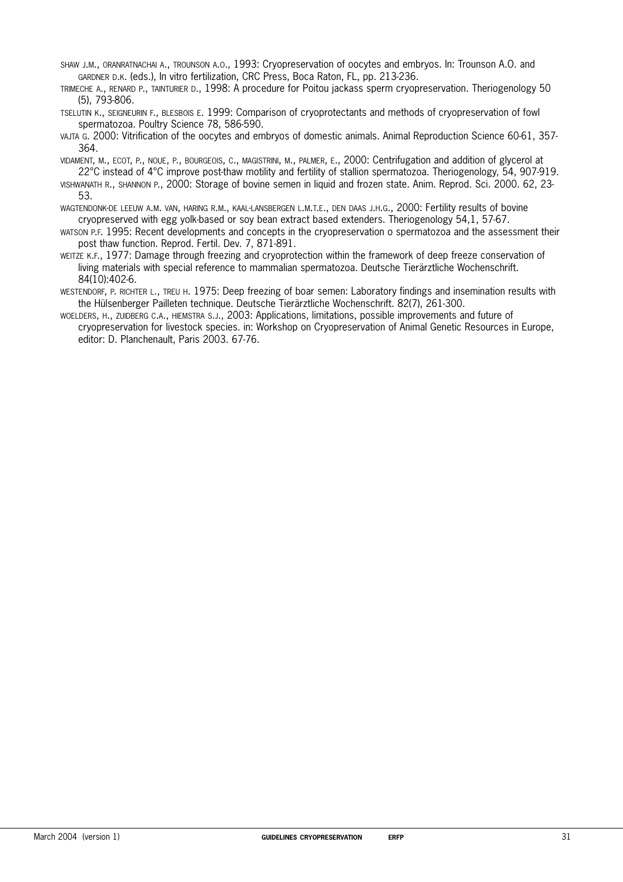SHAW J.M., ORANRATNACHAI A., TROUNSON A.O., 1993: Cryopreservation of oocytes and embryos. In: Trounson A.O. and GARDNER D.K. (eds.), In vitro fertilization, CRC Press, Boca Raton, FL, pp. 213-236.

TRIMECHE A., RENARD P., TAINTURIER D., 1998: A procedure for Poitou jackass sperm cryopreservation. Theriogenology 50 (5), 793-806.

TSELUTIN K., SEIGNEURIN F., BLESBOIS E. 1999: Comparison of cryoprotectants and methods of cryopreservation of fowl spermatozoa. Poultry Science 78, 586-590.

VAJTA G. 2000: Vitrification of the oocytes and embryos of domestic animals. Animal Reproduction Science 60-61, 357-364.

VIDAMENT, M., ECOT, P., NOUE, P., BOURGEOIS, C., MAGISTRINI, M., PALMER, E., 2000: Centrifugation and addition of glycerol at 22°C instead of 4°C improve post-thaw motility and fertility of stallion spermatozoa. Theriogenology, 54, 907-919.

VISHWANATH R., SHANNON P., 2000: Storage of bovine semen in liquid and frozen state. Anim. Reprod. Sci. 2000. 62, 23-53.

WAGTENDONK-DE LEEUW A.M. VAN, HARING R.M., KAAL-LANSBERGEN L.M.T.E., DEN DAAS J.H.G., 2000: Fertility results of bovine cryopreserved with egg yolk-based or soy bean extract based extenders. Theriogenology 54,1, 57-67.

WATSON P.F. 1995: Recent developments and concepts in the cryopreservation o spermatozoa and the assessment their post thaw function. Reprod. Fertil. Dev. 7, 871-891.

WEITZE K.F., 1977: Damage through freezing and cryoprotection within the framework of deep freeze conservation of living materials with special reference to mammalian spermatozoa. Deutsche Tierärztliche Wochenschrift. 84(10):402-6.

WESTENDORF, P. RICHTER L., TREU H. 1975: Deep freezing of boar semen: Laboratory findings and insemination results with the Hülsenberger Pailleten technique. Deutsche Tierärztliche Wochenschrift. 82(7), 261-300.

WOELDERS, H., ZUIDBERG C.A., HIEMSTRA S.J., 2003: Applications, limitations, possible improvements and future of cryopreservation for livestock species. in: Workshop on Cryopreservation of Animal Genetic Resources in Europe, editor: D. Planchenault, Paris 2003. 67-76.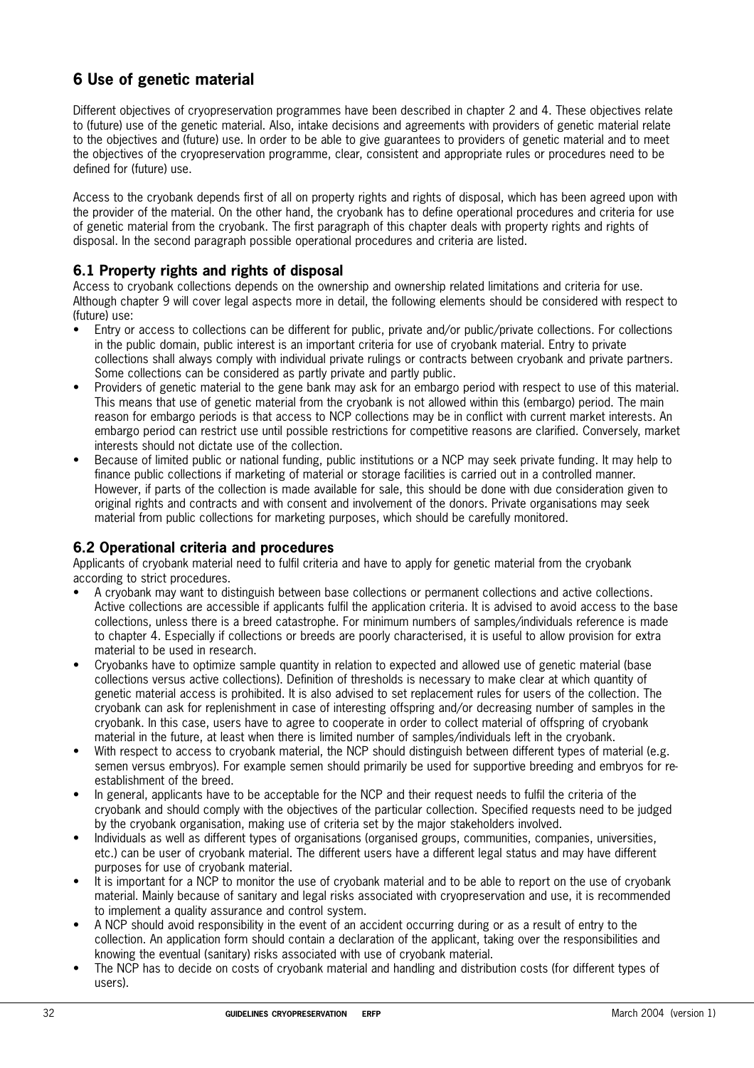## 6 Use of genetic material

Different objectives of cryopreservation programmes have been described in chapter 2 and 4. These objectives relate to (future) use of the genetic material. Also, intake decisions and agreements with providers of genetic material relate to the objectives and (future) use. In order to be able to give guarantees to providers of genetic material and to meet the objectives of the cryopreservation programme, clear, consistent and appropriate rules or procedures need to be defined for (future) use.

Access to the cryobank depends first of all on property rights and rights of disposal, which has been agreed upon with the provider of the material. On the other hand, the cryobank has to define operational procedures and criteria for use of genetic material from the cryobank. The first paragraph of this chapter deals with property rights and rights of disposal. In the second paragraph possible operational procedures and criteria are listed.

### 6.1 Property rights and rights of disposal

Access to cryobank collections depends on the ownership and ownership related limitations and criteria for use. Although chapter 9 will cover legal aspects more in detail, the following elements should be considered with respect to (future) use:

- Entry or access to collections can be different for public, private and/or public/private collections. For collections in the public domain, public interest is an important criteria for use of cryobank material. Entry to private collections shall always comply with individual private rulings or contracts between cryobank and private partners. Some collections can be considered as partly private and partly public.
- Providers of genetic material to the gene bank may ask for an embargo period with respect to use of this material. This means that use of genetic material from the cryobank is not allowed within this (embargo) period. The main reason for embargo periods is that access to NCP collections may be in conflict with current market interests. An embargo period can restrict use until possible restrictions for competitive reasons are clarified. Conversely, market interests should not dictate use of the collection.
- Because of limited public or national funding, public institutions or a NCP may seek private funding. It may help to finance public collections if marketing of material or storage facilities is carried out in a controlled manner. However, if parts of the collection is made available for sale, this should be done with due consideration given to original rights and contracts and with consent and involvement of the donors. Private organisations may seek material from public collections for marketing purposes, which should be carefully monitored.

### 6.2 Operational criteria and procedures

Applicants of cryobank material need to fulfil criteria and have to apply for genetic material from the cryobank according to strict procedures.

- A cryobank may want to distinguish between base collections or permanent collections and active collections. Active collections are accessible if applicants fulfil the application criteria. It is advised to avoid access to the base collections, unless there is a breed catastrophe. For minimum numbers of samples/individuals reference is made to chapter 4. Especially if collections or breeds are poorly characterised, it is useful to allow provision for extra material to be used in research.
- Cryobanks have to optimize sample quantity in relation to expected and allowed use of genetic material (base collections versus active collections). Definition of thresholds is necessary to make clear at which quantity of genetic material access is prohibited. It is also advised to set replacement rules for users of the collection. The cryobank can ask for replenishment in case of interesting offspring and/or decreasing number of samples in the cryobank. In this case, users have to agree to cooperate in order to collect material of offspring of cryobank material in the future, at least when there is limited number of samples/individuals left in the cryobank.
- With respect to access to cryobank material, the NCP should distinguish between different types of material (e.g. semen versus embryos). For example semen should primarily be used for supportive breeding and embryos for re-establishment of the breed.
- In general, applicants have to be acceptable for the NCP and their request needs to fulfil the criteria of the cryobank and should comply with the objectives of the particular collection. Specified requests need to be judged by the cryobank organisation, making use of criteria set by the major stakeholders involved.
- Individuals as well as different types of organisations (organised groups, communities, companies, universities, etc.) can be user of cryobank material. The different users have a different legal status and may have different purposes for use of cryobank material.
- It is important for a NCP to monitor the use of cryobank material and to be able to report on the use of cryobank material. Mainly because of sanitary and legal risks associated with cryopreservation and use, it is recommended to implement a quality assurance and control system.
- A NCP should avoid responsibility in the event of an accident occurring during or as a result of entry to the collection. An application form should contain a declaration of the applicant, taking over the responsibilities and knowing the eventual (sanitary) risks associated with use of cryobank material.
- The NCP has to decide on costs of cryobank material and handling and distribution costs (for different types of users).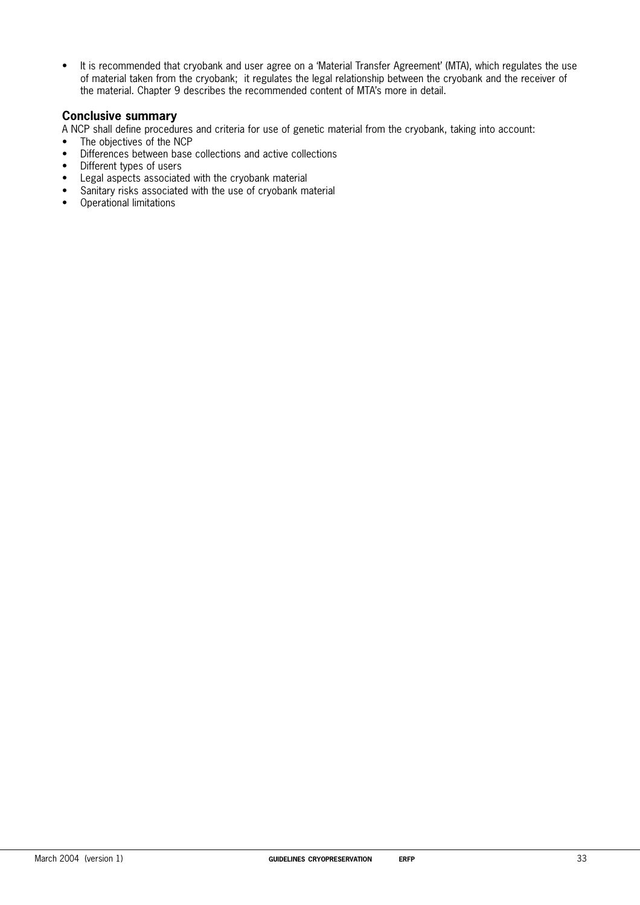- It is recommended that cryobank and user agree on a 'Material Transfer Agreement' (MTA), which regulates the use of material taken from the cryobank; it regulates the legal relationship between the cryobank and the receiver of the material. Chapter 9 describes the recommended content of MTA's more in detail.

### Conclusive summary

A NCP shall define procedures and criteria for use of genetic material from the cryobank, taking into account:

- The objectives of the NCP
- Differences between base collections and active collections
- Different types of users
- Legal aspects associated with the cryobank material
- Sanitary risks associated with the use of cryobank material
- Operational limitations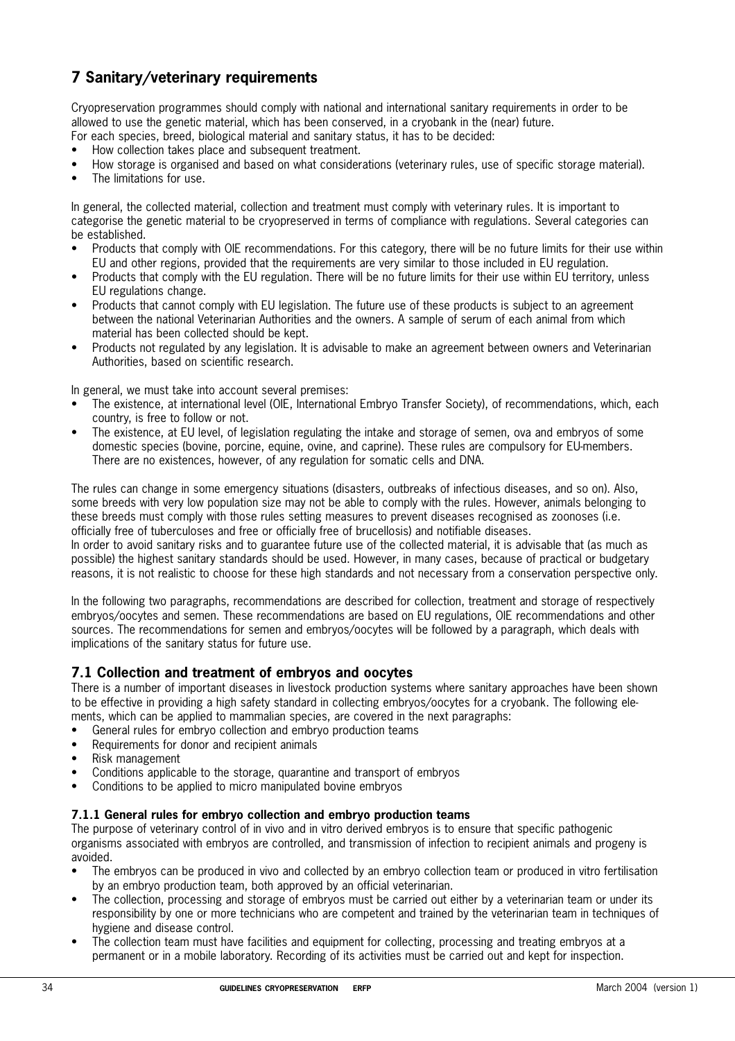# 7 Sanitary/veterinary requirements

Cryopreservation programmes should comply with national and international sanitary requirements in order to be allowed to use the genetic material, which has been conserved, in a cryobank in the (near) future.
For each species, breed, biological material and sanitary status, it has to be decided:

- How collection takes place and subsequent treatment.
- How storage is organised and based on what considerations (veterinary rules, use of specific storage material).
- The limitations for use.

In general, the collected material, collection and treatment must comply with veterinary rules. It is important to categorise the genetic material to be cryopreserved in terms of compliance with regulations. Several categories can be established.

- Products that comply with OIE recommendations. For this category, there will be no future limits for their use within EU and other regions, provided that the requirements are very similar to those included in EU regulation.
- Products that comply with the EU regulation. There will be no future limits for their use within EU territory, unless EU regulations change.
- Products that cannot comply with EU legislation. The future use of these products is subject to an agreement between the national Veterinarian Authorities and the owners. A sample of serum of each animal from which material has been collected should be kept.
- Products not regulated by any legislation. It is advisable to make an agreement between owners and Veterinarian Authorities, based on scientific research.

In general, we must take into account several premises:

- The existence, at international level (OIE, International Embryo Transfer Society), of recommendations, which, each country, is free to follow or not.
- The existence, at EU level, of legislation regulating the intake and storage of semen, ova and embryos of some domestic species (bovine, porcine, equine, ovine, and caprine). These rules are compulsory for EU-members. There are no existences, however, of any regulation for somatic cells and DNA.

The rules can change in some emergency situations (disasters, outbreaks of infectious diseases, and so on). Also, some breeds with very low population size may not be able to comply with the rules. However, animals belonging to these breeds must comply with those rules setting measures to prevent diseases recognised as zoonoses (i.e. officially free of tuberculoses and free or officially free of brucellosis) and notifiable diseases.
In order to avoid sanitary risks and to guarantee future use of the collected material, it is advisable that (as much as possible) the highest sanitary standards should be used. However, in many cases, because of practical or budgetary reasons, it is not realistic to choose for these high standards and not necessary from a conservation perspective only.

In the following two paragraphs, recommendations are described for collection, treatment and storage of respectively embryos/oocytes and semen. These recommendations are based on EU regulations, OIE recommendations and other sources. The recommendations for semen and embryos/oocytes will be followed by a paragraph, which deals with implications of the sanitary status for future use.

## 7.1 Collection and treatment of embryos and oocytes

There is a number of important diseases in livestock production systems where sanitary approaches have been shown to be effective in providing a high safety standard in collecting embryos/oocytes for a cryobank. The following elements, which can be applied to mammalian species, are covered in the next paragraphs:

- General rules for embryo collection and embryo production teams
- Requirements for donor and recipient animals
- Risk management
- Conditions applicable to the storage, quarantine and transport of embryos
- Conditions to be applied to micro manipulated bovine embryos

### 7.1.1 General rules for embryo collection and embryo production teams

The purpose of veterinary control of in vivo and in vitro derived embryos is to ensure that specific pathogenic organisms associated with embryos are controlled, and transmission of infection to recipient animals and progeny is avoided.

- The embryos can be produced in vivo and collected by an embryo collection team or produced in vitro fertilisation by an embryo production team, both approved by an official veterinarian.
- The collection, processing and storage of embryos must be carried out either by a veterinarian team or under its responsibility by one or more technicians who are competent and trained by the veterinarian team in techniques of hygiene and disease control.
- The collection team must have facilities and equipment for collecting, processing and treating embryos at a permanent or in a mobile laboratory. Recording of its activities must be carried out and kept for inspection.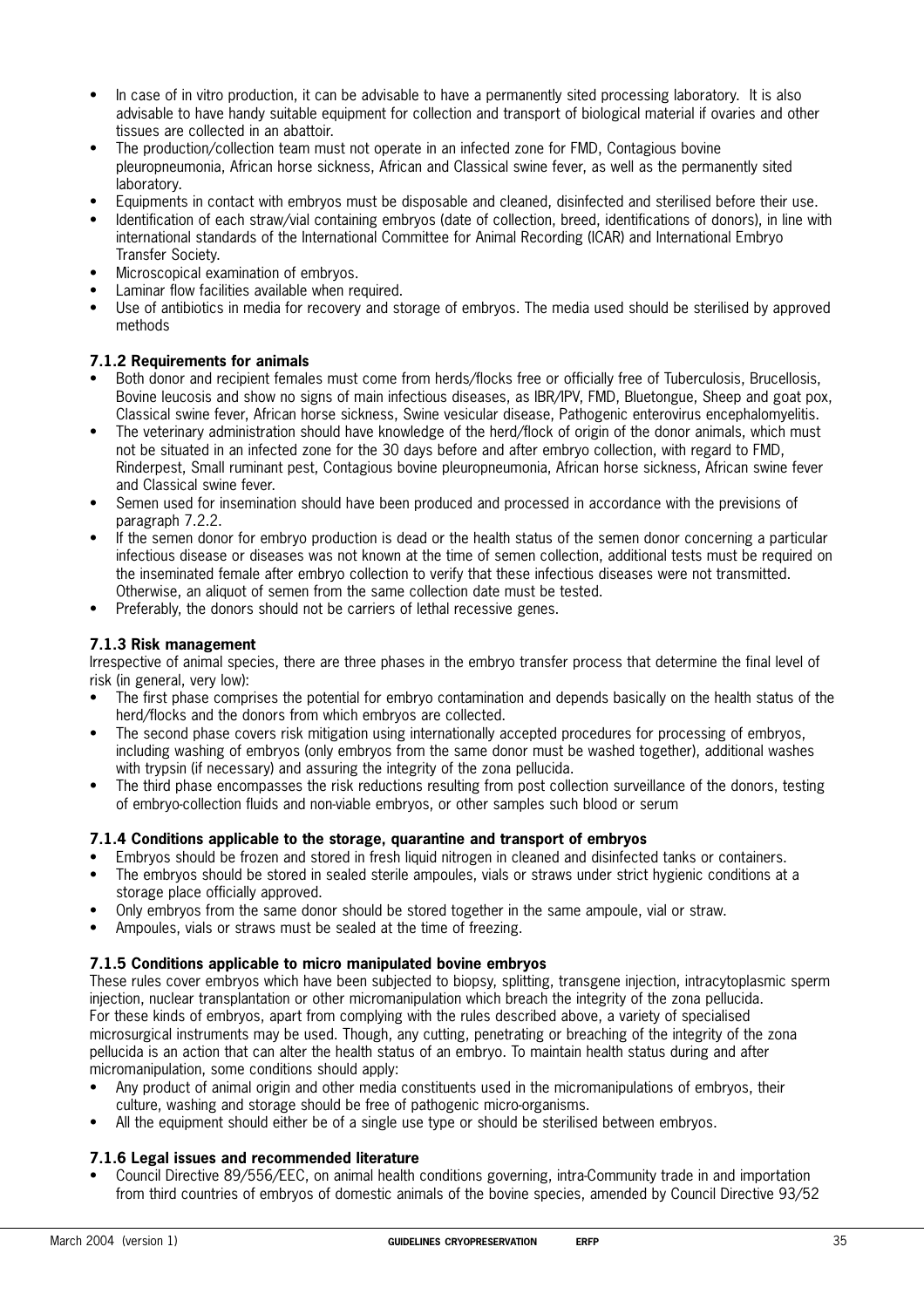- In case of in vitro production, it can be advisable to have a permanently sited processing laboratory. It is also advisable to have handy suitable equipment for collection and transport of biological material if ovaries and other tissues are collected in an abattoir.
- The production/collection team must not operate in an infected zone for FMD, Contagious bovine pleuropneumonia, African horse sickness, African and Classical swine fever, as well as the permanently sited laboratory.
- Equipments in contact with embryos must be disposable and cleaned, disinfected and sterilised before their use.
- Identification of each straw/vial containing embryos (date of collection, breed, identifications of donors), in line with international standards of the International Committee for Animal Recording (ICAR) and International Embryo Transfer Society.
- Microscopical examination of embryos.
- Laminar flow facilities available when required.
- Use of antibiotics in media for recovery and storage of embryos. The media used should be sterilised by approved methods

### 7.1.2 Requirements for animals

- Both donor and recipient females must come from herds/flocks free or officially free of Tuberculosis, Brucellosis, Bovine leucosis and show no signs of main infectious diseases, as IBR/IPV, FMD, Bluetongue, Sheep and goat pox, Classical swine fever, African horse sickness, Swine vesicular disease, Pathogenic enterovirus encephalomyelitis.
- The veterinary administration should have knowledge of the herd/flock of origin of the donor animals, which must not be situated in an infected zone for the 30 days before and after embryo collection, with regard to FMD, Rinderpest, Small ruminant pest, Contagious bovine pleuropneumonia, African horse sickness, African swine fever and Classical swine fever.
- Semen used for insemination should have been produced and processed in accordance with the previsions of paragraph 7.2.2.
- If the semen donor for embryo production is dead or the health status of the semen donor concerning a particular infectious disease or diseases was not known at the time of semen collection, additional tests must be required on the inseminated female after embryo collection to verify that these infectious diseases were not transmitted. Otherwise, an aliquot of semen from the same collection date must be tested.
- Preferably, the donors should not be carriers of lethal recessive genes.

### 7.1.3 Risk management

Irrespective of animal species, there are three phases in the embryo transfer process that determine the final level of risk (in general, very low):

- The first phase comprises the potential for embryo contamination and depends basically on the health status of the herd/flocks and the donors from which embryos are collected.
- The second phase covers risk mitigation using internationally accepted procedures for processing of embryos, including washing of embryos (only embryos from the same donor must be washed together), additional washes with trypsin (if necessary) and assuring the integrity of the zona pellucida.
- The third phase encompasses the risk reductions resulting from post collection surveillance of the donors, testing of embryo-collection fluids and non-viable embryos, or other samples such blood or serum

### 7.1.4 Conditions applicable to the storage, quarantine and transport of embryos

- Embryos should be frozen and stored in fresh liquid nitrogen in cleaned and disinfected tanks or containers.
- The embryos should be stored in sealed sterile ampoules, vials or straws under strict hygienic conditions at a storage place officially approved.
- Only embryos from the same donor should be stored together in the same ampoule, vial or straw.
- Ampoules, vials or straws must be sealed at the time of freezing.

### 7.1.5 Conditions applicable to micro manipulated bovine embryos

These rules cover embryos which have been subjected to biopsy, splitting, transgene injection, intracytoplasmic sperm injection, nuclear transplantation or other micromanipulation which breach the integrity of the zona pellucida.
For these kinds of embryos, apart from complying with the rules described above, a variety of specialised microsurgical instruments may be used. Though, any cutting, penetrating or breaching of the integrity of the zona pellucida is an action that can alter the health status of an embryo. To maintain health status during and after micromanipulation, some conditions should apply:

- Any product of animal origin and other media constituents used in the micromanipulations of embryos, their culture, washing and storage should be free of pathogenic micro-organisms.
- All the equipment should either be of a single use type or should be sterilised between embryos.

### 7.1.6 Legal issues and recommended literature

- Council Directive 89/556/EEC, on animal health conditions governing, intra-Community trade in and importation from third countries of embryos of domestic animals of the bovine species, amended by Council Directive 93/52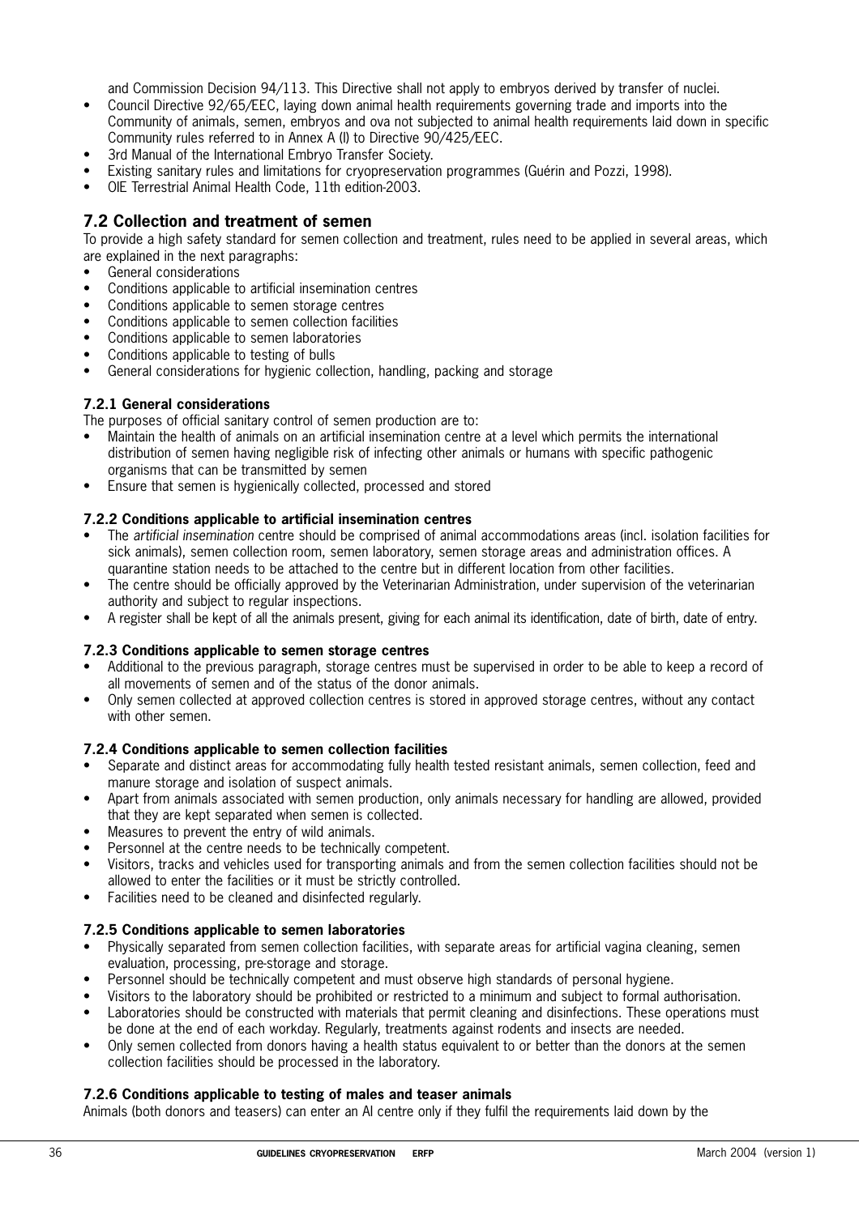and Commission Decision 94/113. This Directive shall not apply to embryos derived by transfer of nuclei.

- Council Directive 92/65/EEC, laying down animal health requirements governing trade and imports into the Community of animals, semen, embryos and ova not subjected to animal health requirements laid down in specific Community rules referred to in Annex A (I) to Directive 90/425/EEC.
- 3rd Manual of the International Embryo Transfer Society.
- Existing sanitary rules and limitations for cryopreservation programmes (Guérin and Pozzi, 1998).
- OIE Terrestrial Animal Health Code, 11th edition-2003.

## 7.2 Collection and treatment of semen

To provide a high safety standard for semen collection and treatment, rules need to be applied in several areas, which are explained in the next paragraphs:

- General considerations
- Conditions applicable to artificial insemination centres
- Conditions applicable to semen storage centres
- Conditions applicable to semen collection facilities
- Conditions applicable to semen laboratories
- Conditions applicable to testing of bulls
- General considerations for hygienic collection, handling, packing and storage

### 7.2.1 General considerations

The purposes of official sanitary control of semen production are to:

- Maintain the health of animals on an artificial insemination centre at a level which permits the international distribution of semen having negligible risk of infecting other animals or humans with specific pathogenic organisms that can be transmitted by semen
- Ensure that semen is hygienically collected, processed and stored

### 7.2.2 Conditions applicable to artificial insemination centres

- The *artificial insemination* centre should be comprised of animal accommodations areas (incl. isolation facilities for sick animals), semen collection room, semen laboratory, semen storage areas and administration offices. A quarantine station needs to be attached to the centre but in different location from other facilities.
- The centre should be officially approved by the Veterinarian Administration, under supervision of the veterinarian authority and subject to regular inspections.
- A register shall be kept of all the animals present, giving for each animal its identification, date of birth, date of entry.

### 7.2.3 Conditions applicable to semen storage centres

- Additional to the previous paragraph, storage centres must be supervised in order to be able to keep a record of all movements of semen and of the status of the donor animals.
- Only semen collected at approved collection centres is stored in approved storage centres, without any contact with other semen.

### 7.2.4 Conditions applicable to semen collection facilities

- Separate and distinct areas for accommodating fully health tested resistant animals, semen collection, feed and manure storage and isolation of suspect animals.
- Apart from animals associated with semen production, only animals necessary for handling are allowed, provided that they are kept separated when semen is collected.
- Measures to prevent the entry of wild animals.
- Personnel at the centre needs to be technically competent.
- Visitors, tracks and vehicles used for transporting animals and from the semen collection facilities should not be allowed to enter the facilities or it must be strictly controlled.
- Facilities need to be cleaned and disinfected regularly.

### 7.2.5 Conditions applicable to semen laboratories

- Physically separated from semen collection facilities, with separate areas for artificial vagina cleaning, semen evaluation, processing, pre-storage and storage.
- Personnel should be technically competent and must observe high standards of personal hygiene.
- Visitors to the laboratory should be prohibited or restricted to a minimum and subject to formal authorisation.
- Laboratories should be constructed with materials that permit cleaning and disinfections. These operations must be done at the end of each workday. Regularly, treatments against rodents and insects are needed.
- Only semen collected from donors having a health status equivalent to or better than the donors at the semen collection facilities should be processed in the laboratory.

### 7.2.6 Conditions applicable to testing of males and teaser animals

Animals (both donors and teasers) can enter an AI centre only if they fulfil the requirements laid down by the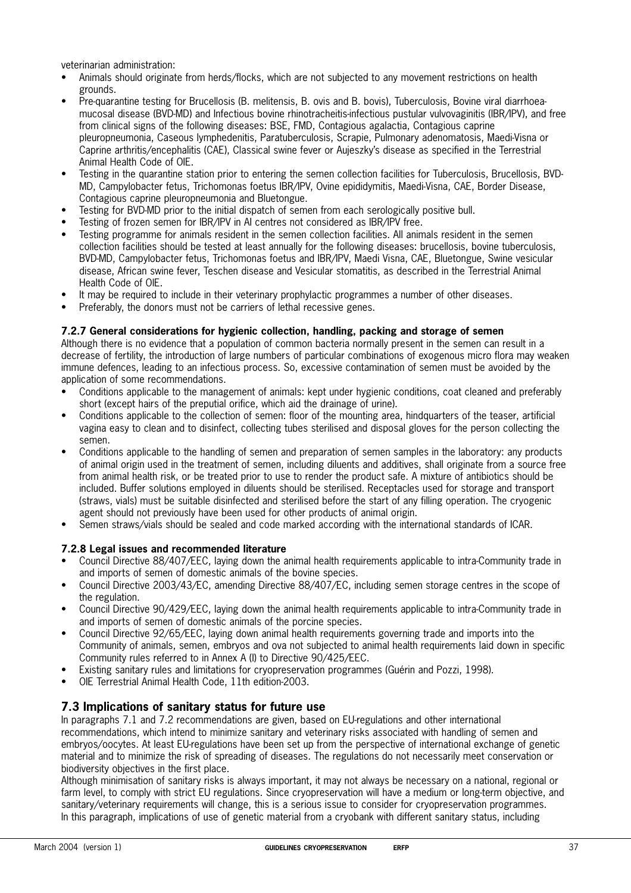veterinarian administration:

- Animals should originate from herds/flocks, which are not subjected to any movement restrictions on health grounds.
- Pre-quarantine testing for Brucellosis (B. melitensis, B. ovis and B. bovis), Tuberculosis, Bovine viral diarrhoea-mucosal disease (BVD-MD) and Infectious bovine rhinotracheitis-infectious pustular vulvovaginitis (IBR/IPV), and free from clinical signs of the following diseases: BSE, FMD, Contagious agalactia, Contagious caprine pleuropneumonia, Caseous lymphedenitis, Paratuberculosis, Scrapie, Pulmonary adenomatosis, Maedi-Visna or Caprine arthritis/encephalitis (CAE), Classical swine fever or Aujeszky's disease as specified in the Terrestrial Animal Health Code of OIE.
- Testing in the quarantine station prior to entering the semen collection facilities for Tuberculosis, Brucellosis, BVD-MD, Campylobacter fetus, Trichomonas foetus IBR/IPV, Ovine epididymitis, Maedi-Visna, CAE, Border Disease, Contagious caprine pleuropneumonia and Bluetongue.
- Testing for BVD-MD prior to the initial dispatch of semen from each serologically positive bull.
- Testing of frozen semen for IBR/IPV in AI centres not considered as IBR/IPV free.
- Testing programme for animals resident in the semen collection facilities. All animals resident in the semen collection facilities should be tested at least annually for the following diseases: brucellosis, bovine tuberculosis, BVD-MD, Campylobacter fetus, Trichomonas foetus and IBR/IPV, Maedi Visna, CAE, Bluetongue, Swine vesicular disease, African swine fever, Teschen disease and Vesicular stomatitis, as described in the Terrestrial Animal Health Code of OIE.
- It may be required to include in their veterinary prophylactic programmes a number of other diseases.
- Preferably, the donors must not be carriers of lethal recessive genes.

### 7.2.7 General considerations for hygienic collection, handling, packing and storage of semen

Although there is no evidence that a population of common bacteria normally present in the semen can result in a decrease of fertility, the introduction of large numbers of particular combinations of exogenous micro flora may weaken immune defences, leading to an infectious process. So, excessive contamination of semen must be avoided by the application of some recommendations.

- Conditions applicable to the management of animals: kept under hygienic conditions, coat cleaned and preferably short (except hairs of the preputial orifice, which aid the drainage of urine).
- Conditions applicable to the collection of semen: floor of the mounting area, hindquarters of the teaser, artificial vagina easy to clean and to disinfect, collecting tubes sterilised and disposal gloves for the person collecting the semen.
- Conditions applicable to the handling of semen and preparation of semen samples in the laboratory: any products of animal origin used in the treatment of semen, including diluents and additives, shall originate from a source free from animal health risk, or be treated prior to use to render the product safe. A mixture of antibiotics should be included. Buffer solutions employed in diluents should be sterilised. Receptacles used for storage and transport (straws, vials) must be suitable disinfected and sterilised before the start of any filling operation. The cryogenic agent should not previously have been used for other products of animal origin.
- Semen straws/vials should be sealed and code marked according with the international standards of ICAR.

### 7.2.8 Legal issues and recommended literature

- Council Directive 88/407/EEC, laying down the animal health requirements applicable to intra-Community trade in and imports of semen of domestic animals of the bovine species.
- Council Directive 2003/43/EC, amending Directive 88/407/EC, including semen storage centres in the scope of the regulation.
- Council Directive 90/429/EEC, laying down the animal health requirements applicable to intra-Community trade in and imports of semen of domestic animals of the porcine species.
- Council Directive 92/65/EEC, laying down animal health requirements governing trade and imports into the Community of animals, semen, embryos and ova not subjected to animal health requirements laid down in specific Community rules referred to in Annex A (I) to Directive 90/425/EEC.
- Existing sanitary rules and limitations for cryopreservation programmes (Guérin and Pozzi, 1998).
- OIE Terrestrial Animal Health Code, 11th edition-2003.

## 7.3 Implications of sanitary status for future use

In paragraphs 7.1 and 7.2 recommendations are given, based on EU-regulations and other international recommendations, which intend to minimize sanitary and veterinary risks associated with handling of semen and embryos/oocytes. At least EU-regulations have been set up from the perspective of international exchange of genetic material and to minimize the risk of spreading of diseases. The regulations do not necessarily meet conservation or biodiversity objectives in the first place.

Although minimisation of sanitary risks is always important, it may not always be necessary on a national, regional or farm level, to comply with strict EU regulations. Since cryopreservation will have a medium or long-term objective, and sanitary/veterinary requirements will change, this is a serious issue to consider for cryopreservation programmes.

In this paragraph, implications of use of genetic material from a cryobank with different sanitary status, including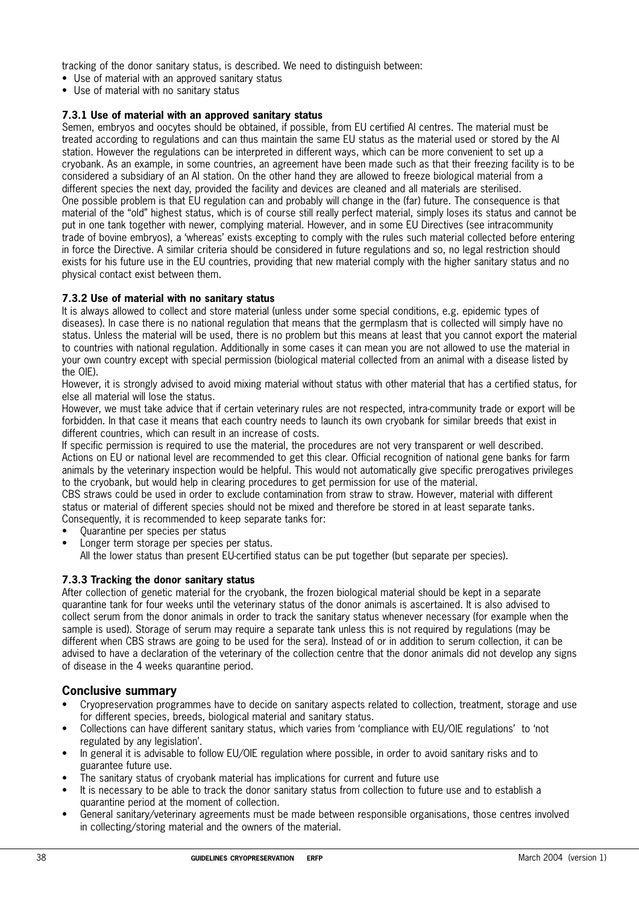tracking of the donor sanitary status, is described. We need to distinguish between:

- Use of material with an approved sanitary status
- Use of material with no sanitary status

### 7.3.1 Use of material with an approved sanitary status

Semen, embryos and oocytes should be obtained, if possible, from EU certified AI centres. The material must be treated according to regulations and can thus maintain the same EU status as the material used or stored by the AI station. However the regulations can be interpreted in different ways, which can be more convenient to set up a cryobank. As an example, in some countries, an agreement have been made such as that their freezing facility is to be considered a subsidiary of an AI station. On the other hand they are allowed to freeze biological material from a different species the next day, provided the facility and devices are cleaned and all materials are sterilised.

One possible problem is that EU regulation can and probably will change in the (far) future. The consequence is that material of the "old" highest status, which is of course still really perfect material, simply loses its status and cannot be put in one tank together with newer, complying material. However, and in some EU Directives (see intracommunity trade of bovine embryos), a 'whereas' exists excepting to comply with the rules such material collected before entering in force the Directive. A similar criteria should be considered in future regulations and so, no legal restriction should exists for his future use in the EU countries, providing that new material comply with the higher sanitary status and no physical contact exist between them.

### 7.3.2 Use of material with no sanitary status

It is always allowed to collect and store material (unless under some special conditions, e.g. epidemic types of diseases). In case there is no national regulation that means that the germplasm that is collected will simply have no status. Unless the material will be used, there is no problem but this means at least that you cannot export the material to countries with national regulation. Additionally in some cases it can mean you are not allowed to use the material in your own country except with special permission (biological material collected from an animal with a disease listed by the OIE).

However, it is strongly advised to avoid mixing material without status with other material that has a certified status, for else all material will lose the status.

However, we must take advice that if certain veterinary rules are not respected, intra-community trade or export will be forbidden. In that case it means that each country needs to launch its own cryobank for similar breeds that exist in different countries, which can result in an increase of costs.

If specific permission is required to use the material, the procedures are not very transparent or well described. Actions on EU or national level are recommended to get this clear. Official recognition of national gene banks for farm animals by the veterinary inspection would be helpful. This would not automatically give specific prerogatives privileges to the cryobank, but would help in clearing procedures to get permission for use of the material.

CBS straws could be used in order to exclude contamination from straw to straw. However, material with different status or material of different species should not be mixed and therefore be stored in at least separate tanks. Consequently, it is recommended to keep separate tanks for:

- Quarantine per species per status
- Longer term storage per species per status.

  All the lower status than present EU-certified status can be put together (but separate per species).

### 7.3.3 Tracking the donor sanitary status

After collection of genetic material for the cryobank, the frozen biological material should be kept in a separate quarantine tank for four weeks until the veterinary status of the donor animals is ascertained. It is also advised to collect serum from the donor animals in order to track the sanitary status whenever necessary (for example when the sample is used). Storage of serum may require a separate tank unless this is not required by regulations (may be different when CBS straws are going to be used for the sera). Instead of or in addition to serum collection, it can be advised to have a declaration of the veterinary of the collection centre that the donor animals did not develop any signs of disease in the 4 weeks quarantine period.

## Conclusive summary

- Cryopreservation programmes have to decide on sanitary aspects related to collection, treatment, storage and use for different species, breeds, biological material and sanitary status.
- Collections can have different sanitary status, which varies from 'compliance with EU/OIE regulations' to 'not regulated by any legislation'.
- In general it is advisable to follow EU/OIE regulation where possible, in order to avoid sanitary risks and to guarantee future use.
- The sanitary status of cryobank material has implications for current and future use
- It is necessary to be able to track the donor sanitary status from collection to future use and to establish a quarantine period at the moment of collection.
- General sanitary/veterinary agreements must be made between responsible organisations, those centres involved in collecting/storing material and the owners of the material.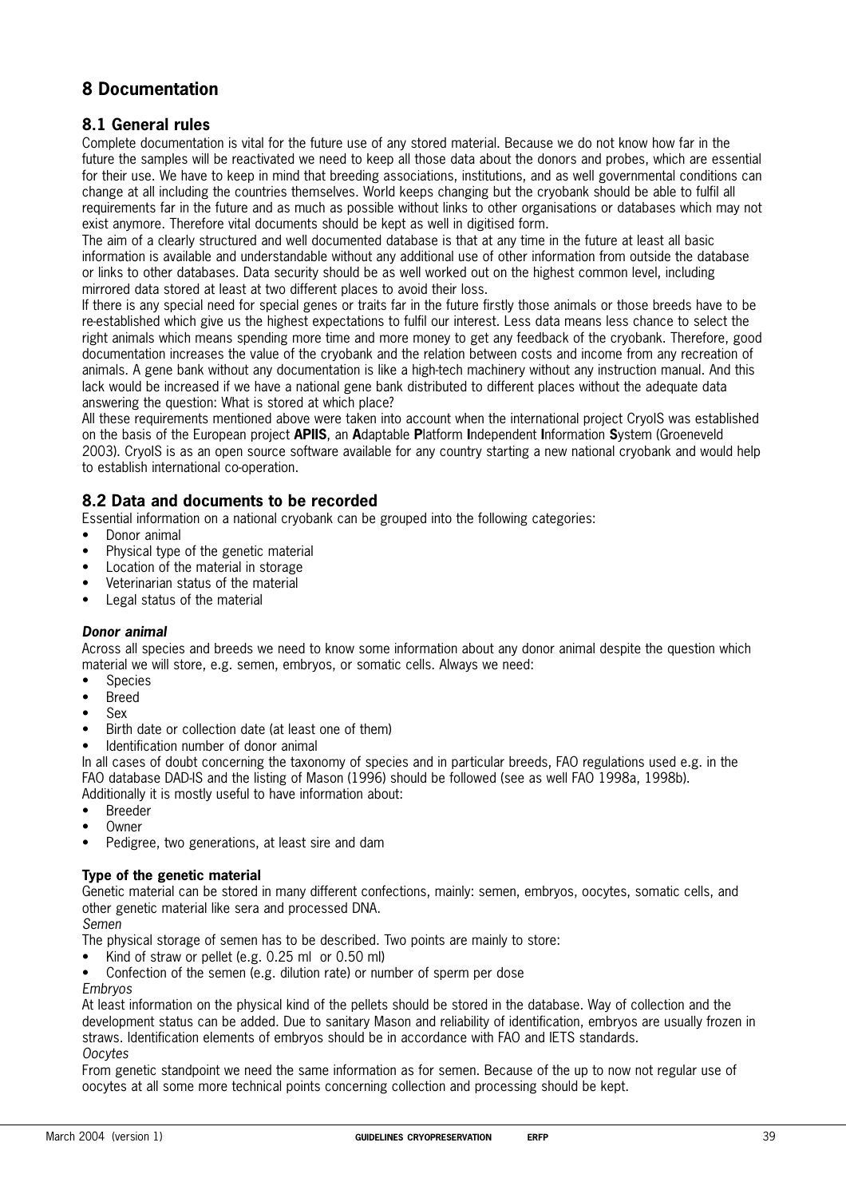# 8 Documentation

## 8.1 General rules

Complete documentation is vital for the future use of any stored material. Because we do not know how far in the future the samples will be reactivated we need to keep all those data about the donors and probes, which are essential for their use. We have to keep in mind that breeding associations, institutions, and as well governmental conditions can change at all including the countries themselves. World keeps changing but the cryobank should be able to fulfil all requirements far in the future and as much as possible without links to other organisations or databases which may not exist anymore. Therefore vital documents should be kept as well in digitised form.

The aim of a clearly structured and well documented database is that at any time in the future at least all basic information is available and understandable without any additional use of other information from outside the database or links to other databases. Data security should be as well worked out on the highest common level, including mirrored data stored at least at two different places to avoid their loss.

If there is any special need for special genes or traits far in the future firstly those animals or those breeds have to be re-established which give us the highest expectations to fulfil our interest. Less data means less chance to select the right animals which means spending more time and more money to get any feedback of the cryobank. Therefore, good documentation increases the value of the cryobank and the relation between costs and income from any recreation of animals. A gene bank without any documentation is like a high-tech machinery without any instruction manual. And this lack would be increased if we have a national gene bank distributed to different places without the adequate data answering the question: What is stored at which place?

All these requirements mentioned above were taken into account when the international project CryoIS was established on the basis of the European project **APIIS**, an **A**daptable **P**latform **I**ndependent **I**nformation **S**ystem (Groeneveld 2003). CryoIS is as an open source software available for any country starting a new national cryobank and would help to establish international co-operation.

## 8.2 Data and documents to be recorded

Essential information on a national cryobank can be grouped into the following categories:

- Donor animal
- Physical type of the genetic material
- Location of the material in storage
- Veterinarian status of the material
- Legal status of the material

### *Donor animal*

Across all species and breeds we need to know some information about any donor animal despite the question which material we will store, e.g. semen, embryos, or somatic cells. Always we need:

- Species
- Breed
- Sex
- Birth date or collection date (at least one of them)
- Identification number of donor animal

In all cases of doubt concerning the taxonomy of species and in particular breeds, FAO regulations used e.g. in the FAO database DAD-IS and the listing of Mason (1996) should be followed (see as well FAO 1998a, 1998b).

Additionally it is mostly useful to have information about:

- Breeder
- Owner
- Pedigree, two generations, at least sire and dam

### Type of the genetic material

Genetic material can be stored in many different confections, mainly: semen, embryos, oocytes, somatic cells, and other genetic material like sera and processed DNA.

*Semen*

The physical storage of semen has to be described. Two points are mainly to store:

- Kind of straw or pellet (e.g. 0.25 ml or 0.50 ml)
- Confection of the semen (e.g. dilution rate) or number of sperm per dose

*Embryos*

At least information on the physical kind of the pellets should be stored in the database. Way of collection and the development status can be added. Due to sanitary Mason and reliability of identification, embryos are usually frozen in straws. Identification elements of embryos should be in accordance with FAO and IETS standards.

*Oocytes*

From genetic standpoint we need the same information as for semen. Because of the up to now not regular use of oocytes at all some more technical points concerning collection and processing should be kept.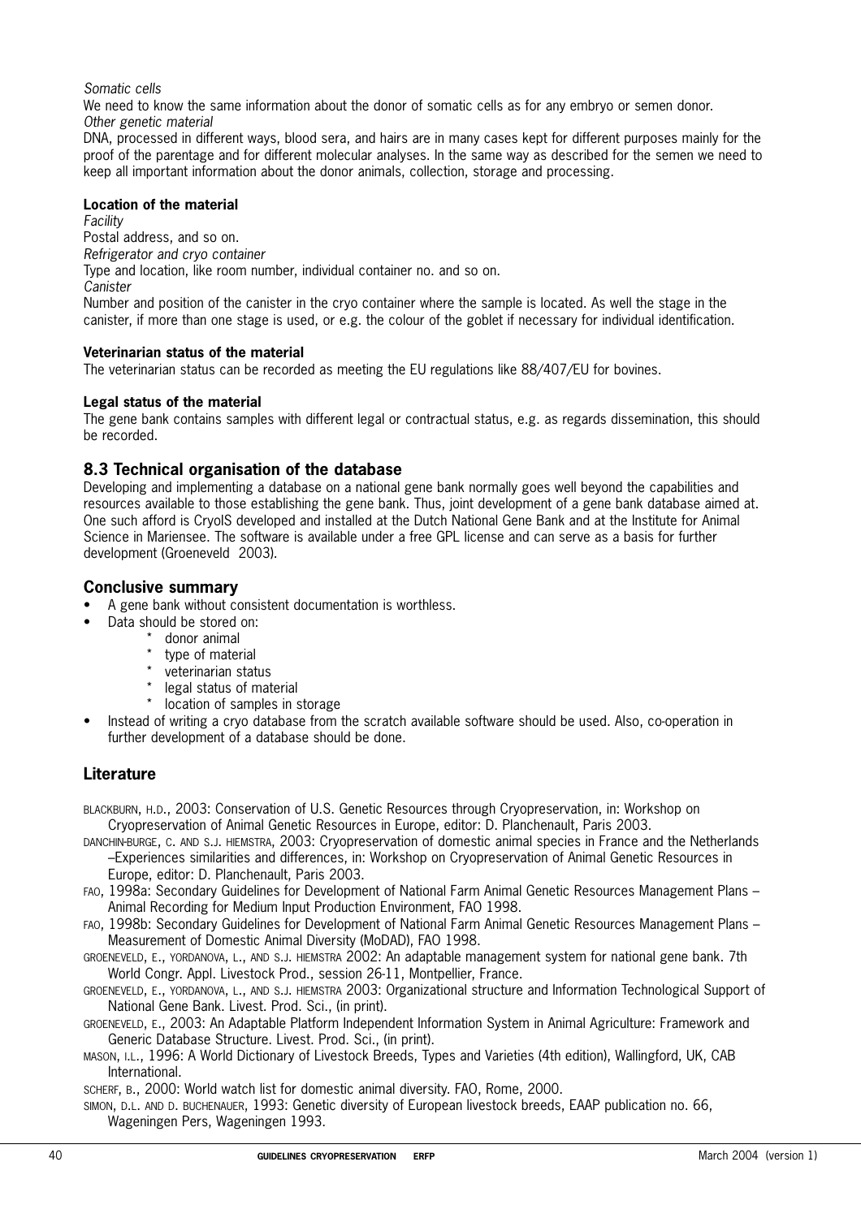*Somatic cells*

We need to know the same information about the donor of somatic cells as for any embryo or semen donor.

*Other genetic material*

DNA, processed in different ways, blood sera, and hairs are in many cases kept for different purposes mainly for the proof of the parentage and for different molecular analyses. In the same way as described for the semen we need to keep all important information about the donor animals, collection, storage and processing.

**Location of the material**

*Facility*

Postal address, and so on.

*Refrigerator and cryo container*

Type and location, like room number, individual container no. and so on.

*Canister*

Number and position of the canister in the cryo container where the sample is located. As well the stage in the canister, if more than one stage is used, or e.g. the colour of the goblet if necessary for individual identification.

**Veterinarian status of the material**

The veterinarian status can be recorded as meeting the EU regulations like 88/407/EU for bovines.

**Legal status of the material**

The gene bank contains samples with different legal or contractual status, e.g. as regards dissemination, this should be recorded.

## 8.3 Technical organisation of the database

Developing and implementing a database on a national gene bank normally goes well beyond the capabilities and resources available to those establishing the gene bank. Thus, joint development of a gene bank database aimed at. One such afford is CryoIS developed and installed at the Dutch National Gene Bank and at the Institute for Animal Science in Mariensee. The software is available under a free GPL license and can serve as a basis for further development (Groeneveld 2003).

## Conclusive summary

- A gene bank without consistent documentation is worthless.
- Data should be stored on:
  - donor animal
  - type of material
  - veterinarian status
  - legal status of material
  - location of samples in storage
- Instead of writing a cryo database from the scratch available software should be used. Also, co-operation in further development of a database should be done.

## Literature

BLACKBURN, H.D., 2003: Conservation of U.S. Genetic Resources through Cryopreservation, in: Workshop on Cryopreservation of Animal Genetic Resources in Europe, editor: D. Planchenault, Paris 2003.

DANCHIN-BURGE, C. AND S.J. HIEMSTRA, 2003: Cryopreservation of domestic animal species in France and the Netherlands –Experiences similarities and differences, in: Workshop on Cryopreservation of Animal Genetic Resources in Europe, editor: D. Planchenault, Paris 2003.

FAO, 1998a: Secondary Guidelines for Development of National Farm Animal Genetic Resources Management Plans – Animal Recording for Medium Input Production Environment, FAO 1998.

FAO, 1998b: Secondary Guidelines for Development of National Farm Animal Genetic Resources Management Plans – Measurement of Domestic Animal Diversity (MoDAD), FAO 1998.

GROENEVELD, E., YORDANOVA, L., AND S.J. HIEMSTRA 2002: An adaptable management system for national gene bank. 7th World Congr. Appl. Livestock Prod., session 26-11, Montpellier, France.

GROENEVELD, E., YORDANOVA, L., AND S.J. HIEMSTRA 2003: Organizational structure and Information Technological Support of National Gene Bank. Livest. Prod. Sci., (in print).

GROENEVELD, E., 2003: An Adaptable Platform Independent Information System in Animal Agriculture: Framework and Generic Database Structure. Livest. Prod. Sci., (in print).

MASON, I.L., 1996: A World Dictionary of Livestock Breeds, Types and Varieties (4th edition), Wallingford, UK, CAB International.

SCHERF, B., 2000: World watch list for domestic animal diversity. FAO, Rome, 2000.

SIMON, D.L. AND D. BUCHENAUER, 1993: Genetic diversity of European livestock breeds, EAAP publication no. 66, Wageningen Pers, Wageningen 1993.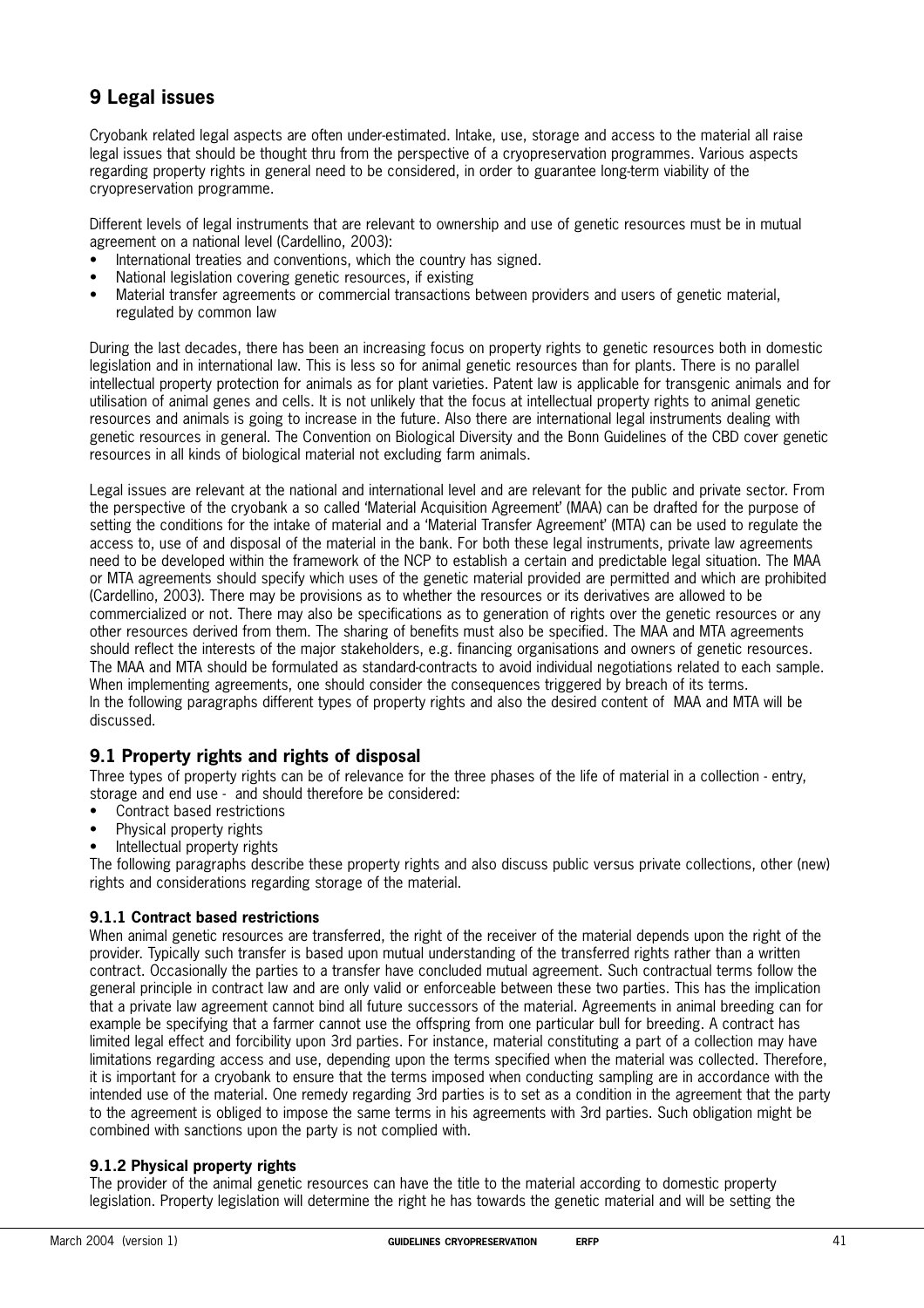# 9 Legal issues

Cryobank related legal aspects are often under-estimated. Intake, use, storage and access to the material all raise legal issues that should be thought thru from the perspective of a cryopreservation programmes. Various aspects regarding property rights in general need to be considered, in order to guarantee long-term viability of the cryopreservation programme.

Different levels of legal instruments that are relevant to ownership and use of genetic resources must be in mutual agreement on a national level (Cardellino, 2003):

- International treaties and conventions, which the country has signed.
- National legislation covering genetic resources, if existing
- Material transfer agreements or commercial transactions between providers and users of genetic material, regulated by common law

During the last decades, there has been an increasing focus on property rights to genetic resources both in domestic legislation and in international law. This is less so for animal genetic resources than for plants. There is no parallel intellectual property protection for animals as for plant varieties. Patent law is applicable for transgenic animals and for utilisation of animal genes and cells. It is not unlikely that the focus at intellectual property rights to animal genetic resources and animals is going to increase in the future. Also there are international legal instruments dealing with genetic resources in general. The Convention on Biological Diversity and the Bonn Guidelines of the CBD cover genetic resources in all kinds of biological material not excluding farm animals.

Legal issues are relevant at the national and international level and are relevant for the public and private sector. From the perspective of the cryobank a so called 'Material Acquisition Agreement' (MAA) can be drafted for the purpose of setting the conditions for the intake of material and a 'Material Transfer Agreement' (MTA) can be used to regulate the access to, use of and disposal of the material in the bank. For both these legal instruments, private law agreements need to be developed within the framework of the NCP to establish a certain and predictable legal situation. The MAA or MTA agreements should specify which uses of the genetic material provided are permitted and which are prohibited (Cardellino, 2003). There may be provisions as to whether the resources or its derivatives are allowed to be commercialized or not. There may also be specifications as to generation of rights over the genetic resources or any other resources derived from them. The sharing of benefits must also be specified. The MAA and MTA agreements should reflect the interests of the major stakeholders, e.g. financing organisations and owners of genetic resources. The MAA and MTA should be formulated as standard-contracts to avoid individual negotiations related to each sample. When implementing agreements, one should consider the consequences triggered by breach of its terms.
In the following paragraphs different types of property rights and also the desired content of MAA and MTA will be discussed.

## 9.1 Property rights and rights of disposal

Three types of property rights can be of relevance for the three phases of the life of material in a collection - entry, storage and end use - and should therefore be considered:

- Contract based restrictions
- Physical property rights
- Intellectual property rights

The following paragraphs describe these property rights and also discuss public versus private collections, other (new) rights and considerations regarding storage of the material.

### 9.1.1 Contract based restrictions

When animal genetic resources are transferred, the right of the receiver of the material depends upon the right of the provider. Typically such transfer is based upon mutual understanding of the transferred rights rather than a written contract. Occasionally the parties to a transfer have concluded mutual agreement. Such contractual terms follow the general principle in contract law and are only valid or enforceable between these two parties. This has the implication that a private law agreement cannot bind all future successors of the material. Agreements in animal breeding can for example be specifying that a farmer cannot use the offspring from one particular bull for breeding. A contract has limited legal effect and forcibility upon 3rd parties. For instance, material constituting a part of a collection may have limitations regarding access and use, depending upon the terms specified when the material was collected. Therefore, it is important for a cryobank to ensure that the terms imposed when conducting sampling are in accordance with the intended use of the material. One remedy regarding 3rd parties is to set as a condition in the agreement that the party to the agreement is obliged to impose the same terms in his agreements with 3rd parties. Such obligation might be combined with sanctions upon the party is not complied with.

### 9.1.2 Physical property rights

The provider of the animal genetic resources can have the title to the material according to domestic property legislation. Property legislation will determine the right he has towards the genetic material and will be setting the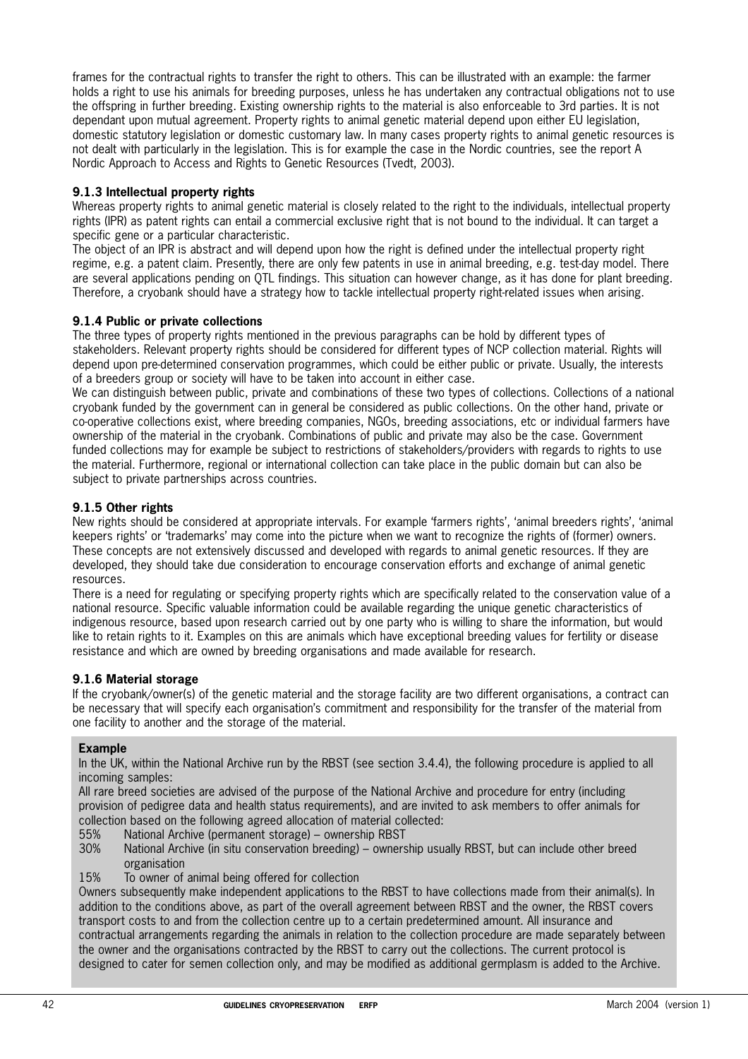frames for the contractual rights to transfer the right to others. This can be illustrated with an example: the farmer holds a right to use his animals for breeding purposes, unless he has undertaken any contractual obligations not to use the offspring in further breeding. Existing ownership rights to the material is also enforceable to 3rd parties. It is not dependant upon mutual agreement. Property rights to animal genetic material depend upon either EU legislation, domestic statutory legislation or domestic customary law. In many cases property rights to animal genetic resources is not dealt with particularly in the legislation. This is for example the case in the Nordic countries, see the report A Nordic Approach to Access and Rights to Genetic Resources (Tvedt, 2003).

### 9.1.3 Intellectual property rights

Whereas property rights to animal genetic material is closely related to the right to the individuals, intellectual property rights (IPR) as patent rights can entail a commercial exclusive right that is not bound to the individual. It can target a specific gene or a particular characteristic.

The object of an IPR is abstract and will depend upon how the right is defined under the intellectual property right regime, e.g. a patent claim. Presently, there are only few patents in use in animal breeding, e.g. test-day model. There are several applications pending on QTL findings. This situation can however change, as it has done for plant breeding. Therefore, a cryobank should have a strategy how to tackle intellectual property right-related issues when arising.

### 9.1.4 Public or private collections

The three types of property rights mentioned in the previous paragraphs can be hold by different types of stakeholders. Relevant property rights should be considered for different types of NCP collection material. Rights will depend upon pre-determined conservation programmes, which could be either public or private. Usually, the interests of a breeders group or society will have to be taken into account in either case.

We can distinguish between public, private and combinations of these two types of collections. Collections of a national cryobank funded by the government can in general be considered as public collections. On the other hand, private or co-operative collections exist, where breeding companies, NGOs, breeding associations, etc or individual farmers have ownership of the material in the cryobank. Combinations of public and private may also be the case. Government funded collections may for example be subject to restrictions of stakeholders/providers with regards to rights to use the material. Furthermore, regional or international collection can take place in the public domain but can also be subject to private partnerships across countries.

### 9.1.5 Other rights

New rights should be considered at appropriate intervals. For example 'farmers rights', 'animal breeders rights', 'animal keepers rights' or 'trademarks' may come into the picture when we want to recognize the rights of (former) owners. These concepts are not extensively discussed and developed with regards to animal genetic resources. If they are developed, they should take due consideration to encourage conservation efforts and exchange of animal genetic resources.

There is a need for regulating or specifying property rights which are specifically related to the conservation value of a national resource. Specific valuable information could be available regarding the unique genetic characteristics of indigenous resource, based upon research carried out by one party who is willing to share the information, but would like to retain rights to it. Examples on this are animals which have exceptional breeding values for fertility or disease resistance and which are owned by breeding organisations and made available for research.

### 9.1.6 Material storage

If the cryobank/owner(s) of the genetic material and the storage facility are two different organisations, a contract can be necessary that will specify each organisation's commitment and responsibility for the transfer of the material from one facility to another and the storage of the material.

**Example**

In the UK, within the National Archive run by the RBST (see section 3.4.4), the following procedure is applied to all incoming samples:

All rare breed societies are advised of the purpose of the National Archive and procedure for entry (including provision of pedigree data and health status requirements), and are invited to ask members to offer animals for collection based on the following agreed allocation of material collected:

- 55% National Archive (permanent storage) – ownership RBST
- 30% National Archive (in situ conservation breeding) – ownership usually RBST, but can include other breed organisation
- 15% To owner of animal being offered for collection

Owners subsequently make independent applications to the RBST to have collections made from their animal(s). In addition to the conditions above, as part of the overall agreement between RBST and the owner, the RBST covers transport costs to and from the collection centre up to a certain predetermined amount. All insurance and contractual arrangements regarding the animals in relation to the collection procedure are made separately between the owner and the organisations contracted by the RBST to carry out the collections. The current protocol is designed to cater for semen collection only, and may be modified as additional germplasm is added to the Archive.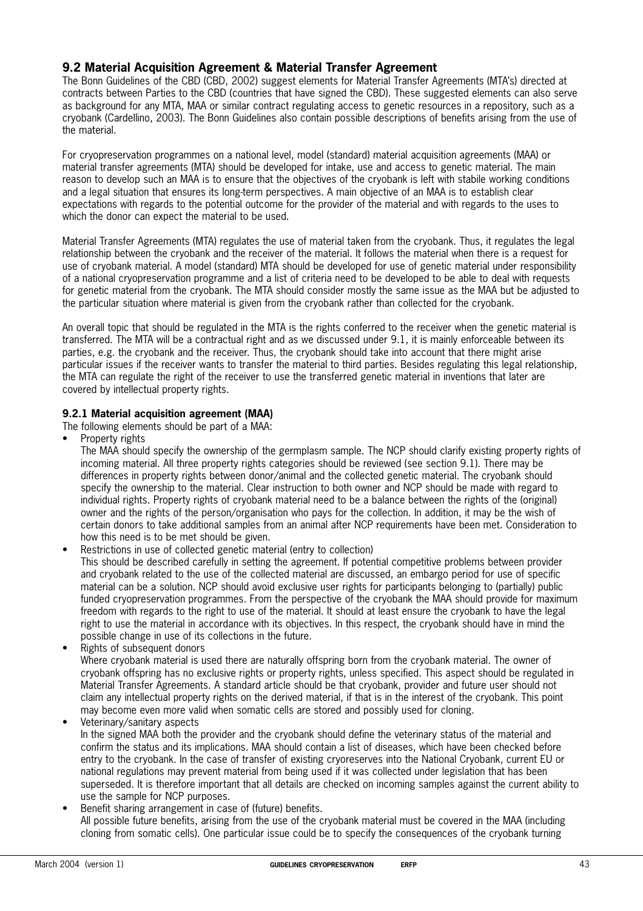## 9.2 Material Acquisition Agreement & Material Transfer Agreement

The Bonn Guidelines of the CBD (CBD, 2002) suggest elements for Material Transfer Agreements (MTA's) directed at contracts between Parties to the CBD (countries that have signed the CBD). These suggested elements can also serve as background for any MTA, MAA or similar contract regulating access to genetic resources in a repository, such as a cryobank (Cardellino, 2003). The Bonn Guidelines also contain possible descriptions of benefits arising from the use of the material.

For cryopreservation programmes on a national level, model (standard) material acquisition agreements (MAA) or material transfer agreements (MTA) should be developed for intake, use and access to genetic material. The main reason to develop such an MAA is to ensure that the objectives of the cryobank is left with stabile working conditions and a legal situation that ensures its long-term perspectives. A main objective of an MAA is to establish clear expectations with regards to the potential outcome for the provider of the material and with regards to the uses to which the donor can expect the material to be used.

Material Transfer Agreements (MTA) regulates the use of material taken from the cryobank. Thus, it regulates the legal relationship between the cryobank and the receiver of the material. It follows the material when there is a request for use of cryobank material. A model (standard) MTA should be developed for use of genetic material under responsibility of a national cryopreservation programme and a list of criteria need to be developed to be able to deal with requests for genetic material from the cryobank. The MTA should consider mostly the same issue as the MAA but be adjusted to the particular situation where material is given from the cryobank rather than collected for the cryobank.

An overall topic that should be regulated in the MTA is the rights conferred to the receiver when the genetic material is transferred. The MTA will be a contractual right and as we discussed under 9.1, it is mainly enforceable between its parties, e.g. the cryobank and the receiver. Thus, the cryobank should take into account that there might arise particular issues if the receiver wants to transfer the material to third parties. Besides regulating this legal relationship, the MTA can regulate the right of the receiver to use the transferred genetic material in inventions that later are covered by intellectual property rights.

### 9.2.1 Material acquisition agreement (MAA)

The following elements should be part of a MAA:

- Property rights
  The MAA should specify the ownership of the germplasm sample. The NCP should clarify existing property rights of incoming material. All three property rights categories should be reviewed (see section 9.1). There may be differences in property rights between donor/animal and the collected genetic material. The cryobank should specify the ownership to the material. Clear instruction to both owner and NCP should be made with regard to individual rights. Property rights of cryobank material need to be a balance between the rights of the (original) owner and the rights of the person/organisation who pays for the collection. In addition, it may be the wish of certain donors to take additional samples from an animal after NCP requirements have been met. Consideration to how this need is to be met should be given.
- Restrictions in use of collected genetic material (entry to collection)
  This should be described carefully in setting the agreement. If potential competitive problems between provider and cryobank related to the use of the collected material are discussed, an embargo period for use of specific material can be a solution. NCP should avoid exclusive user rights for participants belonging to (partially) public funded cryopreservation programmes. From the perspective of the cryobank the MAA should provide for maximum freedom with regards to the right to use of the material. It should at least ensure the cryobank to have the legal right to use the material in accordance with its objectives. In this respect, the cryobank should have in mind the possible change in use of its collections in the future.
- Rights of subsequent donors
  Where cryobank material is used there are naturally offspring born from the cryobank material. The owner of cryobank offspring has no exclusive rights or property rights, unless specified. This aspect should be regulated in Material Transfer Agreements. A standard article should be that cryobank, provider and future user should not claim any intellectual property rights on the derived material, if that is in the interest of the cryobank. This point may become even more valid when somatic cells are stored and possibly used for cloning.
- Veterinary/sanitary aspects
  In the signed MAA both the provider and the cryobank should define the veterinary status of the material and confirm the status and its implications. MAA should contain a list of diseases, which have been checked before entry to the cryobank. In the case of transfer of existing cryoreserves into the National Cryobank, current EU or national regulations may prevent material from being used if it was collected under legislation that has been superseded. It is therefore important that all details are checked on incoming samples against the current ability to use the sample for NCP purposes.
- Benefit sharing arrangement in case of (future) benefits.
  All possible future benefits, arising from the use of the cryobank material must be covered in the MAA (including cloning from somatic cells). One particular issue could be to specify the consequences of the cryobank turning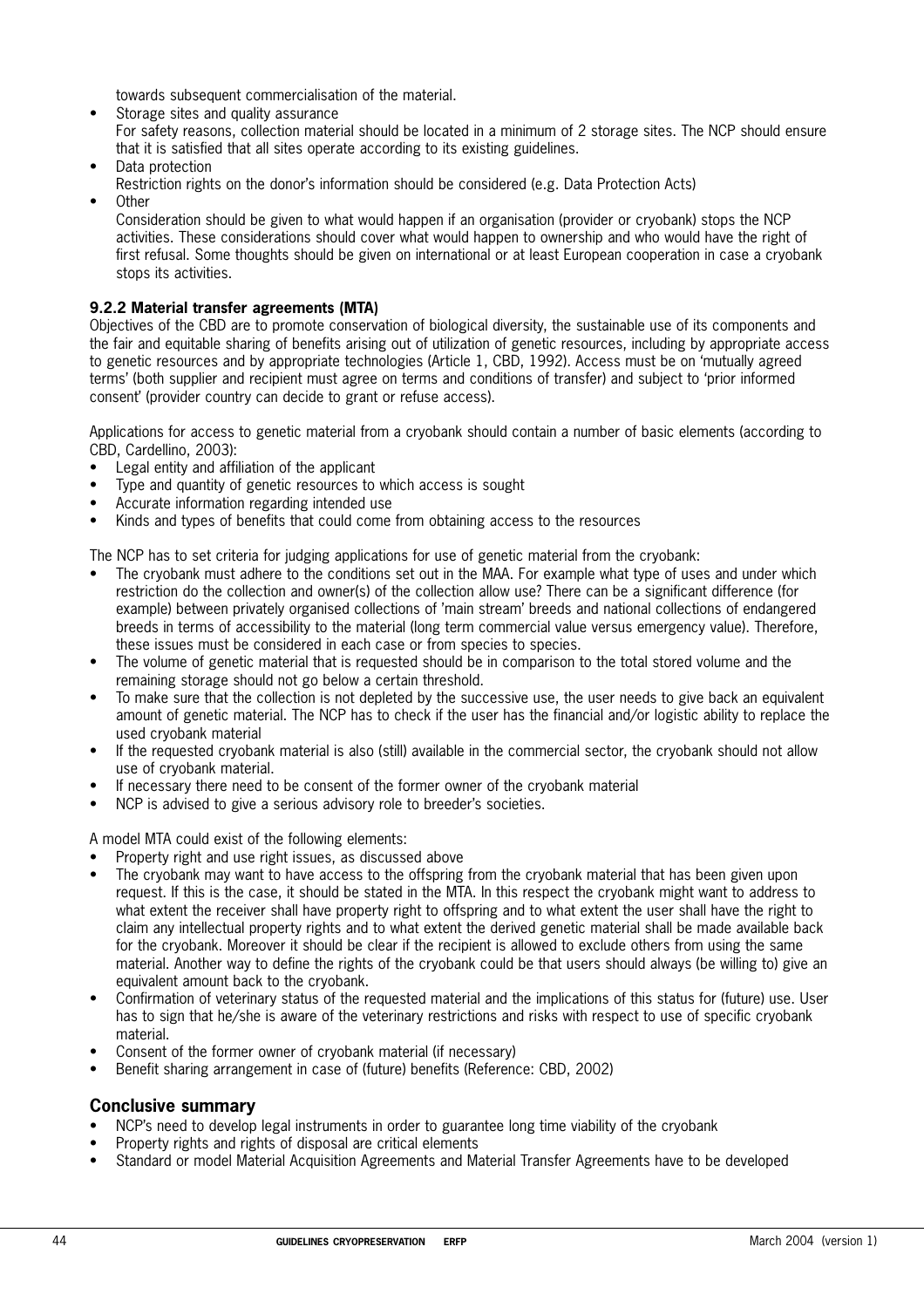towards subsequent commercialisation of the material.

- Storage sites and quality assurance
  For safety reasons, collection material should be located in a minimum of 2 storage sites. The NCP should ensure that it is satisfied that all sites operate according to its existing guidelines.
- Data protection
  Restriction rights on the donor's information should be considered (e.g. Data Protection Acts)
- Other
  Consideration should be given to what would happen if an organisation (provider or cryobank) stops the NCP activities. These considerations should cover what would happen to ownership and who would have the right of first refusal. Some thoughts should be given on international or at least European cooperation in case a cryobank stops its activities.

### 9.2.2 Material transfer agreements (MTA)

Objectives of the CBD are to promote conservation of biological diversity, the sustainable use of its components and the fair and equitable sharing of benefits arising out of utilization of genetic resources, including by appropriate access to genetic resources and by appropriate technologies (Article 1, CBD, 1992). Access must be on 'mutually agreed terms' (both supplier and recipient must agree on terms and conditions of transfer) and subject to 'prior informed consent' (provider country can decide to grant or refuse access).

Applications for access to genetic material from a cryobank should contain a number of basic elements (according to CBD, Cardellino, 2003):

- Legal entity and affiliation of the applicant
- Type and quantity of genetic resources to which access is sought
- Accurate information regarding intended use
- Kinds and types of benefits that could come from obtaining access to the resources

The NCP has to set criteria for judging applications for use of genetic material from the cryobank:

- The cryobank must adhere to the conditions set out in the MAA. For example what type of uses and under which restriction do the collection and owner(s) of the collection allow use? There can be a significant difference (for example) between privately organised collections of 'main stream' breeds and national collections of endangered breeds in terms of accessibility to the material (long term commercial value versus emergency value). Therefore, these issues must be considered in each case or from species to species.
- The volume of genetic material that is requested should be in comparison to the total stored volume and the remaining storage should not go below a certain threshold.
- To make sure that the collection is not depleted by the successive use, the user needs to give back an equivalent amount of genetic material. The NCP has to check if the user has the financial and/or logistic ability to replace the used cryobank material
- If the requested cryobank material is also (still) available in the commercial sector, the cryobank should not allow use of cryobank material.
- If necessary there need to be consent of the former owner of the cryobank material
- NCP is advised to give a serious advisory role to breeder's societies.

A model MTA could exist of the following elements:

- Property right and use right issues, as discussed above
- The cryobank may want to have access to the offspring from the cryobank material that has been given upon request. If this is the case, it should be stated in the MTA. In this respect the cryobank might want to address to what extent the receiver shall have property right to offspring and to what extent the user shall have the right to claim any intellectual property rights and to what extent the derived genetic material shall be made available back for the cryobank. Moreover it should be clear if the recipient is allowed to exclude others from using the same material. Another way to define the rights of the cryobank could be that users should always (be willing to) give an equivalent amount back to the cryobank.
- Confirmation of veterinary status of the requested material and the implications of this status for (future) use. User has to sign that he/she is aware of the veterinary restrictions and risks with respect to use of specific cryobank material.
- Consent of the former owner of cryobank material (if necessary)
- Benefit sharing arrangement in case of (future) benefits (Reference: CBD, 2002)

## Conclusive summary

- NCP's need to develop legal instruments in order to guarantee long time viability of the cryobank
- Property rights and rights of disposal are critical elements
- Standard or model Material Acquisition Agreements and Material Transfer Agreements have to be developed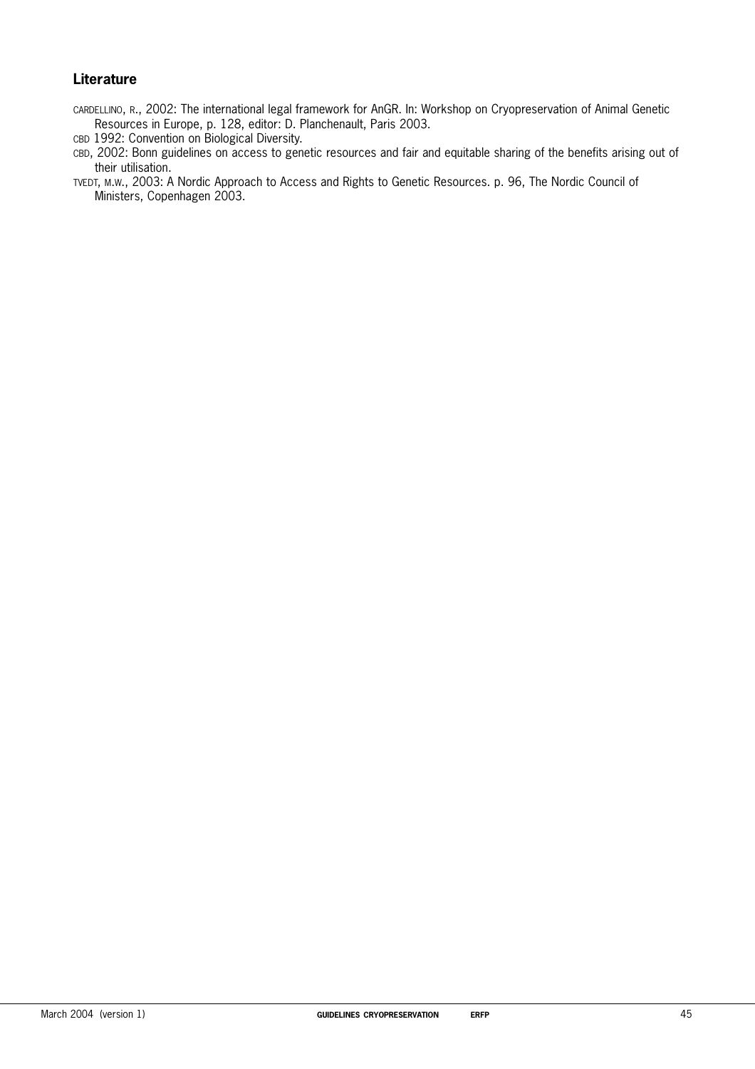## Literature

CARDELLINO, R., 2002: The international legal framework for AnGR. In: Workshop on Cryopreservation of Animal Genetic Resources in Europe, p. 128, editor: D. Planchenault, Paris 2003.

CBD 1992: Convention on Biological Diversity.

CBD, 2002: Bonn guidelines on access to genetic resources and fair and equitable sharing of the benefits arising out of their utilisation.

TVEDT, M.W., 2003: A Nordic Approach to Access and Rights to Genetic Resources. p. 96, The Nordic Council of Ministers, Copenhagen 2003.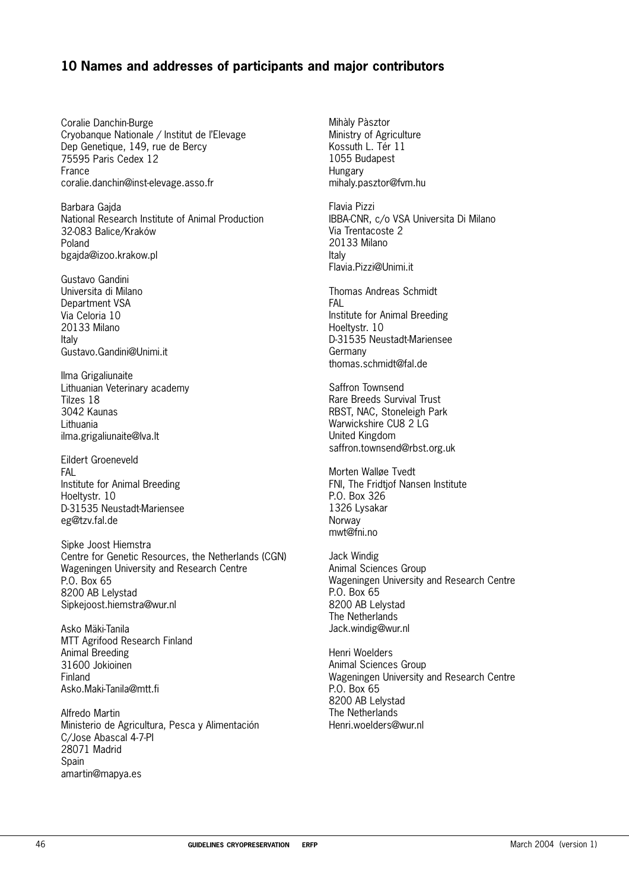## 10 Names and addresses of participants and major contributors

Coralie Danchin-Burge
Cryobanque Nationale / Institut de l'Elevage
Dep Genetique, 149, rue de Bercy
75595 Paris Cedex 12
France
coralie.danchin@inst-elevage.asso.fr

Barbara Gajda
National Research Institute of Animal Production
32-083 Balice/Kraków
Poland
bgajda@izoo.krakow.pl

Gustavo Gandini
Universita di Milano
Department VSA
Via Celoria 10
20133 Milano
Italy
Gustavo.Gandini@Unimi.it

Ilma Grigaliunaite
Lithuanian Veterinary academy
Tilzes 18
3042 Kaunas
Lithuania
ilma.grigaliunaite@lva.lt

Eildert Groeneveld
FAL
Institute for Animal Breeding
Hoeltystr. 10
D-31535 Neustadt-Mariensee
eg@tzv.fal.de

Sipke Joost Hiemstra
Centre for Genetic Resources, the Netherlands (CGN)
Wageningen University and Research Centre
P.O. Box 65
8200 AB Lelystad
Sipkejoost.hiemstra@wur.nl

Asko Mäki-Tanila
MTT Agrifood Research Finland
Animal Breeding
31600 Jokioinen
Finland
Asko.Maki-Tanila@mtt.fi

Alfredo Martin
Ministerio de Agricultura, Pesca y Alimentación
C/Jose Abascal 4-7-Pl
28071 Madrid
Spain
amartin@mapya.es

Mihàly Pàsztor
Ministry of Agriculture
Kossuth L. Tér 11
1055 Budapest
Hungary
mihaly.pasztor@fvm.hu

Flavia Pizzi
IBBA-CNR, c/o VSA Universita Di Milano
Via Trentacoste 2
20133 Milano
Italy
Flavia.Pizzi@Unimi.it

Thomas Andreas Schmidt
FAL
Institute for Animal Breeding
Hoeltystr. 10
D-31535 Neustadt-Mariensee
Germany
thomas.schmidt@fal.de

Saffron Townsend
Rare Breeds Survival Trust
RBST, NAC, Stoneleigh Park
Warwickshire CU8 2 LG
United Kingdom
saffron.townsend@rbst.org.uk

Morten Walløe Tvedt
FNI, The Fridtjof Nansen Institute
P.O. Box 326
1326 Lysakar
Norway
mwt@fni.no

Jack Windig
Animal Sciences Group
Wageningen University and Research Centre
P.O. Box 65
8200 AB Lelystad
The Netherlands
Jack.windig@wur.nl

Henri Woelders
Animal Sciences Group
Wageningen University and Research Centre
P.O. Box 65
8200 AB Lelystad
The Netherlands
Henri.woelders@wur.nl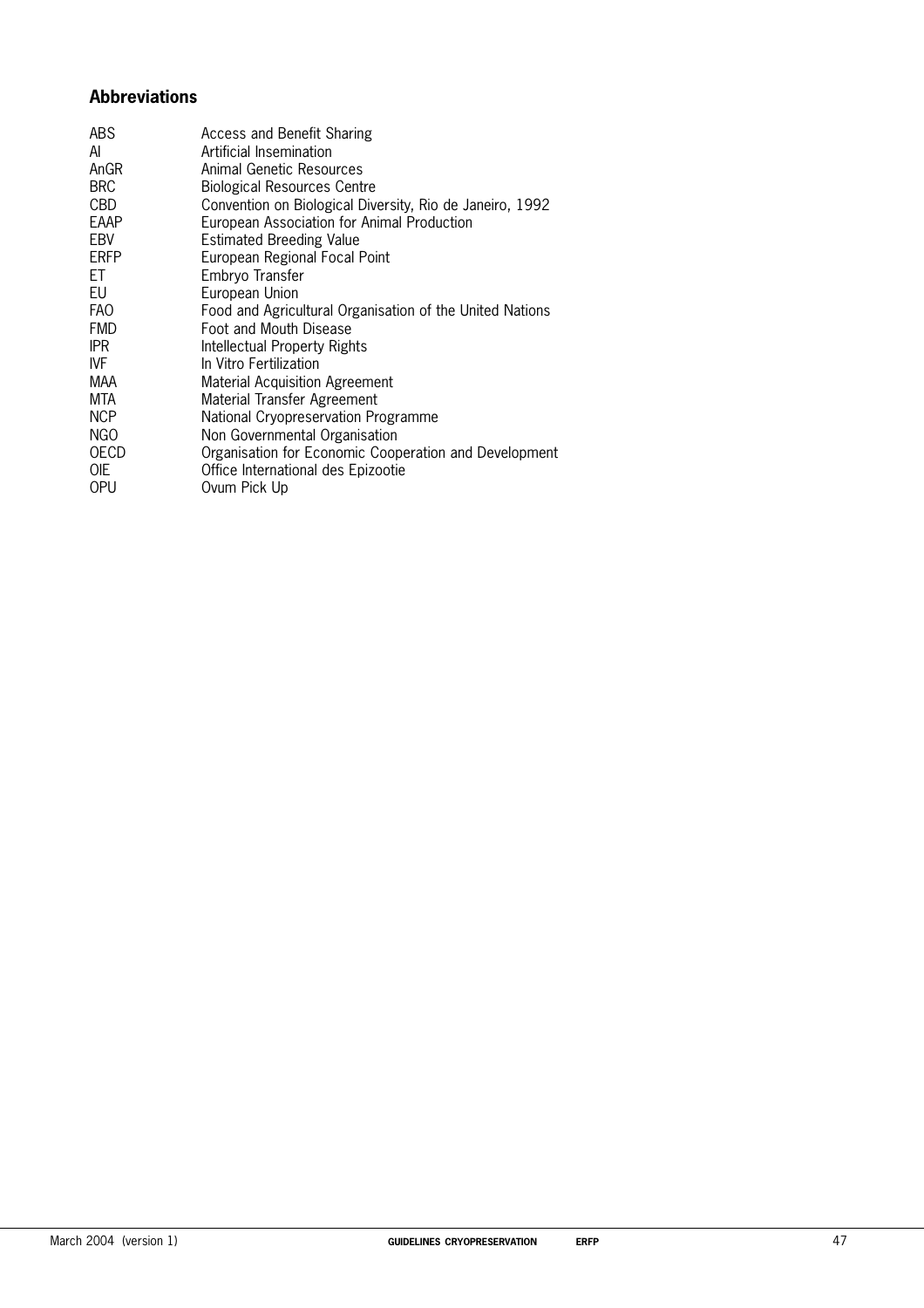## Abbreviations

| | |
|---|---|
| ABS | Access and Benefit Sharing |
| AI | Artificial Insemination |
| AnGR | Animal Genetic Resources |
| BRC | Biological Resources Centre |
| CBD | Convention on Biological Diversity, Rio de Janeiro, 1992 |
| EAAP | European Association for Animal Production |
| EBV | Estimated Breeding Value |
| ERFP | European Regional Focal Point |
| ET | Embryo Transfer |
| EU | European Union |
| FAO | Food and Agricultural Organisation of the United Nations |
| FMD | Foot and Mouth Disease |
| IPR | Intellectual Property Rights |
| IVF | In Vitro Fertilization |
| MAA | Material Acquisition Agreement |
| MTA | Material Transfer Agreement |
| NCP | National Cryopreservation Programme |
| NGO | Non Governmental Organisation |
| OECD | Organisation for Economic Cooperation and Development |
| OIE | Office International des Epizootie |
| OPU | Ovum Pick Up |